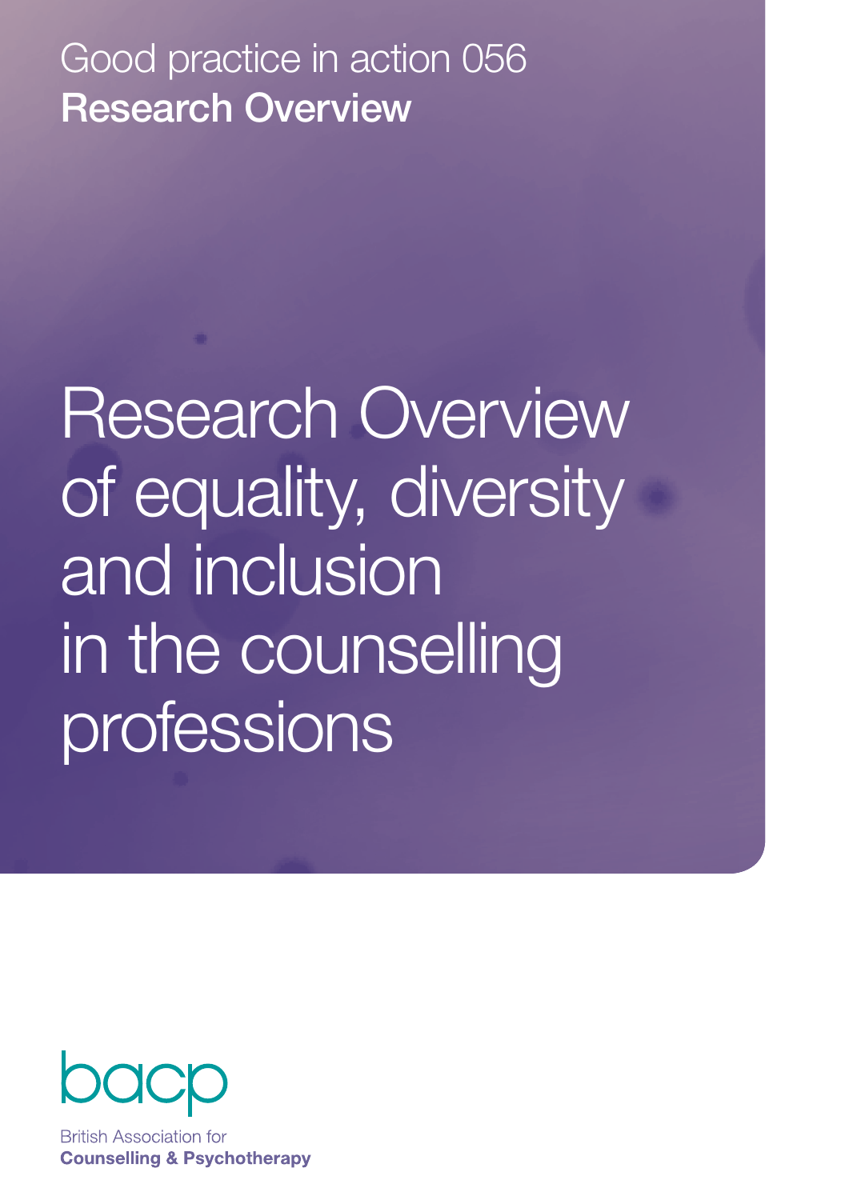Good practice in action 056

**Research Overview**

# Research Overview of equality, diversity and inclusion in the counselling professions

bacp

British Association for
**Counselling & Psychotherapy**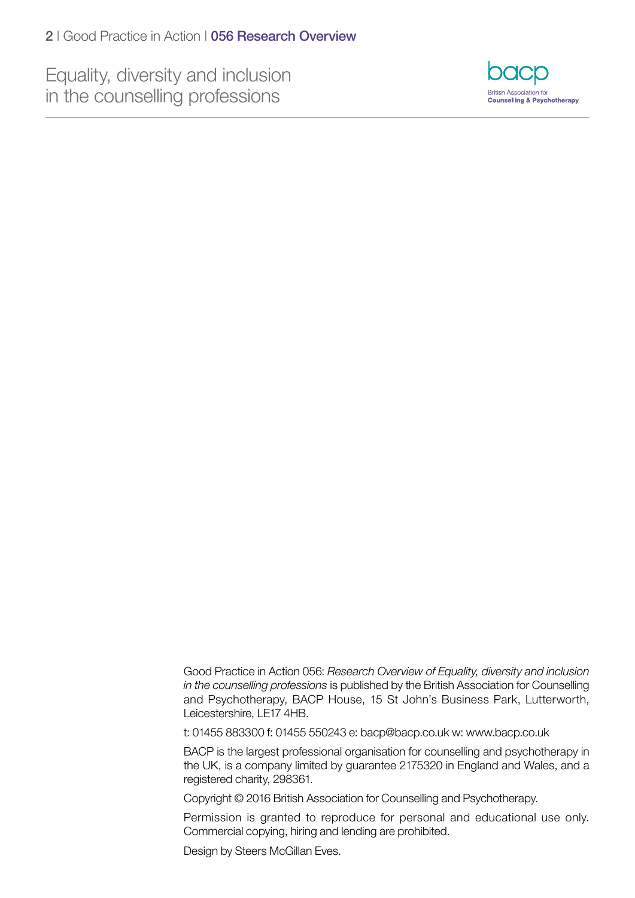Good Practice in Action 056: *Research Overview of Equality, diversity and inclusion in the counselling professions* is published by the British Association for Counselling and Psychotherapy, BACP House, 15 St John's Business Park, Lutterworth, Leicestershire, LE17 4HB.

t: 01455 883300 f: 01455 550243 e: bacp@bacp.co.uk w: www.bacp.co.uk

BACP is the largest professional organisation for counselling and psychotherapy in the UK, is a company limited by guarantee 2175320 in England and Wales, and a registered charity, 298361.

Copyright © 2016 British Association for Counselling and Psychotherapy.

Permission is granted to reproduce for personal and educational use only. Commercial copying, hiring and lending are prohibited.

Design by Steers McGillan Eves.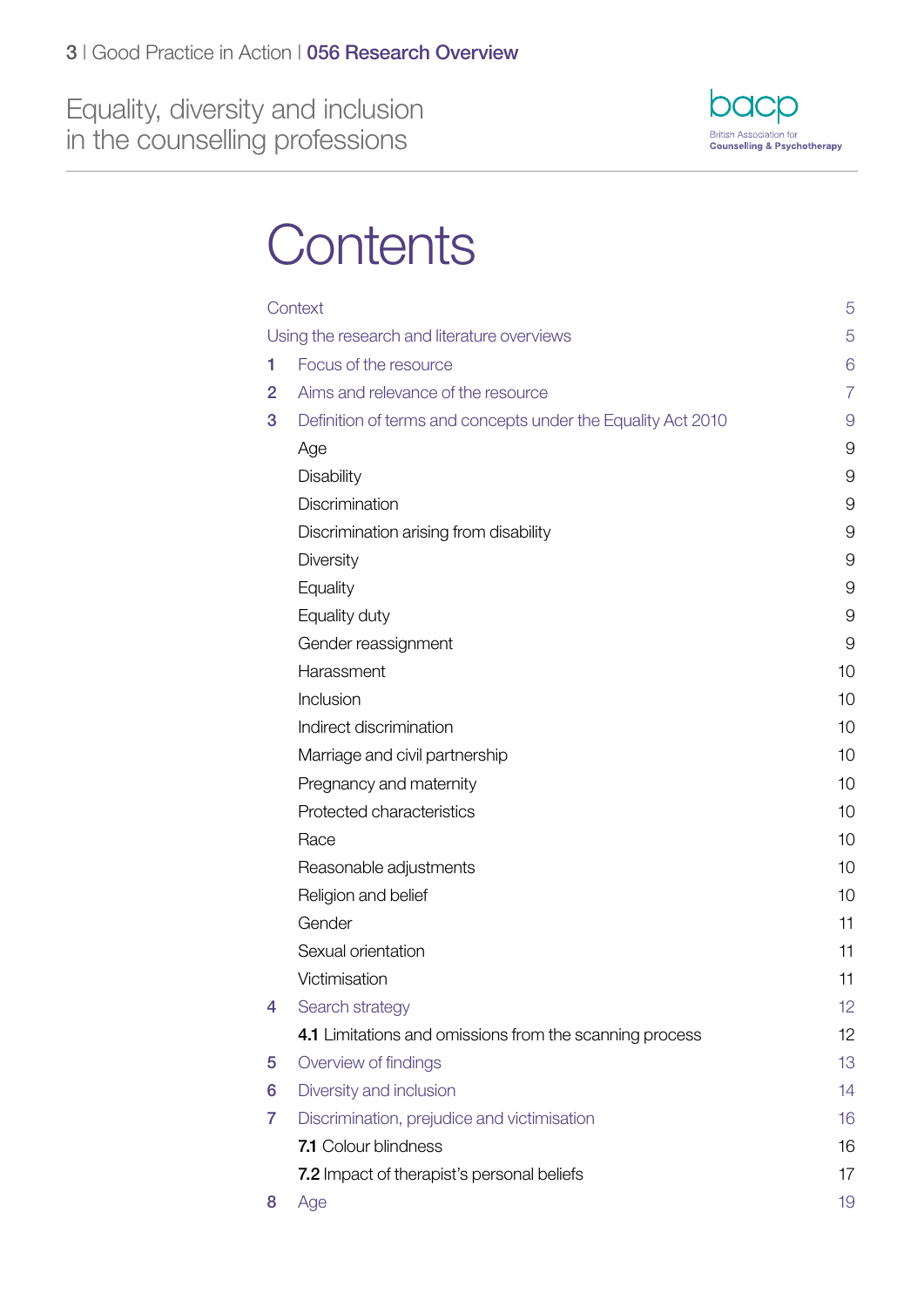# Contents

| | | |
|---|---|---|
| | Context | 5 |
| | Using the research and literature overviews | 5 |
| 1 | Focus of the resource | 6 |
| 2 | Aims and relevance of the resource | 7 |
| 3 | Definition of terms and concepts under the Equality Act 2010 | 9 |
| | Age | 9 |
| | Disability | 9 |
| | Discrimination | 9 |
| | Discrimination arising from disability | 9 |
| | Diversity | 9 |
| | Equality | 9 |
| | Equality duty | 9 |
| | Gender reassignment | 9 |
| | Harassment | 10 |
| | Inclusion | 10 |
| | Indirect discrimination | 10 |
| | Marriage and civil partnership | 10 |
| | Pregnancy and maternity | 10 |
| | Protected characteristics | 10 |
| | Race | 10 |
| | Reasonable adjustments | 10 |
| | Religion and belief | 10 |
| | Gender | 11 |
| | Sexual orientation | 11 |
| | Victimisation | 11 |
| 4 | Search strategy | 12 |
| | **4.1** Limitations and omissions from the scanning process | 12 |
| 5 | Overview of findings | 13 |
| 6 | Diversity and inclusion | 14 |
| 7 | Discrimination, prejudice and victimisation | 16 |
| | **7.1** Colour blindness | 16 |
| | **7.2** Impact of therapist's personal beliefs | 17 |
| 8 | Age | 19 |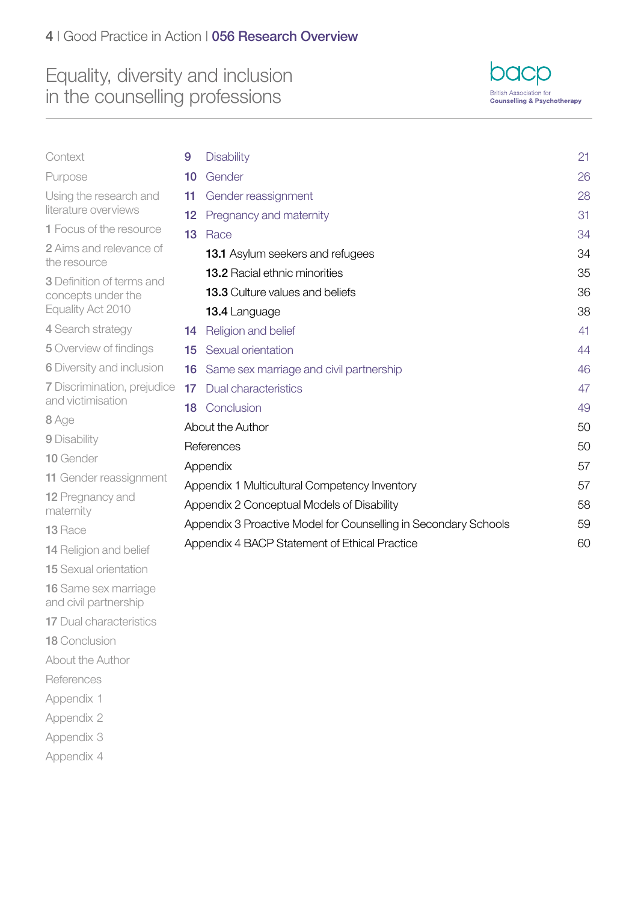# Equality, diversity and inclusion in the counselling professions

Context
Purpose
Using the research and literature overviews
1 Focus of the resource
2 Aims and relevance of the resource
3 Definition of terms and concepts under the Equality Act 2010
4 Search strategy
5 Overview of findings
6 Diversity and inclusion
7 Discrimination, prejudice and victimisation
8 Age
9 Disability
10 Gender
11 Gender reassignment
12 Pregnancy and maternity
13 Race
14 Religion and belief
15 Sexual orientation
16 Same sex marriage and civil partnership
17 Dual characteristics
18 Conclusion
About the Author
References
Appendix 1
Appendix 2
Appendix 3
Appendix 4

| | | |
|---|---|---|
| **9** | Disability | 21 |
| **10** | Gender | 26 |
| **11** | Gender reassignment | 28 |
| **12** | Pregnancy and maternity | 31 |
| **13** | Race | 34 |
| | **13.1** Asylum seekers and refugees | 34 |
| | **13.2** Racial ethnic minorities | 35 |
| | **13.3** Culture values and beliefs | 36 |
| | **13.4** Language | 38 |
| **14** | Religion and belief | 41 |
| **15** | Sexual orientation | 44 |
| **16** | Same sex marriage and civil partnership | 46 |
| **17** | Dual characteristics | 47 |
| **18** | Conclusion | 49 |
| About the Author | | 50 |
| References | | 50 |
| Appendix | | 57 |
| Appendix 1 Multicultural Competency Inventory | | 57 |
| Appendix 2 Conceptual Models of Disability | | 58 |
| Appendix 3 Proactive Model for Counselling in Secondary Schools | | 59 |
| Appendix 4 BACP Statement of Ethical Practice | | 60 |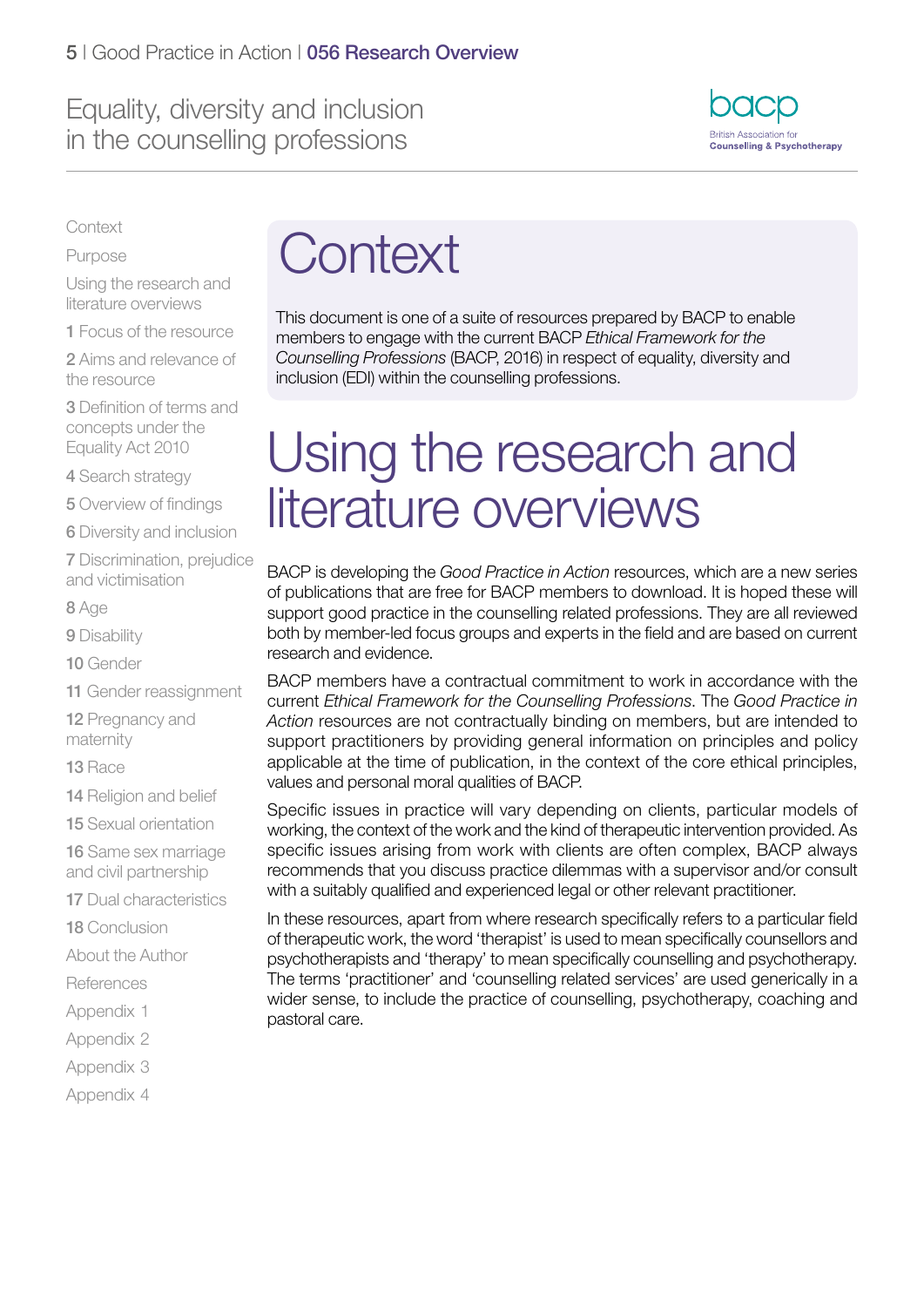# Context

This document is one of a suite of resources prepared by BACP to enable members to engage with the current BACP *Ethical Framework for the Counselling Professions* (BACP, 2016) in respect of equality, diversity and inclusion (EDI) within the counselling professions.

# Using the research and literature overviews

BACP is developing the *Good Practice in Action* resources, which are a new series of publications that are free for BACP members to download. It is hoped these will support good practice in the counselling related professions. They are all reviewed both by member-led focus groups and experts in the field and are based on current research and evidence.

BACP members have a contractual commitment to work in accordance with the current *Ethical Framework for the Counselling Professions*. The *Good Practice in Action* resources are not contractually binding on members, but are intended to support practitioners by providing general information on principles and policy applicable at the time of publication, in the context of the core ethical principles, values and personal moral qualities of BACP.

Specific issues in practice will vary depending on clients, particular models of working, the context of the work and the kind of therapeutic intervention provided. As specific issues arising from work with clients are often complex, BACP always recommends that you discuss practice dilemmas with a supervisor and/or consult with a suitably qualified and experienced legal or other relevant practitioner.

In these resources, apart from where research specifically refers to a particular field of therapeutic work, the word 'therapist' is used to mean specifically counsellors and psychotherapists and 'therapy' to mean specifically counselling and psychotherapy. The terms 'practitioner' and 'counselling related services' are used generically in a wider sense, to include the practice of counselling, psychotherapy, coaching and pastoral care.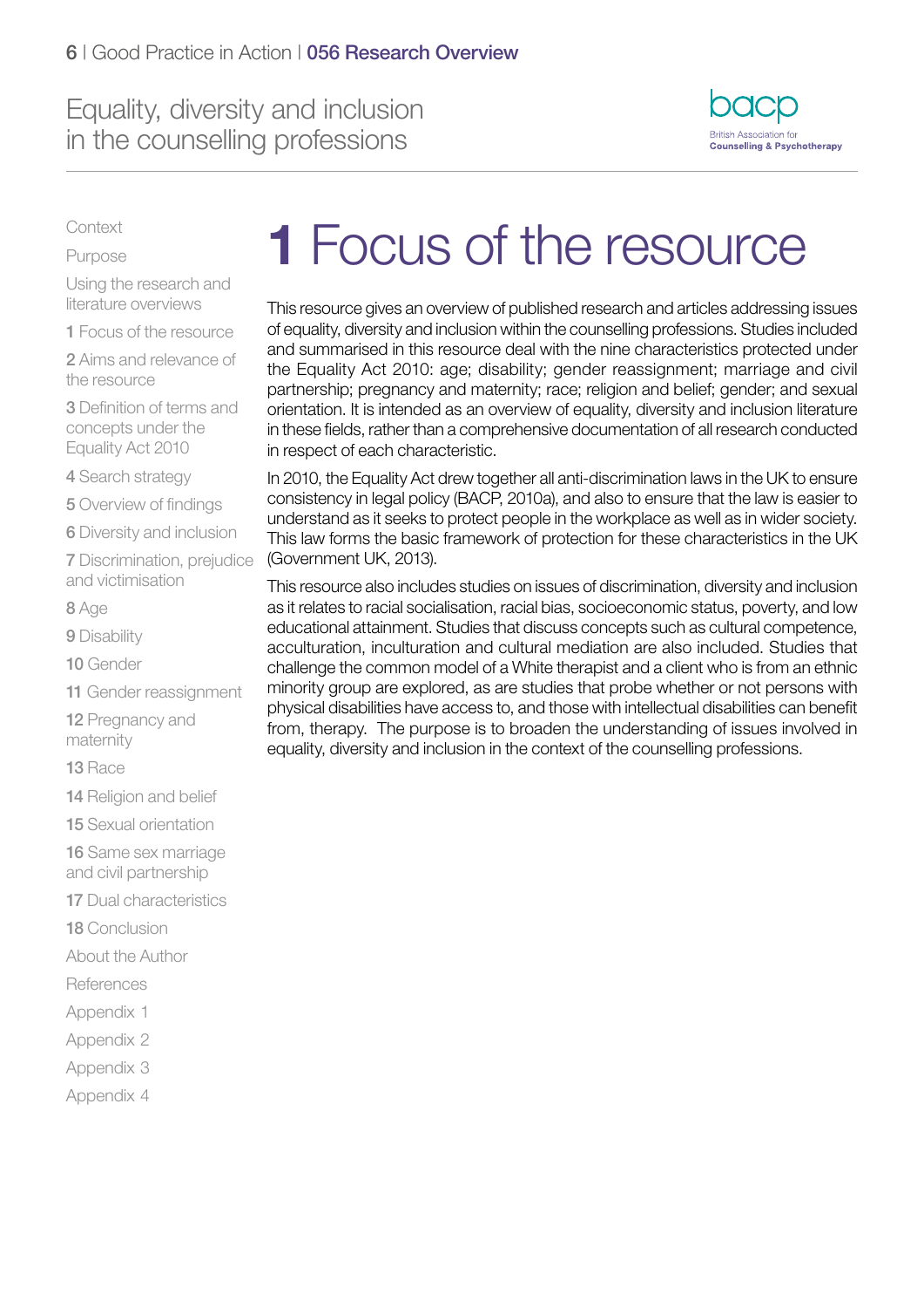# 1 Focus of the resource

This resource gives an overview of published research and articles addressing issues of equality, diversity and inclusion within the counselling professions. Studies included and summarised in this resource deal with the nine characteristics protected under the Equality Act 2010: age; disability; gender reassignment; marriage and civil partnership; pregnancy and maternity; race; religion and belief; gender; and sexual orientation. It is intended as an overview of equality, diversity and inclusion literature in these fields, rather than a comprehensive documentation of all research conducted in respect of each characteristic.

In 2010, the Equality Act drew together all anti-discrimination laws in the UK to ensure consistency in legal policy (BACP, 2010a), and also to ensure that the law is easier to understand as it seeks to protect people in the workplace as well as in wider society. This law forms the basic framework of protection for these characteristics in the UK (Government UK, 2013).

This resource also includes studies on issues of discrimination, diversity and inclusion as it relates to racial socialisation, racial bias, socioeconomic status, poverty, and low educational attainment. Studies that discuss concepts such as cultural competence, acculturation, inculturation and cultural mediation are also included. Studies that challenge the common model of a White therapist and a client who is from an ethnic minority group are explored, as are studies that probe whether or not persons with physical disabilities have access to, and those with intellectual disabilities can benefit from, therapy. The purpose is to broaden the understanding of issues involved in equality, diversity and inclusion in the context of the counselling professions.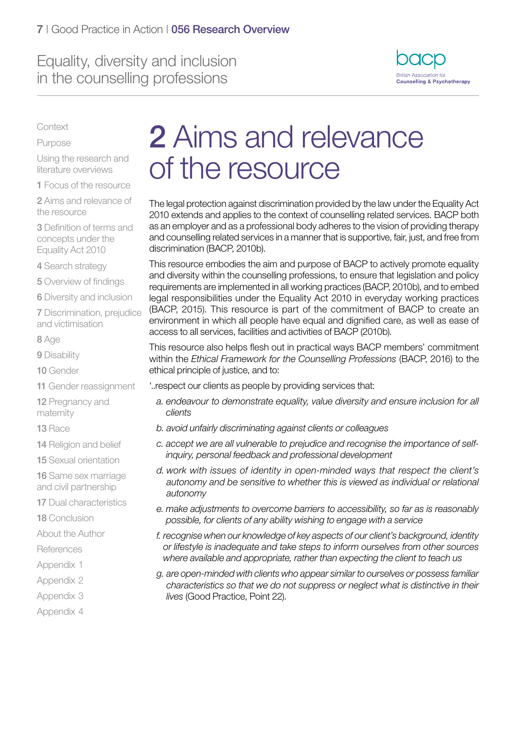# 2 Aims and relevance of the resource

The legal protection against discrimination provided by the law under the Equality Act 2010 extends and applies to the context of counselling related services. BACP both as an employer and as a professional body adheres to the vision of providing therapy and counselling related services in a manner that is supportive, fair, just, and free from discrimination (BACP, 2010b).

This resource embodies the aim and purpose of BACP to actively promote equality and diversity within the counselling professions, to ensure that legislation and policy requirements are implemented in all working practices (BACP, 2010b), and to embed legal responsibilities under the Equality Act 2010 in everyday working practices (BACP, 2015). This resource is part of the commitment of BACP to create an environment in which all people have equal and dignified care, as well as ease of access to all services, facilities and activities of BACP (2010b).

This resource also helps flesh out in practical ways BACP members' commitment within the *Ethical Framework for the Counselling Professions* (BACP, 2016) to the ethical principle of justice, and to:

'..respect our clients as people by providing services that:

a. *endeavour to demonstrate equality, value diversity and ensure inclusion for all clients*

b. *avoid unfairly discriminating against clients or colleagues*

c. *accept we are all vulnerable to prejudice and recognise the importance of self-inquiry, personal feedback and professional development*

d. *work with issues of identity in open-minded ways that respect the client's autonomy and be sensitive to whether this is viewed as individual or relational autonomy*

e. *make adjustments to overcome barriers to accessibility, so far as is reasonably possible, for clients of any ability wishing to engage with a service*

f. *recognise when our knowledge of key aspects of our client's background, identity or lifestyle is inadequate and take steps to inform ourselves from other sources where available and appropriate, rather than expecting the client to teach us*

g. *are open-minded with clients who appear similar to ourselves or possess familiar characteristics so that we do not suppress or neglect what is distinctive in their lives* (Good Practice, Point 22).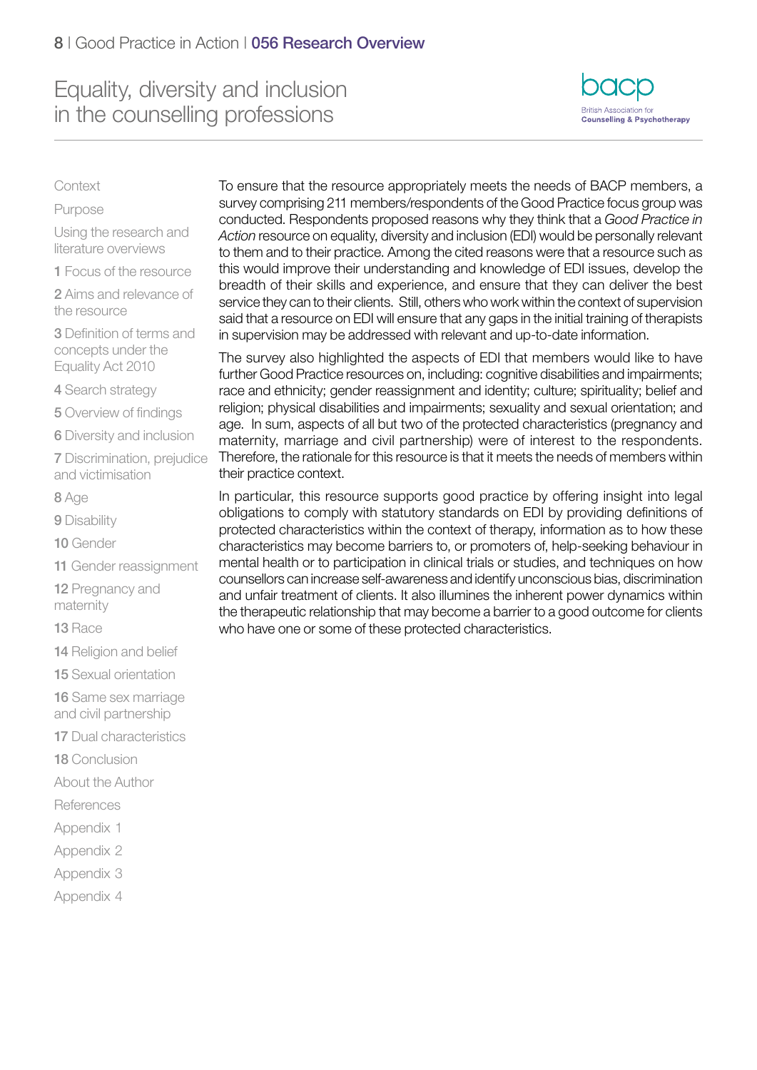To ensure that the resource appropriately meets the needs of BACP members, a survey comprising 211 members/respondents of the Good Practice focus group was conducted. Respondents proposed reasons why they think that a *Good Practice in Action* resource on equality, diversity and inclusion (EDI) would be personally relevant to them and to their practice. Among the cited reasons were that a resource such as this would improve their understanding and knowledge of EDI issues, develop the breadth of their skills and experience, and ensure that they can deliver the best service they can to their clients. Still, others who work within the context of supervision said that a resource on EDI will ensure that any gaps in the initial training of therapists in supervision may be addressed with relevant and up-to-date information.

The survey also highlighted the aspects of EDI that members would like to have further Good Practice resources on, including: cognitive disabilities and impairments; race and ethnicity; gender reassignment and identity; culture; spirituality; belief and religion; physical disabilities and impairments; sexuality and sexual orientation; and age. In sum, aspects of all but two of the protected characteristics (pregnancy and maternity, marriage and civil partnership) were of interest to the respondents. Therefore, the rationale for this resource is that it meets the needs of members within their practice context.

In particular, this resource supports good practice by offering insight into legal obligations to comply with statutory standards on EDI by providing definitions of protected characteristics within the context of therapy, information as to how these characteristics may become barriers to, or promoters of, help-seeking behaviour in mental health or to participation in clinical trials or studies, and techniques on how counsellors can increase self-awareness and identify unconscious bias, discrimination and unfair treatment of clients. It also illumines the inherent power dynamics within the therapeutic relationship that may become a barrier to a good outcome for clients who have one or some of these protected characteristics.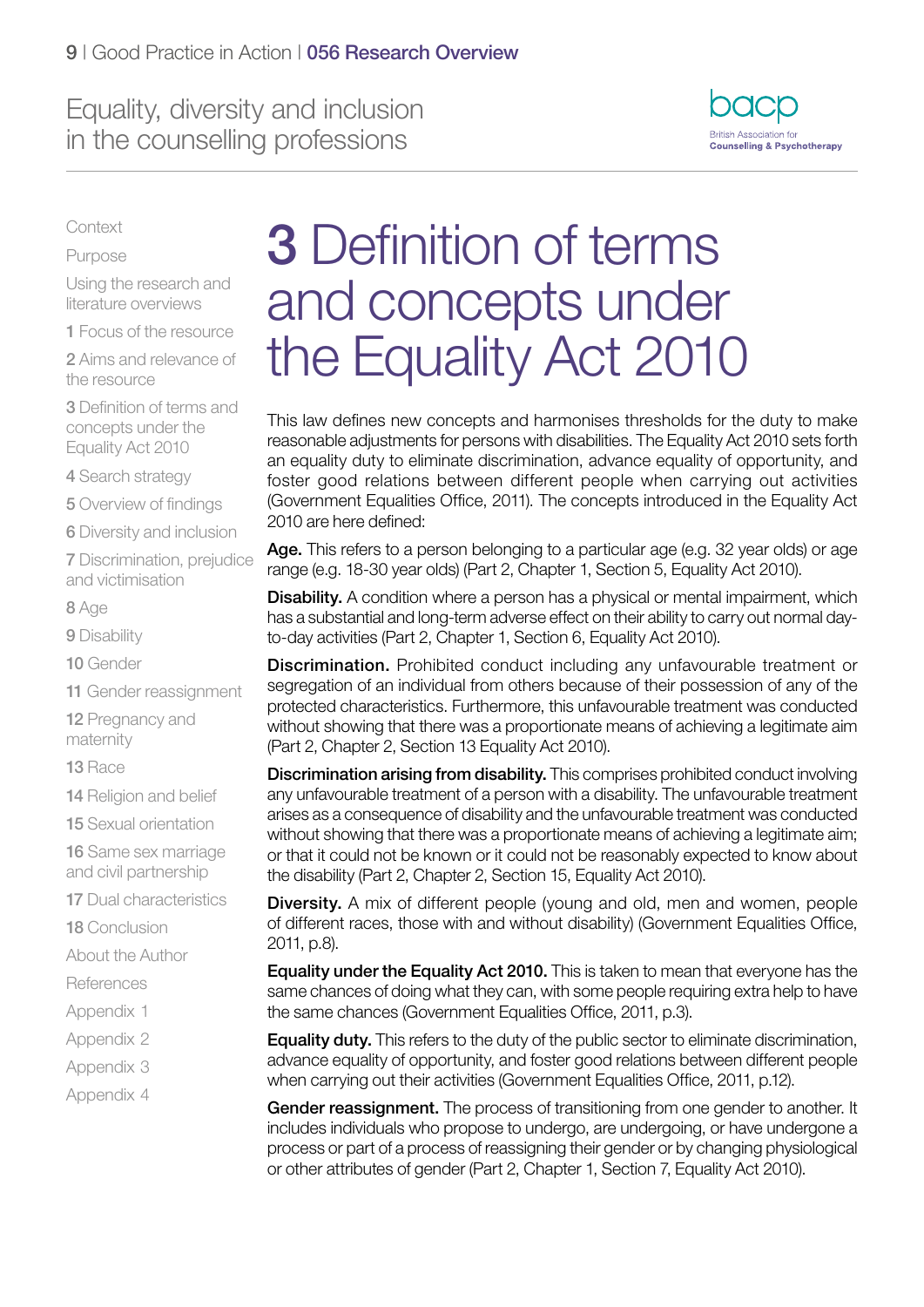# 3 Definition of terms and concepts under the Equality Act 2010

This law defines new concepts and harmonises thresholds for the duty to make reasonable adjustments for persons with disabilities. The Equality Act 2010 sets forth an equality duty to eliminate discrimination, advance equality of opportunity, and foster good relations between different people when carrying out activities (Government Equalities Office, 2011). The concepts introduced in the Equality Act 2010 are here defined:

**Age.** This refers to a person belonging to a particular age (e.g. 32 year olds) or age range (e.g. 18-30 year olds) (Part 2, Chapter 1, Section 5, Equality Act 2010).

**Disability.** A condition where a person has a physical or mental impairment, which has a substantial and long-term adverse effect on their ability to carry out normal day-to-day activities (Part 2, Chapter 1, Section 6, Equality Act 2010).

**Discrimination.** Prohibited conduct including any unfavourable treatment or segregation of an individual from others because of their possession of any of the protected characteristics. Furthermore, this unfavourable treatment was conducted without showing that there was a proportionate means of achieving a legitimate aim (Part 2, Chapter 2, Section 13 Equality Act 2010).

**Discrimination arising from disability.** This comprises prohibited conduct involving any unfavourable treatment of a person with a disability. The unfavourable treatment arises as a consequence of disability and the unfavourable treatment was conducted without showing that there was a proportionate means of achieving a legitimate aim; or that it could not be known or it could not be reasonably expected to know about the disability (Part 2, Chapter 2, Section 15, Equality Act 2010).

**Diversity.** A mix of different people (young and old, men and women, people of different races, those with and without disability) (Government Equalities Office, 2011, p.8).

**Equality under the Equality Act 2010.** This is taken to mean that everyone has the same chances of doing what they can, with some people requiring extra help to have the same chances (Government Equalities Office, 2011, p.3).

**Equality duty.** This refers to the duty of the public sector to eliminate discrimination, advance equality of opportunity, and foster good relations between different people when carrying out their activities (Government Equalities Office, 2011, p.12).

**Gender reassignment.** The process of transitioning from one gender to another. It includes individuals who propose to undergo, are undergoing, or have undergone a process or part of a process of reassigning their gender or by changing physiological or other attributes of gender (Part 2, Chapter 1, Section 7, Equality Act 2010).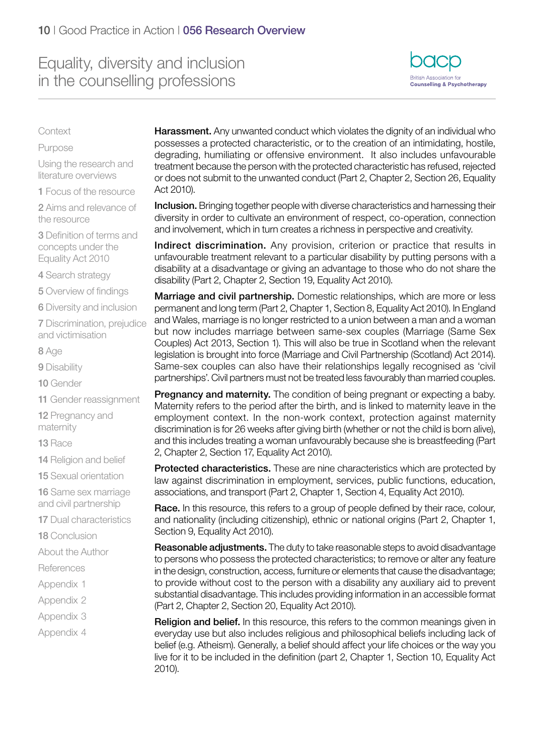**Harassment.** Any unwanted conduct which violates the dignity of an individual who possesses a protected characteristic, or to the creation of an intimidating, hostile, degrading, humiliating or offensive environment. It also includes unfavourable treatment because the person with the protected characteristic has refused, rejected or does not submit to the unwanted conduct (Part 2, Chapter 2, Section 26, Equality Act 2010).

**Inclusion.** Bringing together people with diverse characteristics and harnessing their diversity in order to cultivate an environment of respect, co-operation, connection and involvement, which in turn creates a richness in perspective and creativity.

**Indirect discrimination.** Any provision, criterion or practice that results in unfavourable treatment relevant to a particular disability by putting persons with a disability at a disadvantage or giving an advantage to those who do not share the disability (Part 2, Chapter 2, Section 19, Equality Act 2010).

**Marriage and civil partnership.** Domestic relationships, which are more or less permanent and long term (Part 2, Chapter 1, Section 8, Equality Act 2010). In England and Wales, marriage is no longer restricted to a union between a man and a woman but now includes marriage between same-sex couples (Marriage (Same Sex Couples) Act 2013, Section 1). This will also be true in Scotland when the relevant legislation is brought into force (Marriage and Civil Partnership (Scotland) Act 2014). Same-sex couples can also have their relationships legally recognised as 'civil partnerships'. Civil partners must not be treated less favourably than married couples.

**Pregnancy and maternity.** The condition of being pregnant or expecting a baby. Maternity refers to the period after the birth, and is linked to maternity leave in the employment context. In the non-work context, protection against maternity discrimination is for 26 weeks after giving birth (whether or not the child is born alive), and this includes treating a woman unfavourably because she is breastfeeding (Part 2, Chapter 2, Section 17, Equality Act 2010).

**Protected characteristics.** These are nine characteristics which are protected by law against discrimination in employment, services, public functions, education, associations, and transport (Part 2, Chapter 1, Section 4, Equality Act 2010).

**Race.** In this resource, this refers to a group of people defined by their race, colour, and nationality (including citizenship), ethnic or national origins (Part 2, Chapter 1, Section 9, Equality Act 2010).

**Reasonable adjustments.** The duty to take reasonable steps to avoid disadvantage to persons who possess the protected characteristics; to remove or alter any feature in the design, construction, access, furniture or elements that cause the disadvantage; to provide without cost to the person with a disability any auxiliary aid to prevent substantial disadvantage. This includes providing information in an accessible format (Part 2, Chapter 2, Section 20, Equality Act 2010).

**Religion and belief.** In this resource, this refers to the common meanings given in everyday use but also includes religious and philosophical beliefs including lack of belief (e.g. Atheism). Generally, a belief should affect your life choices or the way you live for it to be included in the definition (part 2, Chapter 1, Section 10, Equality Act 2010).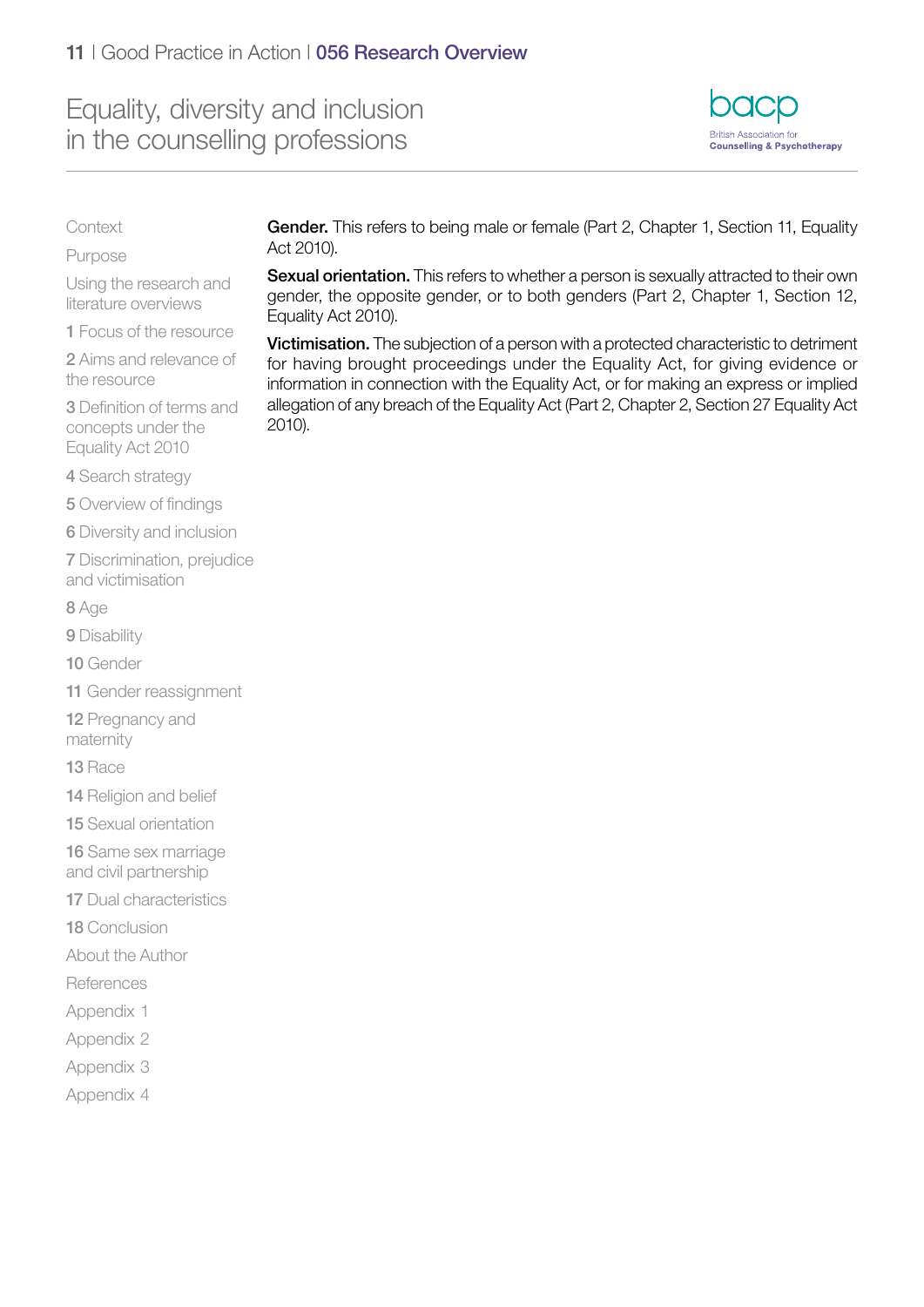**Gender.** This refers to being male or female (Part 2, Chapter 1, Section 11, Equality Act 2010).

**Sexual orientation.** This refers to whether a person is sexually attracted to their own gender, the opposite gender, or to both genders (Part 2, Chapter 1, Section 12, Equality Act 2010).

**Victimisation.** The subjection of a person with a protected characteristic to detriment for having brought proceedings under the Equality Act, for giving evidence or information in connection with the Equality Act, or for making an express or implied allegation of any breach of the Equality Act (Part 2, Chapter 2, Section 27 Equality Act 2010).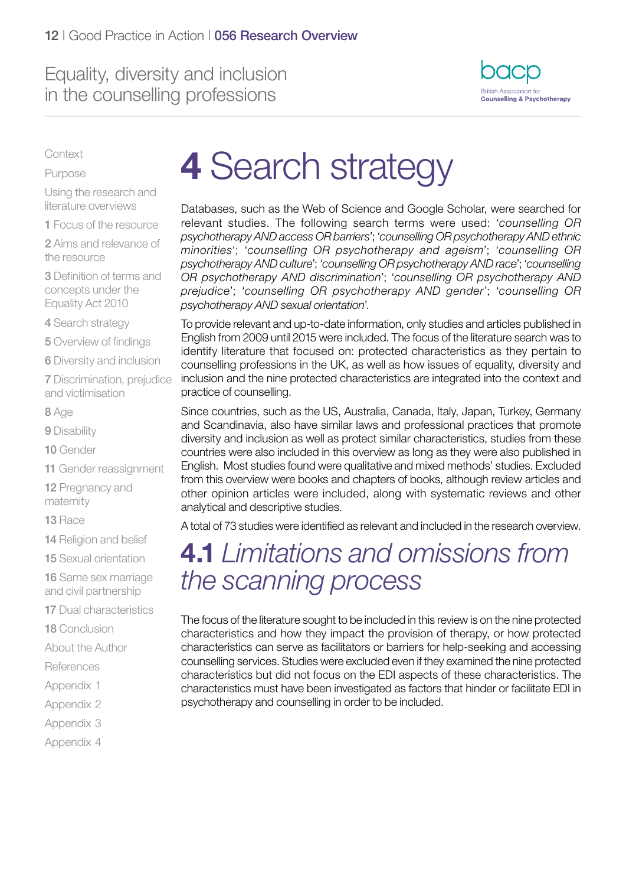# 4 Search strategy

Databases, such as the Web of Science and Google Scholar, were searched for relevant studies. The following search terms were used: '*counselling OR psychotherapy AND access OR barriers*'; '*counselling OR psychotherapy AND ethnic minorities*'; '*counselling OR psychotherapy and ageism*'; '*counselling OR psychotherapy AND culture*'; '*counselling OR psychotherapy AND race*'; '*counselling OR psychotherapy AND discrimination*'; '*counselling OR psychotherapy AND prejudice*'; '*counselling OR psychotherapy AND gender*'; '*counselling OR psychotherapy AND sexual orientation*'.

To provide relevant and up-to-date information, only studies and articles published in English from 2009 until 2015 were included. The focus of the literature search was to identify literature that focused on: protected characteristics as they pertain to counselling professions in the UK, as well as how issues of equality, diversity and inclusion and the nine protected characteristics are integrated into the context and practice of counselling.

Since countries, such as the US, Australia, Canada, Italy, Japan, Turkey, Germany and Scandinavia, also have similar laws and professional practices that promote diversity and inclusion as well as protect similar characteristics, studies from these countries were also included in this overview as long as they were also published in English. Most studies found were qualitative and mixed methods' studies. Excluded from this overview were books and chapters of books, although review articles and other opinion articles were included, along with systematic reviews and other analytical and descriptive studies.

A total of 73 studies were identified as relevant and included in the research overview.

## 4.1 *Limitations and omissions from the scanning process*

The focus of the literature sought to be included in this review is on the nine protected characteristics and how they impact the provision of therapy, or how protected characteristics can serve as facilitators or barriers for help-seeking and accessing counselling services. Studies were excluded even if they examined the nine protected characteristics but did not focus on the EDI aspects of these characteristics. The characteristics must have been investigated as factors that hinder or facilitate EDI in psychotherapy and counselling in order to be included.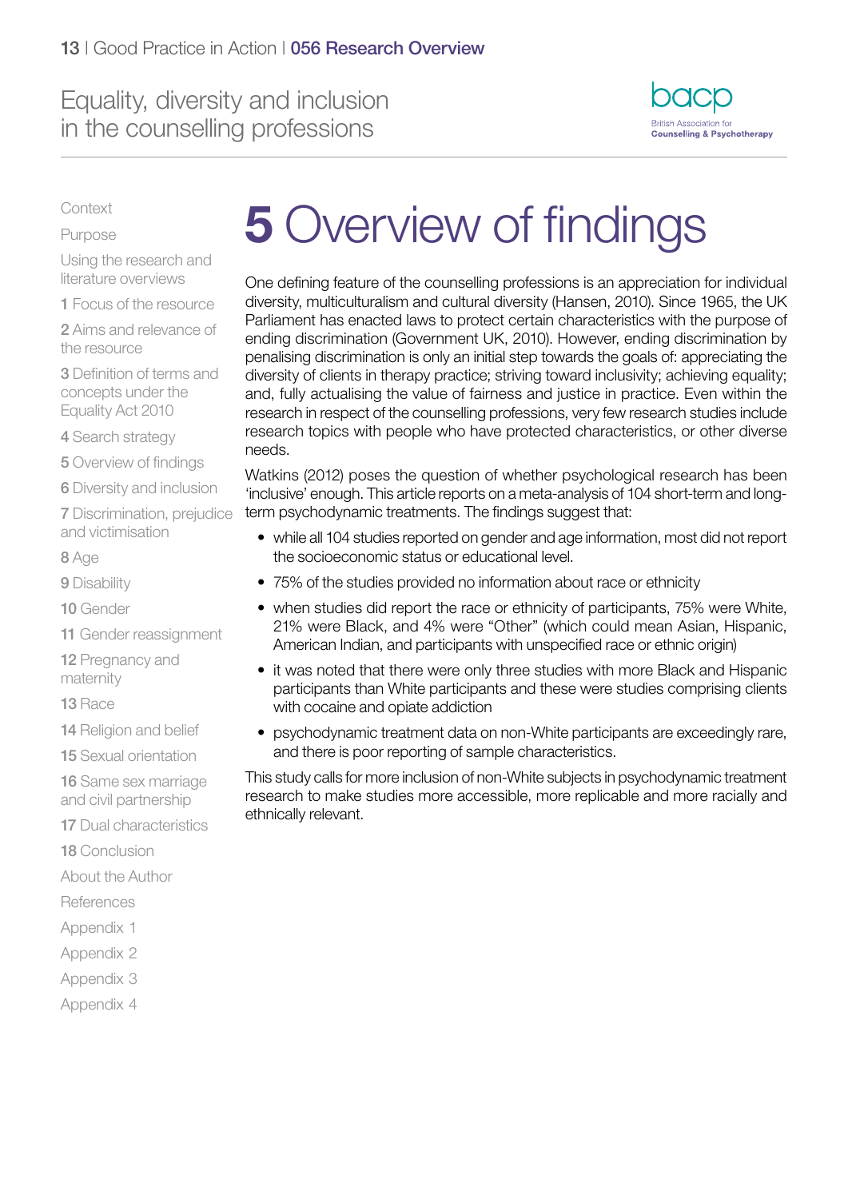# 5 Overview of findings

One defining feature of the counselling professions is an appreciation for individual diversity, multiculturalism and cultural diversity (Hansen, 2010). Since 1965, the UK Parliament has enacted laws to protect certain characteristics with the purpose of ending discrimination (Government UK, 2010). However, ending discrimination by penalising discrimination is only an initial step towards the goals of: appreciating the diversity of clients in therapy practice; striving toward inclusivity; achieving equality; and, fully actualising the value of fairness and justice in practice. Even within the research in respect of the counselling professions, very few research studies include research topics with people who have protected characteristics, or other diverse needs.

Watkins (2012) poses the question of whether psychological research has been 'inclusive' enough. This article reports on a meta-analysis of 104 short-term and long-term psychodynamic treatments. The findings suggest that:

- while all 104 studies reported on gender and age information, most did not report the socioeconomic status or educational level.
- 75% of the studies provided no information about race or ethnicity
- when studies did report the race or ethnicity of participants, 75% were White, 21% were Black, and 4% were "Other" (which could mean Asian, Hispanic, American Indian, and participants with unspecified race or ethnic origin)
- it was noted that there were only three studies with more Black and Hispanic participants than White participants and these were studies comprising clients with cocaine and opiate addiction
- psychodynamic treatment data on non-White participants are exceedingly rare, and there is poor reporting of sample characteristics.

This study calls for more inclusion of non-White subjects in psychodynamic treatment research to make studies more accessible, more replicable and more racially and ethnically relevant.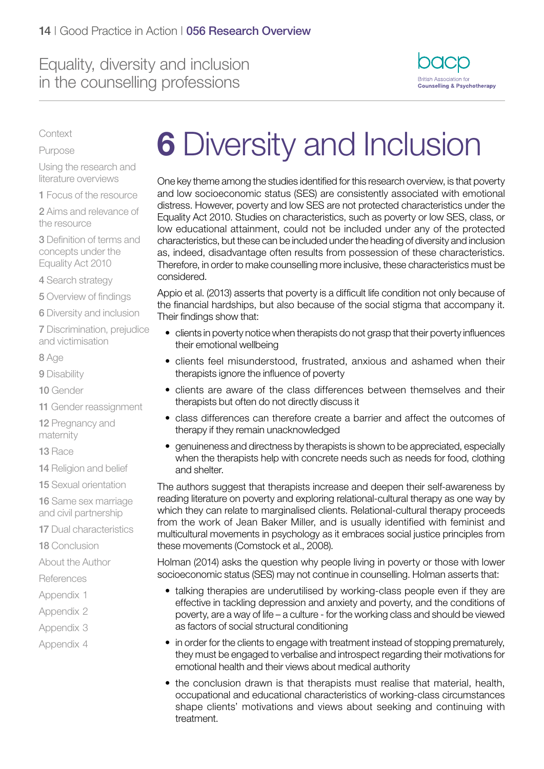# 6 Diversity and Inclusion

One key theme among the studies identified for this research overview, is that poverty and low socioeconomic status (SES) are consistently associated with emotional distress. However, poverty and low SES are not protected characteristics under the Equality Act 2010. Studies on characteristics, such as poverty or low SES, class, or low educational attainment, could not be included under any of the protected characteristics, but these can be included under the heading of diversity and inclusion as, indeed, disadvantage often results from possession of these characteristics. Therefore, in order to make counselling more inclusive, these characteristics must be considered.

Appio et al. (2013) asserts that poverty is a difficult life condition not only because of the financial hardships, but also because of the social stigma that accompany it. Their findings show that:

- clients in poverty notice when therapists do not grasp that their poverty influences their emotional wellbeing
- clients feel misunderstood, frustrated, anxious and ashamed when their therapists ignore the influence of poverty
- clients are aware of the class differences between themselves and their therapists but often do not directly discuss it
- class differences can therefore create a barrier and affect the outcomes of therapy if they remain unacknowledged
- genuineness and directness by therapists is shown to be appreciated, especially when the therapists help with concrete needs such as needs for food, clothing and shelter.

The authors suggest that therapists increase and deepen their self-awareness by reading literature on poverty and exploring relational-cultural therapy as one way by which they can relate to marginalised clients. Relational-cultural therapy proceeds from the work of Jean Baker Miller, and is usually identified with feminist and multicultural movements in psychology as it embraces social justice principles from these movements (Comstock et al., 2008).

Holman (2014) asks the question why people living in poverty or those with lower socioeconomic status (SES) may not continue in counselling. Holman asserts that:

- talking therapies are underutilised by working-class people even if they are effective in tackling depression and anxiety and poverty, and the conditions of poverty, are a way of life – a culture - for the working class and should be viewed as factors of social structural conditioning
- in order for the clients to engage with treatment instead of stopping prematurely, they must be engaged to verbalise and introspect regarding their motivations for emotional health and their views about medical authority
- the conclusion drawn is that therapists must realise that material, health, occupational and educational characteristics of working-class circumstances shape clients' motivations and views about seeking and continuing with treatment.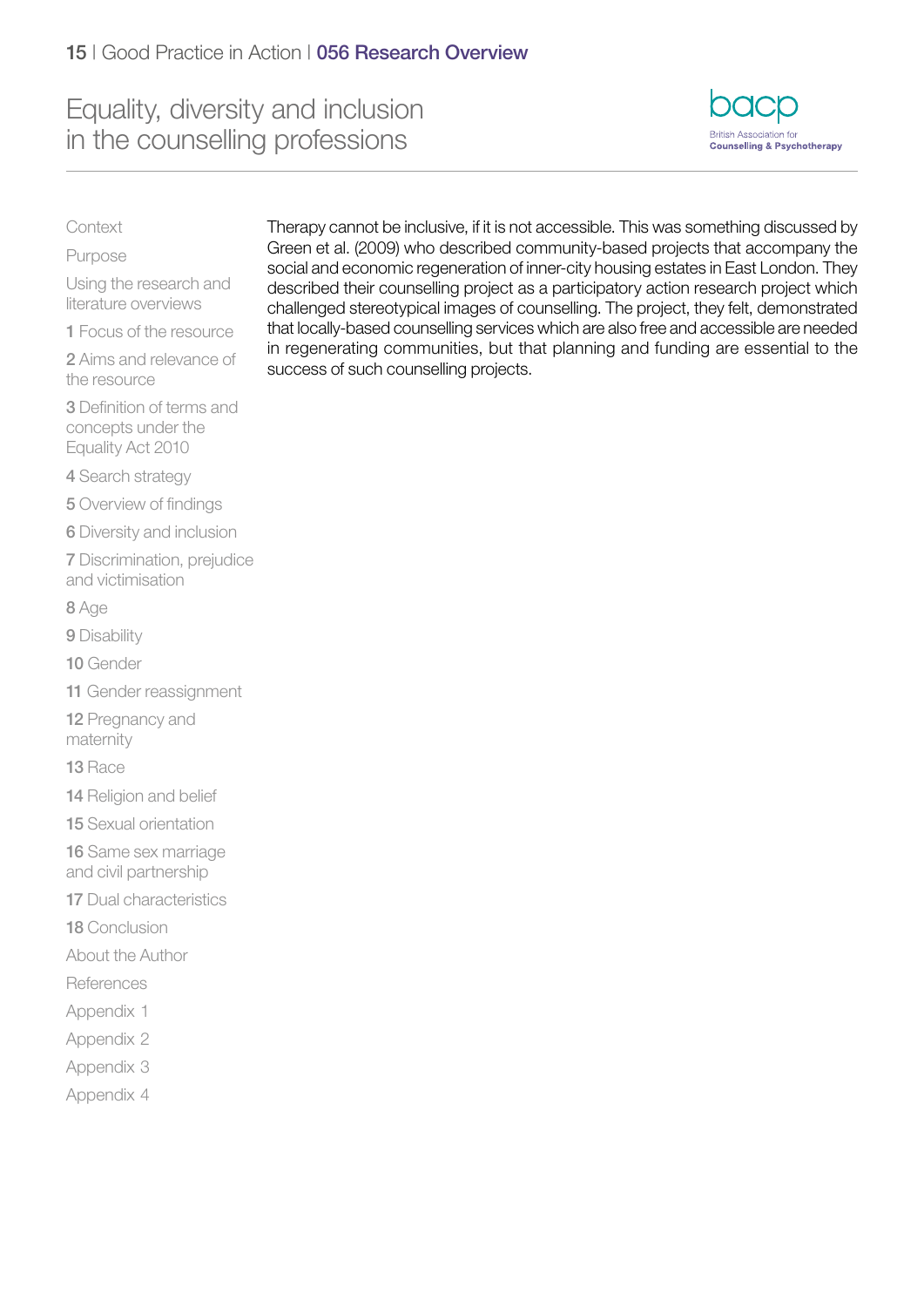Therapy cannot be inclusive, if it is not accessible. This was something discussed by Green et al. (2009) who described community-based projects that accompany the social and economic regeneration of inner-city housing estates in East London. They described their counselling project as a participatory action research project which challenged stereotypical images of counselling. The project, they felt, demonstrated that locally-based counselling services which are also free and accessible are needed in regenerating communities, but that planning and funding are essential to the success of such counselling projects.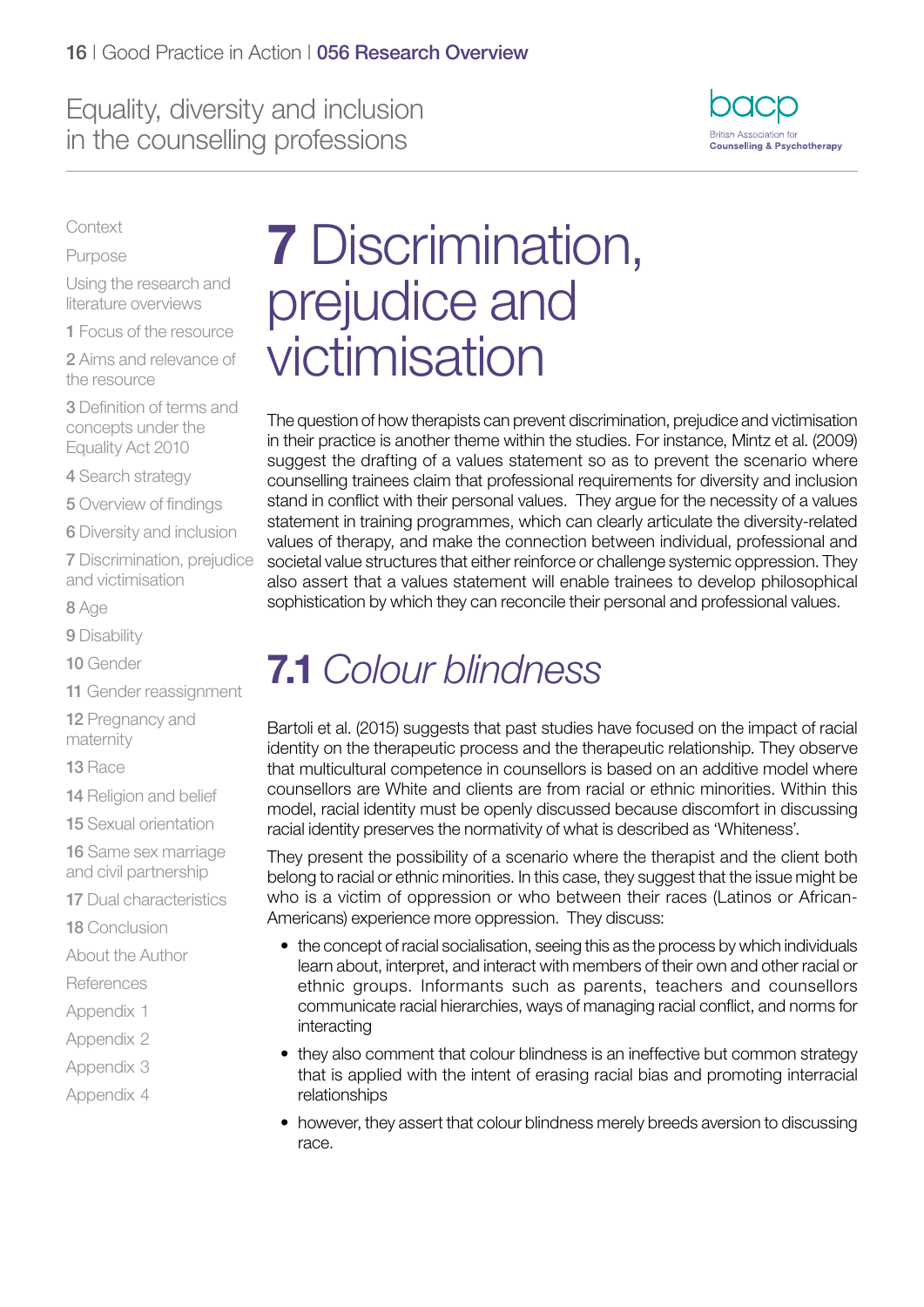# 7 Discrimination, prejudice and victimisation

The question of how therapists can prevent discrimination, prejudice and victimisation in their practice is another theme within the studies. For instance, Mintz et al. (2009) suggest the drafting of a values statement so as to prevent the scenario where counselling trainees claim that professional requirements for diversity and inclusion stand in conflict with their personal values. They argue for the necessity of a values statement in training programmes, which can clearly articulate the diversity-related values of therapy, and make the connection between individual, professional and societal value structures that either reinforce or challenge systemic oppression. They also assert that a values statement will enable trainees to develop philosophical sophistication by which they can reconcile their personal and professional values.

## 7.1 *Colour blindness*

Bartoli et al. (2015) suggests that past studies have focused on the impact of racial identity on the therapeutic process and the therapeutic relationship. They observe that multicultural competence in counsellors is based on an additive model where counsellors are White and clients are from racial or ethnic minorities. Within this model, racial identity must be openly discussed because discomfort in discussing racial identity preserves the normativity of what is described as 'Whiteness'.

They present the possibility of a scenario where the therapist and the client both belong to racial or ethnic minorities. In this case, they suggest that the issue might be who is a victim of oppression or who between their races (Latinos or African-Americans) experience more oppression. They discuss:

- the concept of racial socialisation, seeing this as the process by which individuals learn about, interpret, and interact with members of their own and other racial or ethnic groups. Informants such as parents, teachers and counsellors communicate racial hierarchies, ways of managing racial conflict, and norms for interacting
- they also comment that colour blindness is an ineffective but common strategy that is applied with the intent of erasing racial bias and promoting interracial relationships
- however, they assert that colour blindness merely breeds aversion to discussing race.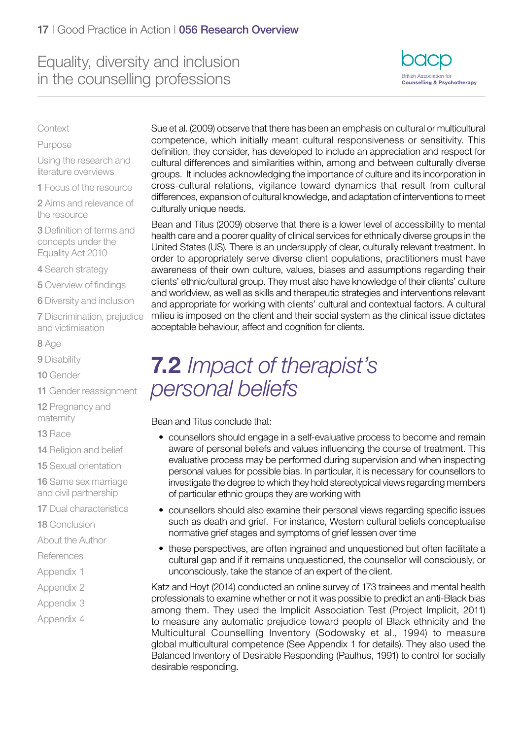Sue et al. (2009) observe that there has been an emphasis on cultural or multicultural competence, which initially meant cultural responsiveness or sensitivity. This definition, they consider, has developed to include an appreciation and respect for cultural differences and similarities within, among and between culturally diverse groups. It includes acknowledging the importance of culture and its incorporation in cross-cultural relations, vigilance toward dynamics that result from cultural differences, expansion of cultural knowledge, and adaptation of interventions to meet culturally unique needs.

Bean and Titus (2009) observe that there is a lower level of accessibility to mental health care and a poorer quality of clinical services for ethnically diverse groups in the United States (US). There is an undersupply of clear, culturally relevant treatment. In order to appropriately serve diverse client populations, practitioners must have awareness of their own culture, values, biases and assumptions regarding their clients' ethnic/cultural group. They must also have knowledge of their clients' culture and worldview, as well as skills and therapeutic strategies and interventions relevant and appropriate for working with clients' cultural and contextual factors. A cultural milieu is imposed on the client and their social system as the clinical issue dictates acceptable behaviour, affect and cognition for clients.

## **7.2** *Impact of therapist's personal beliefs*

Bean and Titus conclude that:

- counsellors should engage in a self-evaluative process to become and remain aware of personal beliefs and values influencing the course of treatment. This evaluative process may be performed during supervision and when inspecting personal values for possible bias. In particular, it is necessary for counsellors to investigate the degree to which they hold stereotypical views regarding members of particular ethnic groups they are working with
- counsellors should also examine their personal views regarding specific issues such as death and grief. For instance, Western cultural beliefs conceptualise normative grief stages and symptoms of grief lessen over time
- these perspectives, are often ingrained and unquestioned but often facilitate a cultural gap and if it remains unquestioned, the counsellor will consciously, or unconsciously, take the stance of an expert of the client.

Katz and Hoyt (2014) conducted an online survey of 173 trainees and mental health professionals to examine whether or not it was possible to predict an anti-Black bias among them. They used the Implicit Association Test (Project Implicit, 2011) to measure any automatic prejudice toward people of Black ethnicity and the Multicultural Counselling Inventory (Sodowsky et al., 1994) to measure global multicultural competence (See Appendix 1 for details). They also used the Balanced Inventory of Desirable Responding (Paulhus, 1991) to control for socially desirable responding.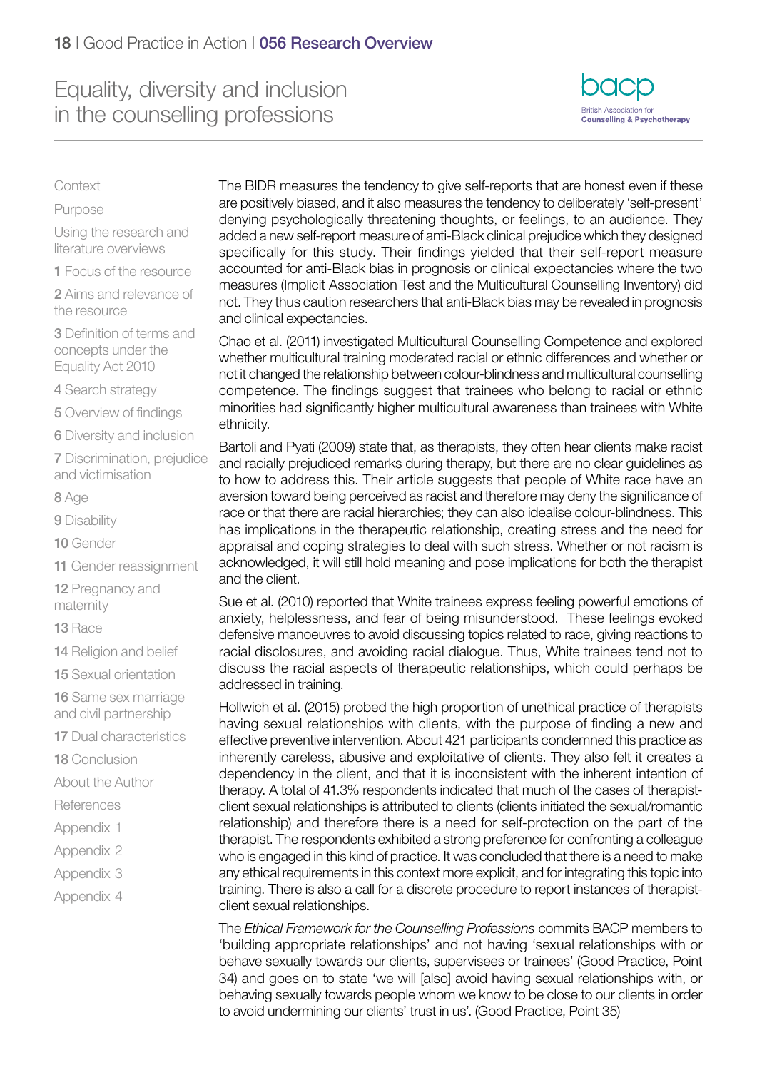The BIDR measures the tendency to give self-reports that are honest even if these are positively biased, and it also measures the tendency to deliberately 'self-present' denying psychologically threatening thoughts, or feelings, to an audience. They added a new self-report measure of anti-Black clinical prejudice which they designed specifically for this study. Their findings yielded that their self-report measure accounted for anti-Black bias in prognosis or clinical expectancies where the two measures (Implicit Association Test and the Multicultural Counselling Inventory) did not. They thus caution researchers that anti-Black bias may be revealed in prognosis and clinical expectancies.

Chao et al. (2011) investigated Multicultural Counselling Competence and explored whether multicultural training moderated racial or ethnic differences and whether or not it changed the relationship between colour-blindness and multicultural counselling competence. The findings suggest that trainees who belong to racial or ethnic minorities had significantly higher multicultural awareness than trainees with White ethnicity.

Bartoli and Pyati (2009) state that, as therapists, they often hear clients make racist and racially prejudiced remarks during therapy, but there are no clear guidelines as to how to address this. Their article suggests that people of White race have an aversion toward being perceived as racist and therefore may deny the significance of race or that there are racial hierarchies; they can also idealise colour-blindness. This has implications in the therapeutic relationship, creating stress and the need for appraisal and coping strategies to deal with such stress. Whether or not racism is acknowledged, it will still hold meaning and pose implications for both the therapist and the client.

Sue et al. (2010) reported that White trainees express feeling powerful emotions of anxiety, helplessness, and fear of being misunderstood. These feelings evoked defensive manoeuvres to avoid discussing topics related to race, giving reactions to racial disclosures, and avoiding racial dialogue. Thus, White trainees tend not to discuss the racial aspects of therapeutic relationships, which could perhaps be addressed in training.

Hollwich et al. (2015) probed the high proportion of unethical practice of therapists having sexual relationships with clients, with the purpose of finding a new and effective preventive intervention. About 421 participants condemned this practice as inherently careless, abusive and exploitative of clients. They also felt it creates a dependency in the client, and that it is inconsistent with the inherent intention of therapy. A total of 41.3% respondents indicated that much of the cases of therapist-client sexual relationships is attributed to clients (clients initiated the sexual/romantic relationship) and therefore there is a need for self-protection on the part of the therapist. The respondents exhibited a strong preference for confronting a colleague who is engaged in this kind of practice. It was concluded that there is a need to make any ethical requirements in this context more explicit, and for integrating this topic into training. There is also a call for a discrete procedure to report instances of therapist-client sexual relationships.

The *Ethical Framework for the Counselling Professions* commits BACP members to 'building appropriate relationships' and not having 'sexual relationships with or behave sexually towards our clients, supervisees or trainees' (Good Practice, Point 34) and goes on to state 'we will [also] avoid having sexual relationships with, or behaving sexually towards people whom we know to be close to our clients in order to avoid undermining our clients' trust in us'. (Good Practice, Point 35)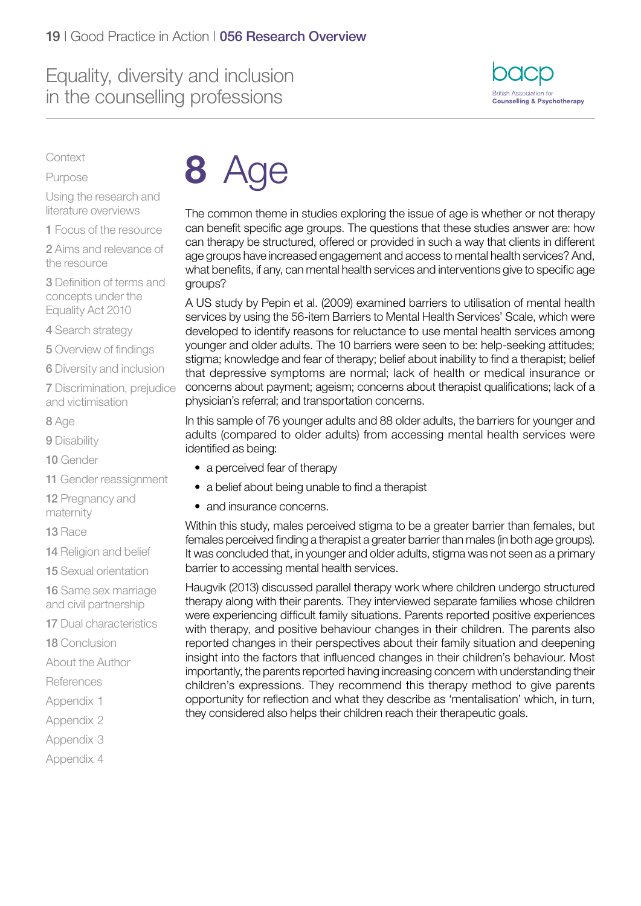# 8 Age

The common theme in studies exploring the issue of age is whether or not therapy can benefit specific age groups. The questions that these studies answer are: how can therapy be structured, offered or provided in such a way that clients in different age groups have increased engagement and access to mental health services? And, what benefits, if any, can mental health services and interventions give to specific age groups?

A US study by Pepin et al. (2009) examined barriers to utilisation of mental health services by using the 56-item Barriers to Mental Health Services' Scale, which were developed to identify reasons for reluctance to use mental health services among younger and older adults. The 10 barriers were seen to be: help-seeking attitudes; stigma; knowledge and fear of therapy; belief about inability to find a therapist; belief that depressive symptoms are normal; lack of health or medical insurance or concerns about payment; ageism; concerns about therapist qualifications; lack of a physician's referral; and transportation concerns.

In this sample of 76 younger adults and 88 older adults, the barriers for younger and adults (compared to older adults) from accessing mental health services were identified as being:

- a perceived fear of therapy
- a belief about being unable to find a therapist
- and insurance concerns.

Within this study, males perceived stigma to be a greater barrier than females, but females perceived finding a therapist a greater barrier than males (in both age groups). It was concluded that, in younger and older adults, stigma was not seen as a primary barrier to accessing mental health services.

Haugvik (2013) discussed parallel therapy work where children undergo structured therapy along with their parents. They interviewed separate families whose children were experiencing difficult family situations. Parents reported positive experiences with therapy, and positive behaviour changes in their children. The parents also reported changes in their perspectives about their family situation and deepening insight into the factors that influenced changes in their children's behaviour. Most importantly, the parents reported having increasing concern with understanding their children's expressions. They recommend this therapy method to give parents opportunity for reflection and what they describe as 'mentalisation' which, in turn, they considered also helps their children reach their therapeutic goals.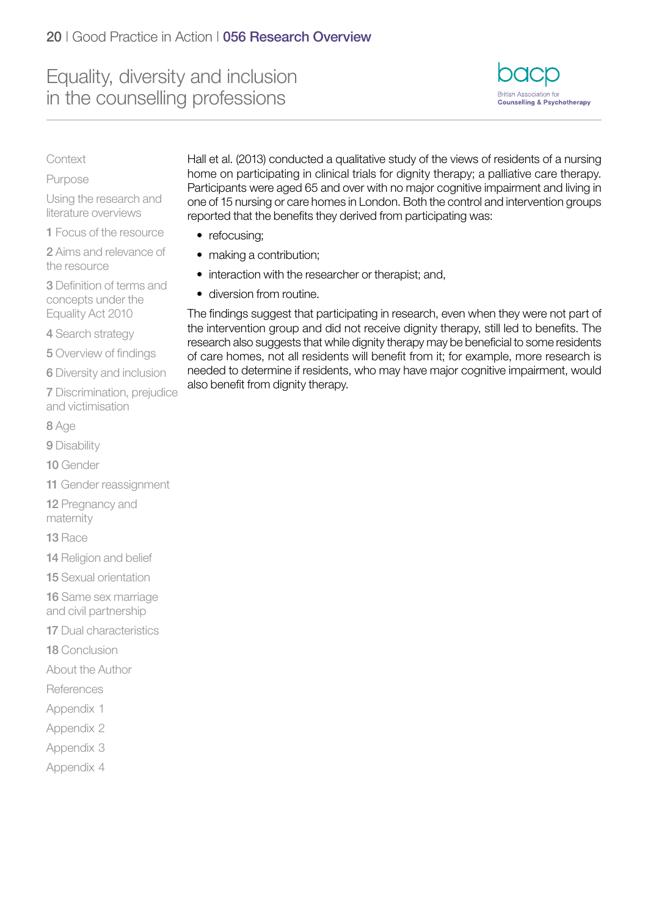Hall et al. (2013) conducted a qualitative study of the views of residents of a nursing home on participating in clinical trials for dignity therapy; a palliative care therapy. Participants were aged 65 and over with no major cognitive impairment and living in one of 15 nursing or care homes in London. Both the control and intervention groups reported that the benefits they derived from participating was:

- refocusing;
- making a contribution;
- interaction with the researcher or therapist; and,
- diversion from routine.

The findings suggest that participating in research, even when they were not part of the intervention group and did not receive dignity therapy, still led to benefits. The research also suggests that while dignity therapy may be beneficial to some residents of care homes, not all residents will benefit from it; for example, more research is needed to determine if residents, who may have major cognitive impairment, would also benefit from dignity therapy.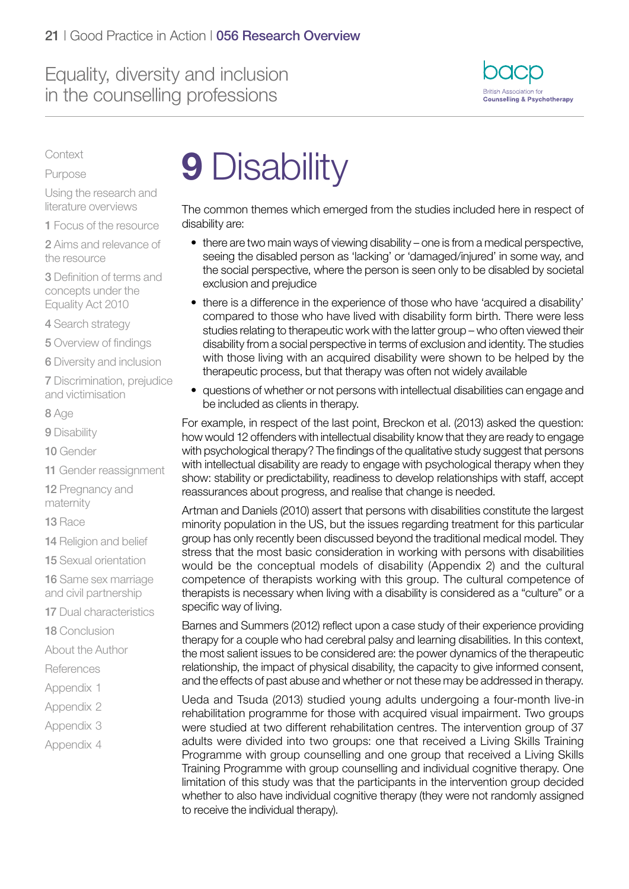# 9 Disability

The common themes which emerged from the studies included here in respect of disability are:

- there are two main ways of viewing disability – one is from a medical perspective, seeing the disabled person as 'lacking' or 'damaged/injured' in some way, and the social perspective, where the person is seen only to be disabled by societal exclusion and prejudice
- there is a difference in the experience of those who have 'acquired a disability' compared to those who have lived with disability form birth. There were less studies relating to therapeutic work with the latter group – who often viewed their disability from a social perspective in terms of exclusion and identity. The studies with those living with an acquired disability were shown to be helped by the therapeutic process, but that therapy was often not widely available
- questions of whether or not persons with intellectual disabilities can engage and be included as clients in therapy.

For example, in respect of the last point, Breckon et al. (2013) asked the question: how would 12 offenders with intellectual disability know that they are ready to engage with psychological therapy? The findings of the qualitative study suggest that persons with intellectual disability are ready to engage with psychological therapy when they show: stability or predictability, readiness to develop relationships with staff, accept reassurances about progress, and realise that change is needed.

Artman and Daniels (2010) assert that persons with disabilities constitute the largest minority population in the US, but the issues regarding treatment for this particular group has only recently been discussed beyond the traditional medical model. They stress that the most basic consideration in working with persons with disabilities would be the conceptual models of disability (Appendix 2) and the cultural competence of therapists working with this group. The cultural competence of therapists is necessary when living with a disability is considered as a "culture" or a specific way of living.

Barnes and Summers (2012) reflect upon a case study of their experience providing therapy for a couple who had cerebral palsy and learning disabilities. In this context, the most salient issues to be considered are: the power dynamics of the therapeutic relationship, the impact of physical disability, the capacity to give informed consent, and the effects of past abuse and whether or not these may be addressed in therapy.

Ueda and Tsuda (2013) studied young adults undergoing a four-month live-in rehabilitation programme for those with acquired visual impairment. Two groups were studied at two different rehabilitation centres. The intervention group of 37 adults were divided into two groups: one that received a Living Skills Training Programme with group counselling and one group that received a Living Skills Training Programme with group counselling and individual cognitive therapy. One limitation of this study was that the participants in the intervention group decided whether to also have individual cognitive therapy (they were not randomly assigned to receive the individual therapy).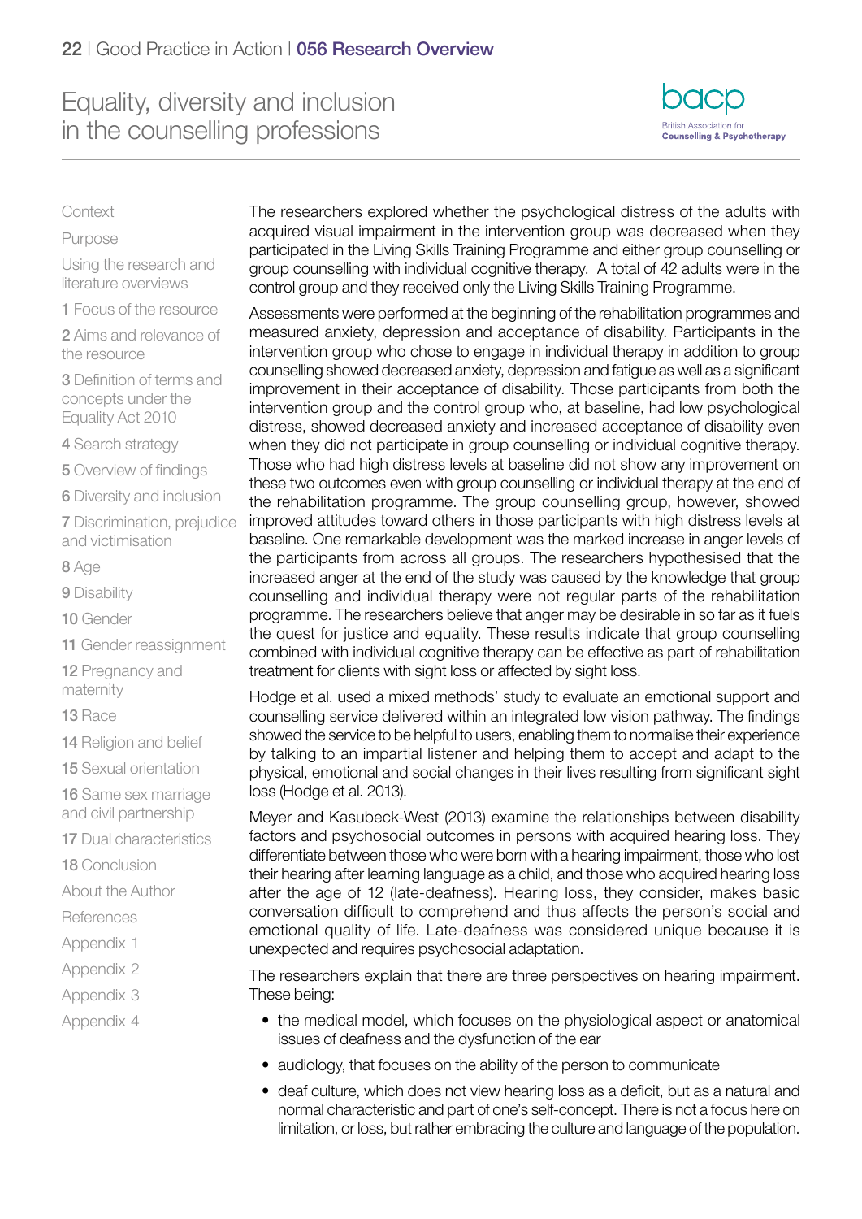The researchers explored whether the psychological distress of the adults with acquired visual impairment in the intervention group was decreased when they participated in the Living Skills Training Programme and either group counselling or group counselling with individual cognitive therapy. A total of 42 adults were in the control group and they received only the Living Skills Training Programme.

Assessments were performed at the beginning of the rehabilitation programmes and measured anxiety, depression and acceptance of disability. Participants in the intervention group who chose to engage in individual therapy in addition to group counselling showed decreased anxiety, depression and fatigue as well as a significant improvement in their acceptance of disability. Those participants from both the intervention group and the control group who, at baseline, had low psychological distress, showed decreased anxiety and increased acceptance of disability even when they did not participate in group counselling or individual cognitive therapy. Those who had high distress levels at baseline did not show any improvement on these two outcomes even with group counselling or individual therapy at the end of the rehabilitation programme. The group counselling group, however, showed improved attitudes toward others in those participants with high distress levels at baseline. One remarkable development was the marked increase in anger levels of the participants from across all groups. The researchers hypothesised that the increased anger at the end of the study was caused by the knowledge that group counselling and individual therapy were not regular parts of the rehabilitation programme. The researchers believe that anger may be desirable in so far as it fuels the quest for justice and equality. These results indicate that group counselling combined with individual cognitive therapy can be effective as part of rehabilitation treatment for clients with sight loss or affected by sight loss.

Hodge et al. used a mixed methods' study to evaluate an emotional support and counselling service delivered within an integrated low vision pathway. The findings showed the service to be helpful to users, enabling them to normalise their experience by talking to an impartial listener and helping them to accept and adapt to the physical, emotional and social changes in their lives resulting from significant sight loss (Hodge et al. 2013).

Meyer and Kasubeck-West (2013) examine the relationships between disability factors and psychosocial outcomes in persons with acquired hearing loss. They differentiate between those who were born with a hearing impairment, those who lost their hearing after learning language as a child, and those who acquired hearing loss after the age of 12 (late-deafness). Hearing loss, they consider, makes basic conversation difficult to comprehend and thus affects the person's social and emotional quality of life. Late-deafness was considered unique because it is unexpected and requires psychosocial adaptation.

The researchers explain that there are three perspectives on hearing impairment. These being:

- the medical model, which focuses on the physiological aspect or anatomical issues of deafness and the dysfunction of the ear
- audiology, that focuses on the ability of the person to communicate
- deaf culture, which does not view hearing loss as a deficit, but as a natural and normal characteristic and part of one's self-concept. There is not a focus here on limitation, or loss, but rather embracing the culture and language of the population.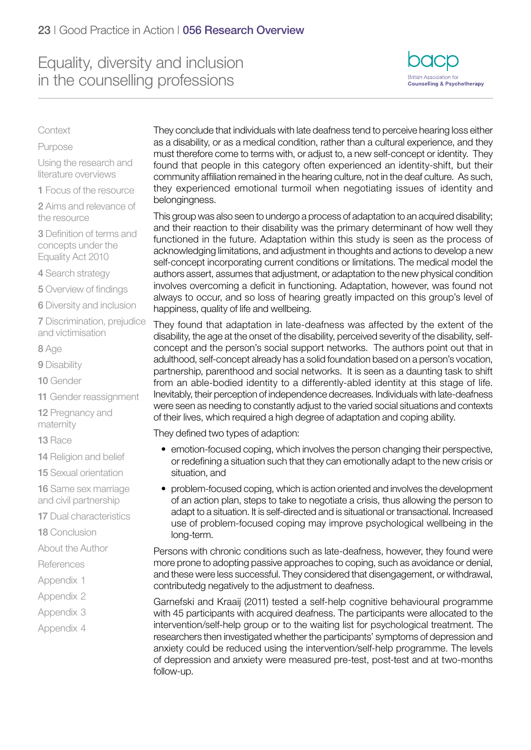They conclude that individuals with late deafness tend to perceive hearing loss either as a disability, or as a medical condition, rather than a cultural experience, and they must therefore come to terms with, or adjust to, a new self-concept or identity. They found that people in this category often experienced an identity-shift, but their community affiliation remained in the hearing culture, not in the deaf culture. As such, they experienced emotional turmoil when negotiating issues of identity and belongingness.

This group was also seen to undergo a process of adaptation to an acquired disability; and their reaction to their disability was the primary determinant of how well they functioned in the future. Adaptation within this study is seen as the process of acknowledging limitations, and adjustment in thoughts and actions to develop a new self-concept incorporating current conditions or limitations. The medical model the authors assert, assumes that adjustment, or adaptation to the new physical condition involves overcoming a deficit in functioning. Adaptation, however, was found not always to occur, and so loss of hearing greatly impacted on this group's level of happiness, quality of life and wellbeing.

They found that adaptation in late-deafness was affected by the extent of the disability, the age at the onset of the disability, perceived severity of the disability, self-concept and the person's social support networks. The authors point out that in adulthood, self-concept already has a solid foundation based on a person's vocation, partnership, parenthood and social networks. It is seen as a daunting task to shift from an able-bodied identity to a differently-abled identity at this stage of life. Inevitably, their perception of independence decreases. Individuals with late-deafness were seen as needing to constantly adjust to the varied social situations and contexts of their lives, which required a high degree of adaptation and coping ability.

They defined two types of adaption:

- emotion-focused coping, which involves the person changing their perspective, or redefining a situation such that they can emotionally adapt to the new crisis or situation, and
- problem-focused coping, which is action oriented and involves the development of an action plan, steps to take to negotiate a crisis, thus allowing the person to adapt to a situation. It is self-directed and is situational or transactional. Increased use of problem-focused coping may improve psychological wellbeing in the long-term.

Persons with chronic conditions such as late-deafness, however, they found were more prone to adopting passive approaches to coping, such as avoidance or denial, and these were less successful. They considered that disengagement, or withdrawal, contributedg negatively to the adjustment to deafness.

Garnefski and Kraaij (2011) tested a self-help cognitive behavioural programme with 45 participants with acquired deafness. The participants were allocated to the intervention/self-help group or to the waiting list for psychological treatment. The researchers then investigated whether the participants' symptoms of depression and anxiety could be reduced using the intervention/self-help programme. The levels of depression and anxiety were measured pre-test, post-test and at two-months follow-up.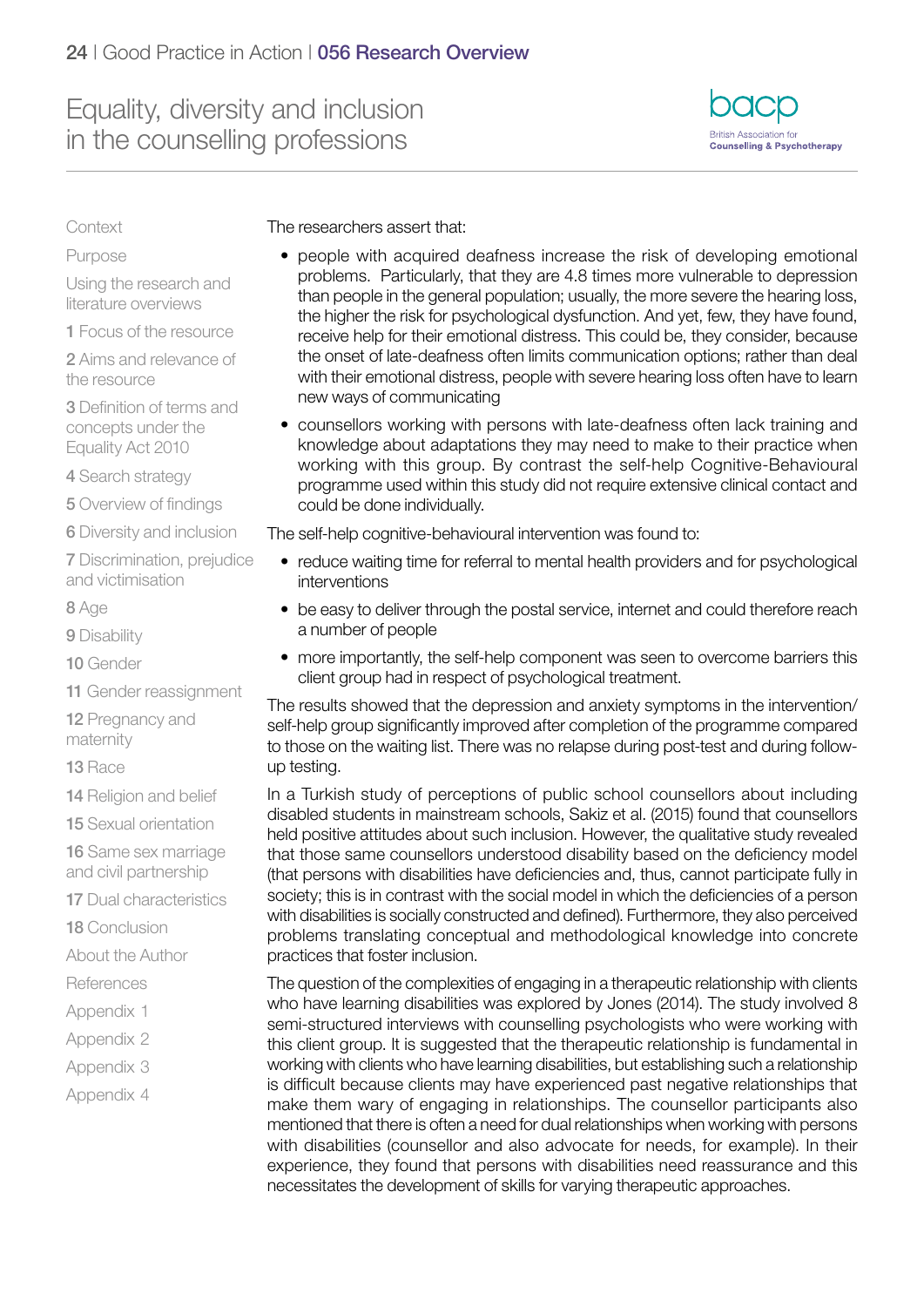The researchers assert that:

- people with acquired deafness increase the risk of developing emotional problems. Particularly, that they are 4.8 times more vulnerable to depression than people in the general population; usually, the more severe the hearing loss, the higher the risk for psychological dysfunction. And yet, few, they have found, receive help for their emotional distress. This could be, they consider, because the onset of late-deafness often limits communication options; rather than deal with their emotional distress, people with severe hearing loss often have to learn new ways of communicating
- counsellors working with persons with late-deafness often lack training and knowledge about adaptations they may need to make to their practice when working with this group. By contrast the self-help Cognitive-Behavioural programme used within this study did not require extensive clinical contact and could be done individually.

The self-help cognitive-behavioural intervention was found to:

- reduce waiting time for referral to mental health providers and for psychological interventions
- be easy to deliver through the postal service, internet and could therefore reach a number of people
- more importantly, the self-help component was seen to overcome barriers this client group had in respect of psychological treatment.

The results showed that the depression and anxiety symptoms in the intervention/self-help group significantly improved after completion of the programme compared to those on the waiting list. There was no relapse during post-test and during follow-up testing.

In a Turkish study of perceptions of public school counsellors about including disabled students in mainstream schools, Sakiz et al. (2015) found that counsellors held positive attitudes about such inclusion. However, the qualitative study revealed that those same counsellors understood disability based on the deficiency model (that persons with disabilities have deficiencies and, thus, cannot participate fully in society; this is in contrast with the social model in which the deficiencies of a person with disabilities is socially constructed and defined). Furthermore, they also perceived problems translating conceptual and methodological knowledge into concrete practices that foster inclusion.

The question of the complexities of engaging in a therapeutic relationship with clients who have learning disabilities was explored by Jones (2014). The study involved 8 semi-structured interviews with counselling psychologists who were working with this client group. It is suggested that the therapeutic relationship is fundamental in working with clients who have learning disabilities, but establishing such a relationship is difficult because clients may have experienced past negative relationships that make them wary of engaging in relationships. The counsellor participants also mentioned that there is often a need for dual relationships when working with persons with disabilities (counsellor and also advocate for needs, for example). In their experience, they found that persons with disabilities need reassurance and this necessitates the development of skills for varying therapeutic approaches.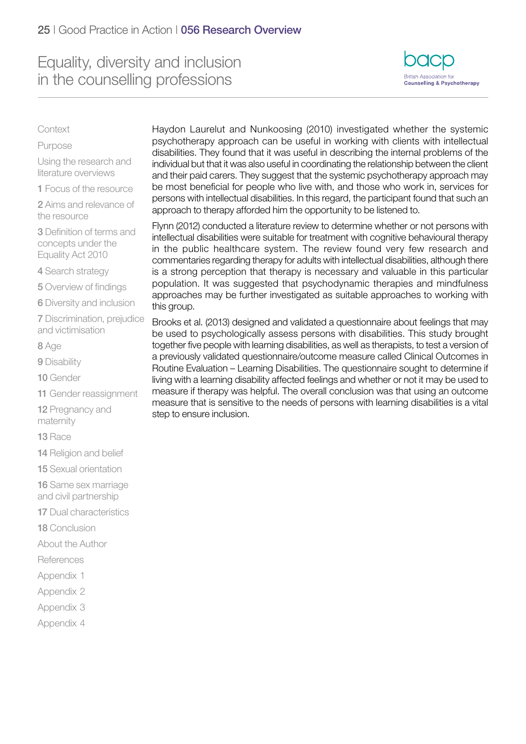Haydon Laurelut and Nunkoosing (2010) investigated whether the systemic psychotherapy approach can be useful in working with clients with intellectual disabilities. They found that it was useful in describing the internal problems of the individual but that it was also useful in coordinating the relationship between the client and their paid carers. They suggest that the systemic psychotherapy approach may be most beneficial for people who live with, and those who work in, services for persons with intellectual disabilities. In this regard, the participant found that such an approach to therapy afforded him the opportunity to be listened to.

Flynn (2012) conducted a literature review to determine whether or not persons with intellectual disabilities were suitable for treatment with cognitive behavioural therapy in the public healthcare system. The review found very few research and commentaries regarding therapy for adults with intellectual disabilities, although there is a strong perception that therapy is necessary and valuable in this particular population. It was suggested that psychodynamic therapies and mindfulness approaches may be further investigated as suitable approaches to working with this group.

Brooks et al. (2013) designed and validated a questionnaire about feelings that may be used to psychologically assess persons with disabilities. This study brought together five people with learning disabilities, as well as therapists, to test a version of a previously validated questionnaire/outcome measure called Clinical Outcomes in Routine Evaluation – Learning Disabilities. The questionnaire sought to determine if living with a learning disability affected feelings and whether or not it may be used to measure if therapy was helpful. The overall conclusion was that using an outcome measure that is sensitive to the needs of persons with learning disabilities is a vital step to ensure inclusion.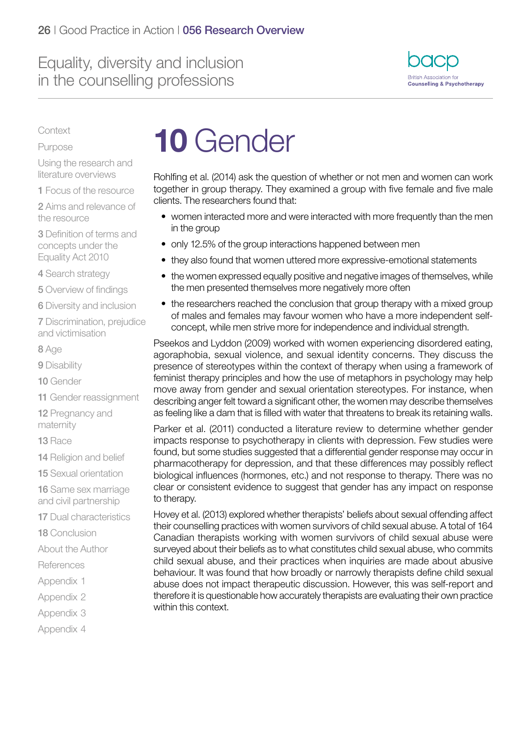# 10 Gender

Rohlfing et al. (2014) ask the question of whether or not men and women can work together in group therapy. They examined a group with five female and five male clients. The researchers found that:

- women interacted more and were interacted with more frequently than the men in the group
- only 12.5% of the group interactions happened between men
- they also found that women uttered more expressive-emotional statements
- the women expressed equally positive and negative images of themselves, while the men presented themselves more negatively more often
- the researchers reached the conclusion that group therapy with a mixed group of males and females may favour women who have a more independent self-concept, while men strive more for independence and individual strength.

Pseekos and Lyddon (2009) worked with women experiencing disordered eating, agoraphobia, sexual violence, and sexual identity concerns. They discuss the presence of stereotypes within the context of therapy when using a framework of feminist therapy principles and how the use of metaphors in psychology may help move away from gender and sexual orientation stereotypes. For instance, when describing anger felt toward a significant other, the women may describe themselves as feeling like a dam that is filled with water that threatens to break its retaining walls.

Parker et al. (2011) conducted a literature review to determine whether gender impacts response to psychotherapy in clients with depression. Few studies were found, but some studies suggested that a differential gender response may occur in pharmacotherapy for depression, and that these differences may possibly reflect biological influences (hormones, etc.) and not response to therapy. There was no clear or consistent evidence to suggest that gender has any impact on response to therapy.

Hovey et al. (2013) explored whether therapists' beliefs about sexual offending affect their counselling practices with women survivors of child sexual abuse. A total of 164 Canadian therapists working with women survivors of child sexual abuse were surveyed about their beliefs as to what constitutes child sexual abuse, who commits child sexual abuse, and their practices when inquiries are made about abusive behaviour. It was found that how broadly or narrowly therapists define child sexual abuse does not impact therapeutic discussion. However, this was self-report and therefore it is questionable how accurately therapists are evaluating their own practice within this context.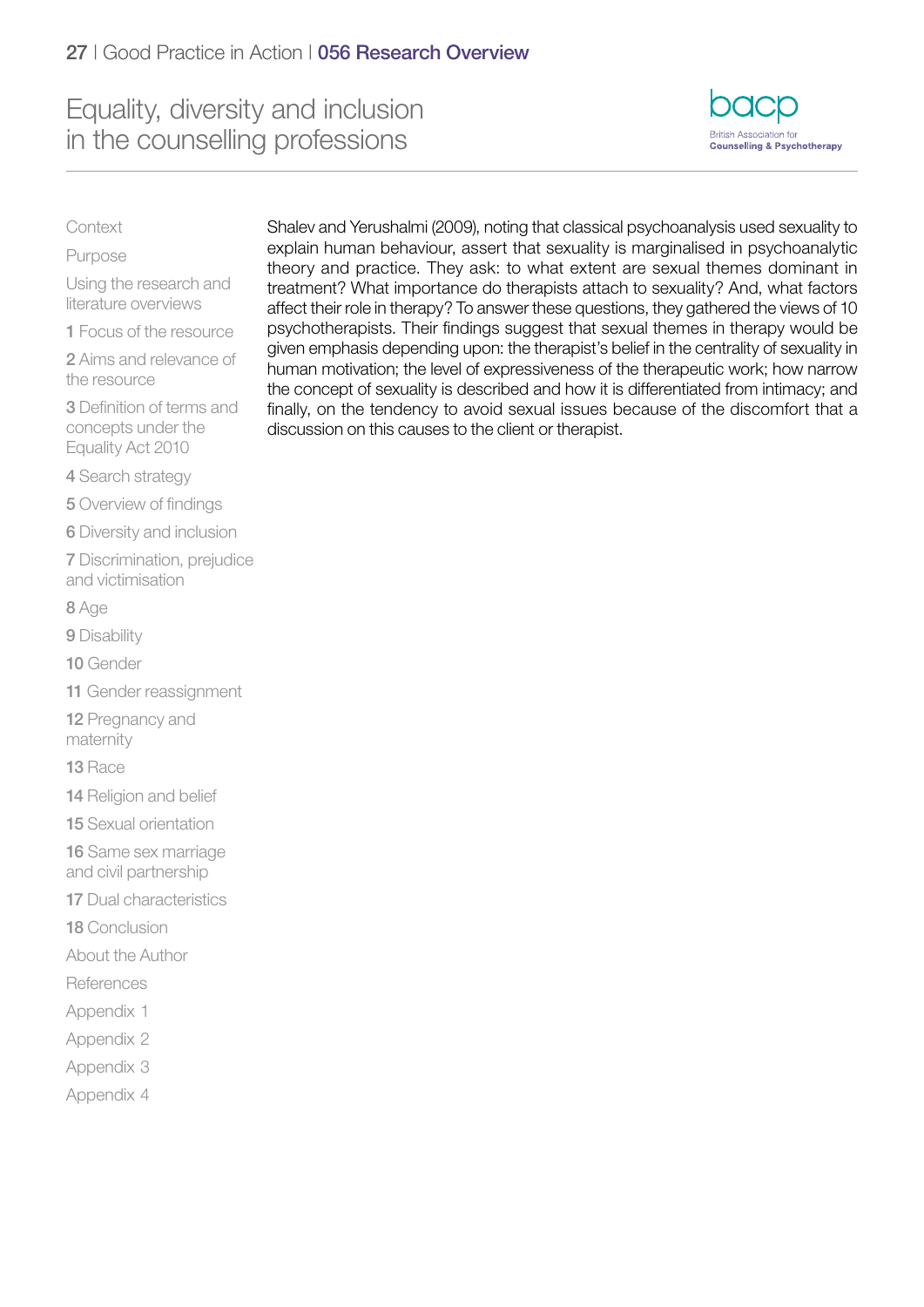Shalev and Yerushalmi (2009), noting that classical psychoanalysis used sexuality to explain human behaviour, assert that sexuality is marginalised in psychoanalytic theory and practice. They ask: to what extent are sexual themes dominant in treatment? What importance do therapists attach to sexuality? And, what factors affect their role in therapy? To answer these questions, they gathered the views of 10 psychotherapists. Their findings suggest that sexual themes in therapy would be given emphasis depending upon: the therapist's belief in the centrality of sexuality in human motivation; the level of expressiveness of the therapeutic work; how narrow the concept of sexuality is described and how it is differentiated from intimacy; and finally, on the tendency to avoid sexual issues because of the discomfort that a discussion on this causes to the client or therapist.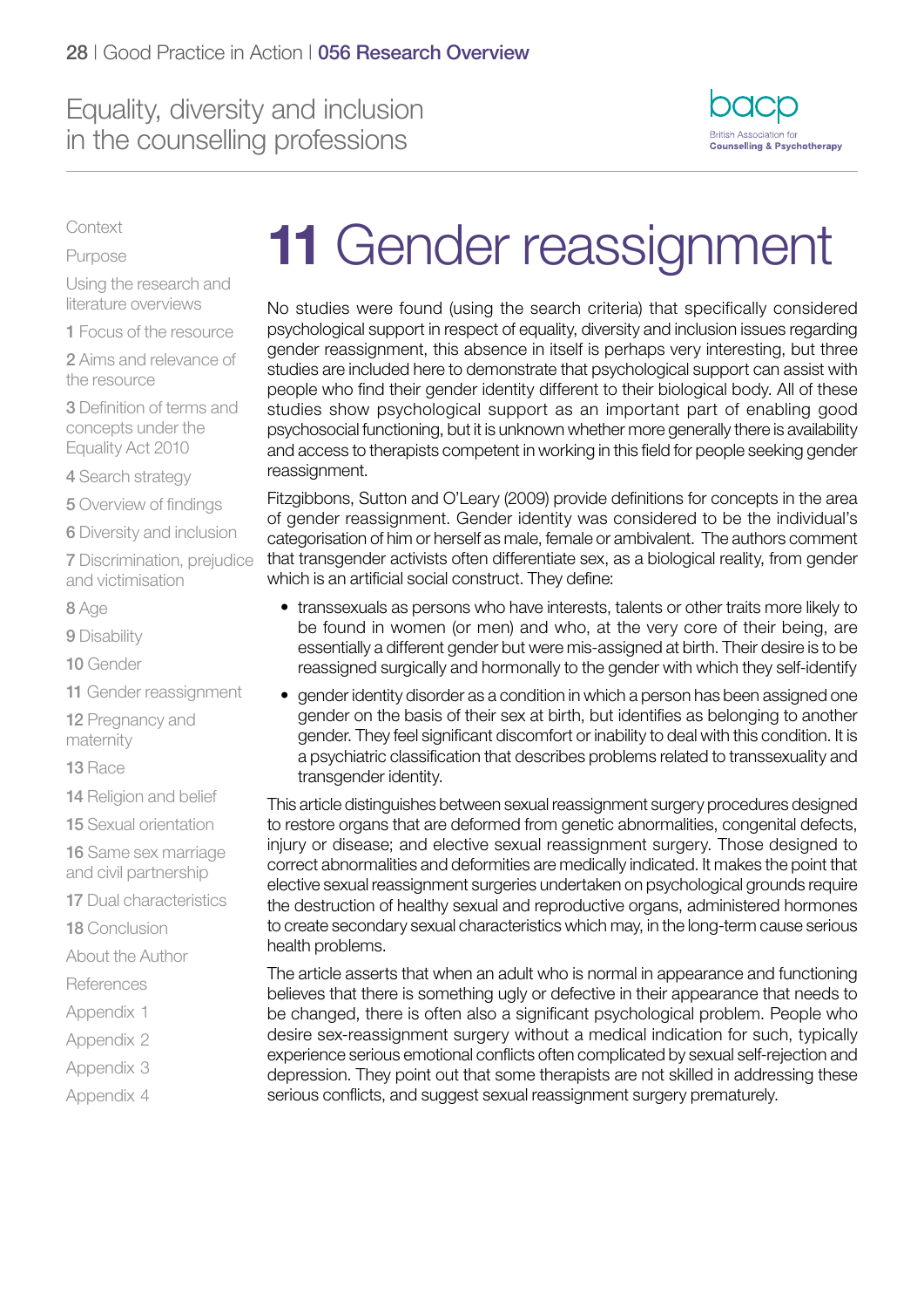# 11 Gender reassignment

No studies were found (using the search criteria) that specifically considered psychological support in respect of equality, diversity and inclusion issues regarding gender reassignment, this absence in itself is perhaps very interesting, but three studies are included here to demonstrate that psychological support can assist with people who find their gender identity different to their biological body. All of these studies show psychological support as an important part of enabling good psychosocial functioning, but it is unknown whether more generally there is availability and access to therapists competent in working in this field for people seeking gender reassignment.

Fitzgibbons, Sutton and O'Leary (2009) provide definitions for concepts in the area of gender reassignment. Gender identity was considered to be the individual's categorisation of him or herself as male, female or ambivalent. The authors comment that transgender activists often differentiate sex, as a biological reality, from gender which is an artificial social construct. They define:

- transsexuals as persons who have interests, talents or other traits more likely to be found in women (or men) and who, at the very core of their being, are essentially a different gender but were mis-assigned at birth. Their desire is to be reassigned surgically and hormonally to the gender with which they self-identify
- gender identity disorder as a condition in which a person has been assigned one gender on the basis of their sex at birth, but identifies as belonging to another gender. They feel significant discomfort or inability to deal with this condition. It is a psychiatric classification that describes problems related to transsexuality and transgender identity.

This article distinguishes between sexual reassignment surgery procedures designed to restore organs that are deformed from genetic abnormalities, congenital defects, injury or disease; and elective sexual reassignment surgery. Those designed to correct abnormalities and deformities are medically indicated. It makes the point that elective sexual reassignment surgeries undertaken on psychological grounds require the destruction of healthy sexual and reproductive organs, administered hormones to create secondary sexual characteristics which may, in the long-term cause serious health problems.

The article asserts that when an adult who is normal in appearance and functioning believes that there is something ugly or defective in their appearance that needs to be changed, there is often also a significant psychological problem. People who desire sex-reassignment surgery without a medical indication for such, typically experience serious emotional conflicts often complicated by sexual self-rejection and depression. They point out that some therapists are not skilled in addressing these serious conflicts, and suggest sexual reassignment surgery prematurely.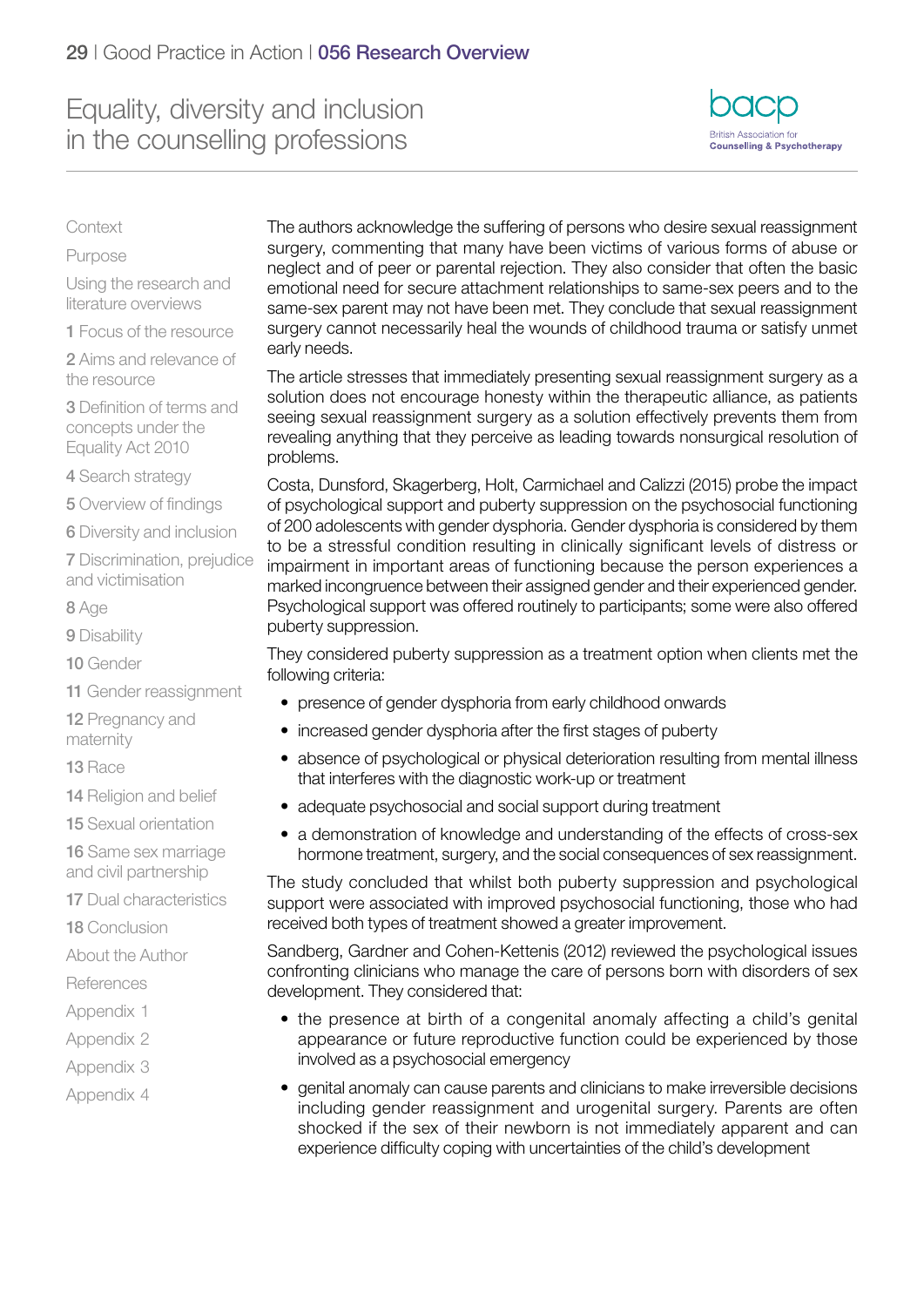The authors acknowledge the suffering of persons who desire sexual reassignment surgery, commenting that many have been victims of various forms of abuse or neglect and of peer or parental rejection. They also consider that often the basic emotional need for secure attachment relationships to same-sex peers and to the same-sex parent may not have been met. They conclude that sexual reassignment surgery cannot necessarily heal the wounds of childhood trauma or satisfy unmet early needs.

The article stresses that immediately presenting sexual reassignment surgery as a solution does not encourage honesty within the therapeutic alliance, as patients seeing sexual reassignment surgery as a solution effectively prevents them from revealing anything that they perceive as leading towards nonsurgical resolution of problems.

Costa, Dunsford, Skagerberg, Holt, Carmichael and Calizzi (2015) probe the impact of psychological support and puberty suppression on the psychosocial functioning of 200 adolescents with gender dysphoria. Gender dysphoria is considered by them to be a stressful condition resulting in clinically significant levels of distress or impairment in important areas of functioning because the person experiences a marked incongruence between their assigned gender and their experienced gender. Psychological support was offered routinely to participants; some were also offered puberty suppression.

They considered puberty suppression as a treatment option when clients met the following criteria:

- presence of gender dysphoria from early childhood onwards
- increased gender dysphoria after the first stages of puberty
- absence of psychological or physical deterioration resulting from mental illness that interferes with the diagnostic work-up or treatment
- adequate psychosocial and social support during treatment
- a demonstration of knowledge and understanding of the effects of cross-sex hormone treatment, surgery, and the social consequences of sex reassignment.

The study concluded that whilst both puberty suppression and psychological support were associated with improved psychosocial functioning, those who had received both types of treatment showed a greater improvement.

Sandberg, Gardner and Cohen-Kettenis (2012) reviewed the psychological issues confronting clinicians who manage the care of persons born with disorders of sex development. They considered that:

- the presence at birth of a congenital anomaly affecting a child's genital appearance or future reproductive function could be experienced by those involved as a psychosocial emergency
- genital anomaly can cause parents and clinicians to make irreversible decisions including gender reassignment and urogenital surgery. Parents are often shocked if the sex of their newborn is not immediately apparent and can experience difficulty coping with uncertainties of the child's development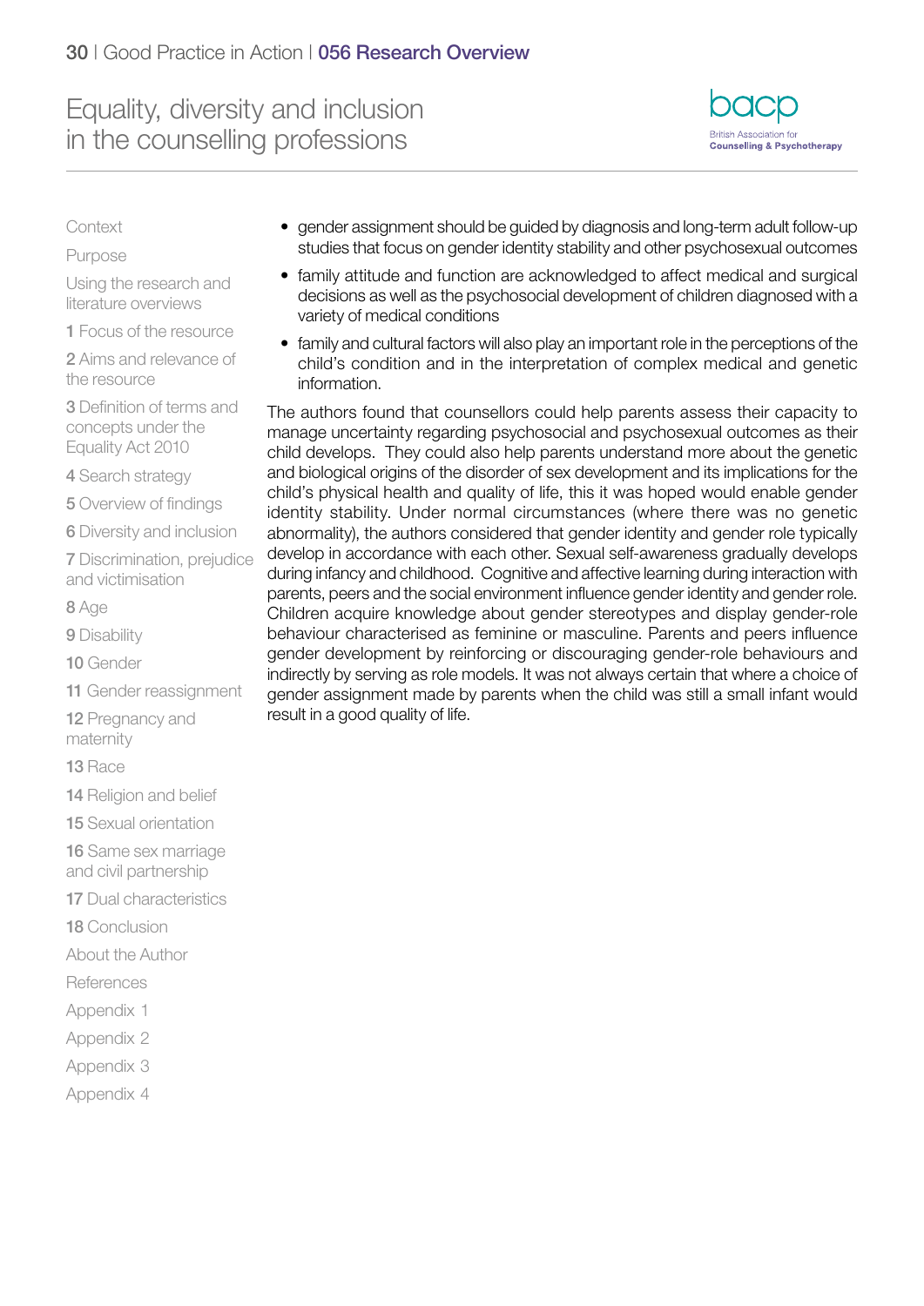- gender assignment should be guided by diagnosis and long-term adult follow-up studies that focus on gender identity stability and other psychosexual outcomes
- family attitude and function are acknowledged to affect medical and surgical decisions as well as the psychosocial development of children diagnosed with a variety of medical conditions
- family and cultural factors will also play an important role in the perceptions of the child's condition and in the interpretation of complex medical and genetic information.

The authors found that counsellors could help parents assess their capacity to manage uncertainty regarding psychosocial and psychosexual outcomes as their child develops. They could also help parents understand more about the genetic and biological origins of the disorder of sex development and its implications for the child's physical health and quality of life, this it was hoped would enable gender identity stability. Under normal circumstances (where there was no genetic abnormality), the authors considered that gender identity and gender role typically develop in accordance with each other. Sexual self-awareness gradually develops during infancy and childhood. Cognitive and affective learning during interaction with parents, peers and the social environment influence gender identity and gender role. Children acquire knowledge about gender stereotypes and display gender-role behaviour characterised as feminine or masculine. Parents and peers influence gender development by reinforcing or discouraging gender-role behaviours and indirectly by serving as role models. It was not always certain that where a choice of gender assignment made by parents when the child was still a small infant would result in a good quality of life.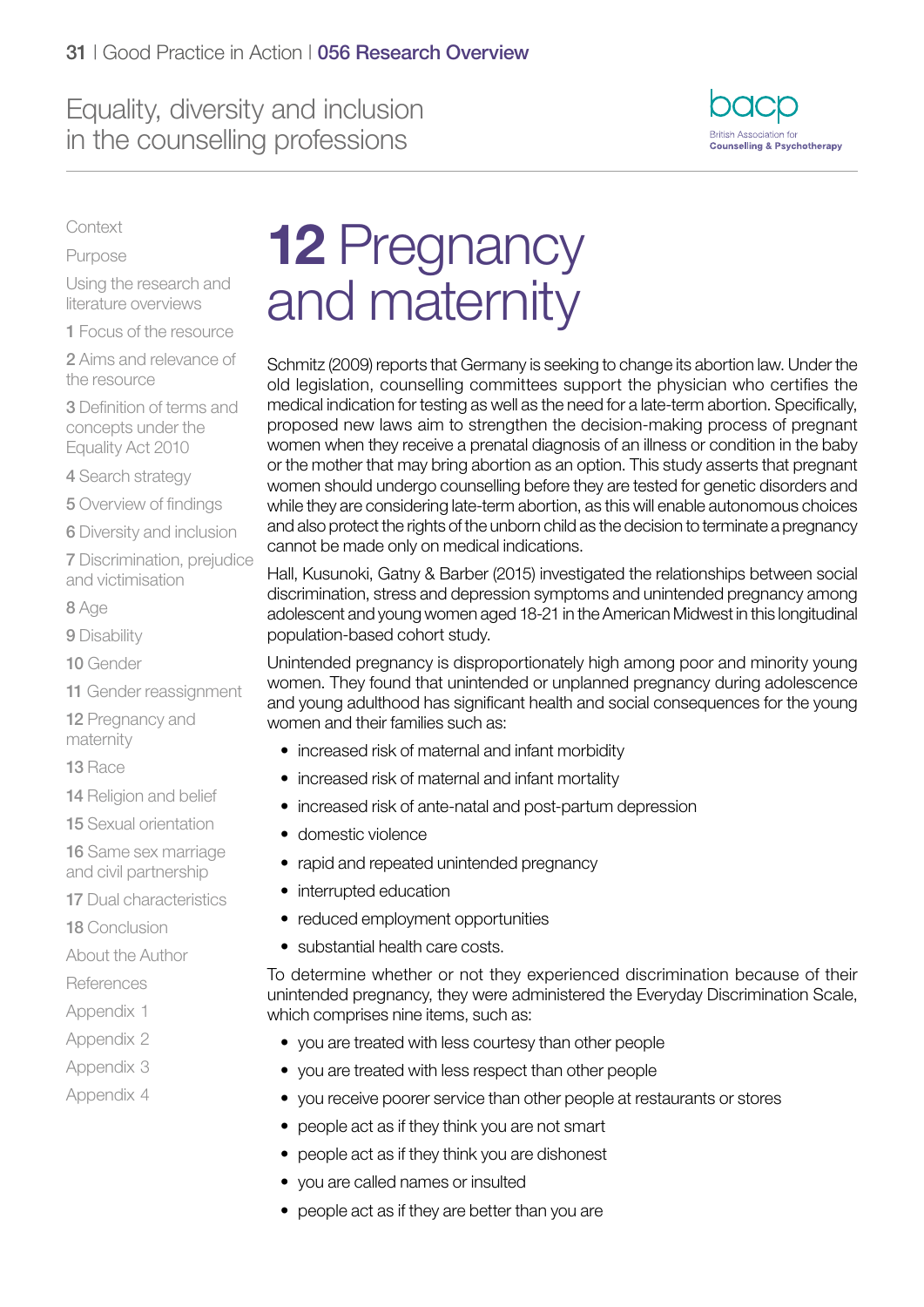# 12 Pregnancy and maternity

Schmitz (2009) reports that Germany is seeking to change its abortion law. Under the old legislation, counselling committees support the physician who certifies the medical indication for testing as well as the need for a late-term abortion. Specifically, proposed new laws aim to strengthen the decision-making process of pregnant women when they receive a prenatal diagnosis of an illness or condition in the baby or the mother that may bring abortion as an option. This study asserts that pregnant women should undergo counselling before they are tested for genetic disorders and while they are considering late-term abortion, as this will enable autonomous choices and also protect the rights of the unborn child as the decision to terminate a pregnancy cannot be made only on medical indications.

Hall, Kusunoki, Gatny & Barber (2015) investigated the relationships between social discrimination, stress and depression symptoms and unintended pregnancy among adolescent and young women aged 18-21 in the American Midwest in this longitudinal population-based cohort study.

Unintended pregnancy is disproportionately high among poor and minority young women. They found that unintended or unplanned pregnancy during adolescence and young adulthood has significant health and social consequences for the young women and their families such as:

- increased risk of maternal and infant morbidity
- increased risk of maternal and infant mortality
- increased risk of ante-natal and post-partum depression
- domestic violence
- rapid and repeated unintended pregnancy
- interrupted education
- reduced employment opportunities
- substantial health care costs.

To determine whether or not they experienced discrimination because of their unintended pregnancy, they were administered the Everyday Discrimination Scale, which comprises nine items, such as:

- you are treated with less courtesy than other people
- you are treated with less respect than other people
- you receive poorer service than other people at restaurants or stores
- people act as if they think you are not smart
- people act as if they think you are dishonest
- you are called names or insulted
- people act as if they are better than you are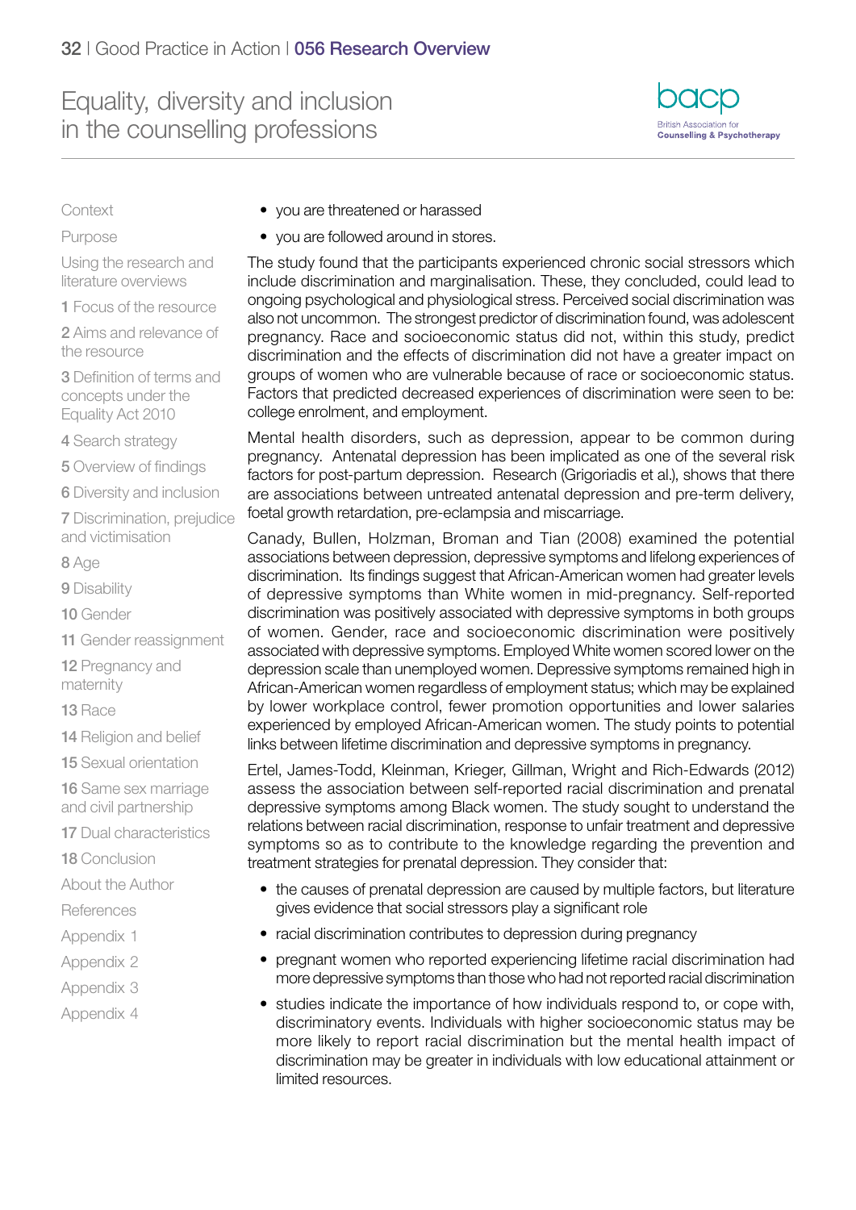- you are threatened or harassed
- you are followed around in stores.

The study found that the participants experienced chronic social stressors which include discrimination and marginalisation. These, they concluded, could lead to ongoing psychological and physiological stress. Perceived social discrimination was also not uncommon. The strongest predictor of discrimination found, was adolescent pregnancy. Race and socioeconomic status did not, within this study, predict discrimination and the effects of discrimination did not have a greater impact on groups of women who are vulnerable because of race or socioeconomic status. Factors that predicted decreased experiences of discrimination were seen to be: college enrolment, and employment.

Mental health disorders, such as depression, appear to be common during pregnancy. Antenatal depression has been implicated as one of the several risk factors for post-partum depression. Research (Grigoriadis et al.), shows that there are associations between untreated antenatal depression and pre-term delivery, foetal growth retardation, pre-eclampsia and miscarriage.

Canady, Bullen, Holzman, Broman and Tian (2008) examined the potential associations between depression, depressive symptoms and lifelong experiences of discrimination. Its findings suggest that African-American women had greater levels of depressive symptoms than White women in mid-pregnancy. Self-reported discrimination was positively associated with depressive symptoms in both groups of women. Gender, race and socioeconomic discrimination were positively associated with depressive symptoms. Employed White women scored lower on the depression scale than unemployed women. Depressive symptoms remained high in African-American women regardless of employment status; which may be explained by lower workplace control, fewer promotion opportunities and lower salaries experienced by employed African-American women. The study points to potential links between lifetime discrimination and depressive symptoms in pregnancy.

Ertel, James-Todd, Kleinman, Krieger, Gillman, Wright and Rich-Edwards (2012) assess the association between self-reported racial discrimination and prenatal depressive symptoms among Black women. The study sought to understand the relations between racial discrimination, response to unfair treatment and depressive symptoms so as to contribute to the knowledge regarding the prevention and treatment strategies for prenatal depression. They consider that:

- the causes of prenatal depression are caused by multiple factors, but literature gives evidence that social stressors play a significant role
- racial discrimination contributes to depression during pregnancy
- pregnant women who reported experiencing lifetime racial discrimination had more depressive symptoms than those who had not reported racial discrimination
- studies indicate the importance of how individuals respond to, or cope with, discriminatory events. Individuals with higher socioeconomic status may be more likely to report racial discrimination but the mental health impact of discrimination may be greater in individuals with low educational attainment or limited resources.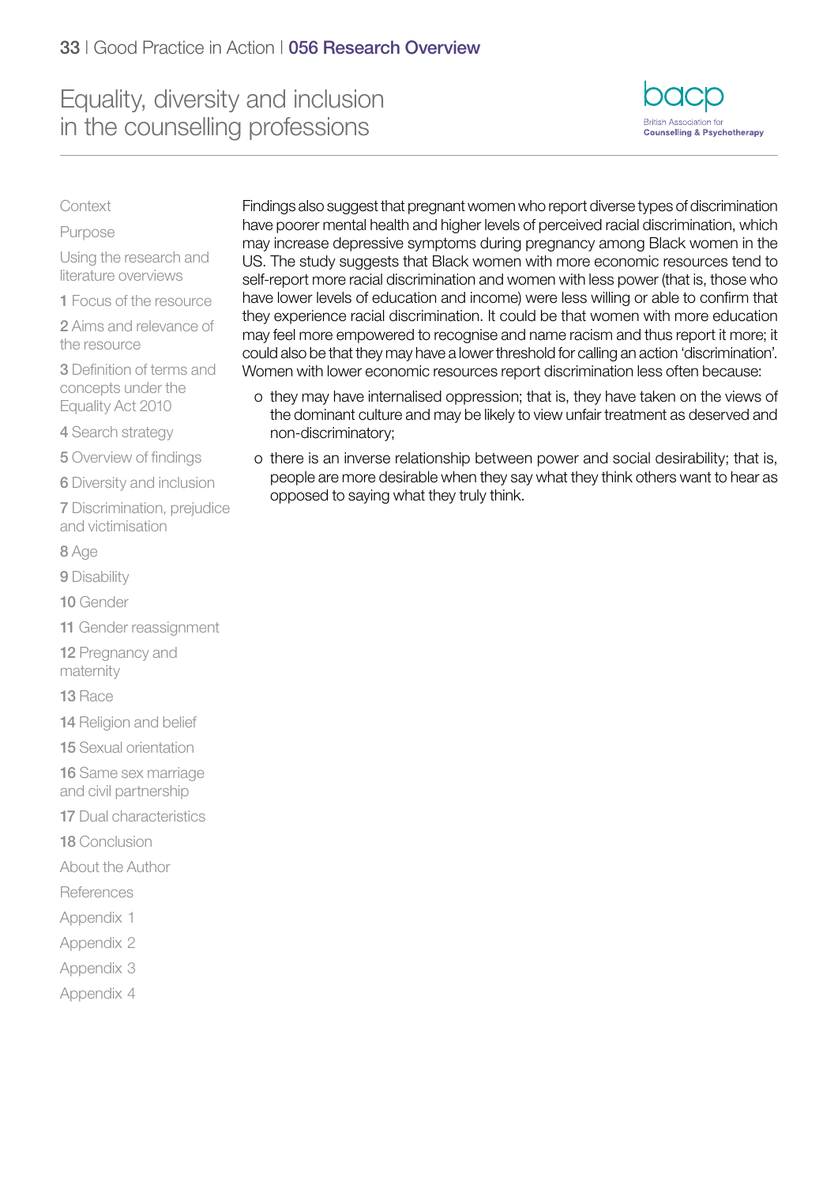Findings also suggest that pregnant women who report diverse types of discrimination have poorer mental health and higher levels of perceived racial discrimination, which may increase depressive symptoms during pregnancy among Black women in the US. The study suggests that Black women with more economic resources tend to self-report more racial discrimination and women with less power (that is, those who have lower levels of education and income) were less willing or able to confirm that they experience racial discrimination. It could be that women with more education may feel more empowered to recognise and name racism and thus report it more; it could also be that they may have a lower threshold for calling an action 'discrimination'. Women with lower economic resources report discrimination less often because:

- they may have internalised oppression; that is, they have taken on the views of the dominant culture and may be likely to view unfair treatment as deserved and non-discriminatory;
- there is an inverse relationship between power and social desirability; that is, people are more desirable when they say what they think others want to hear as opposed to saying what they truly think.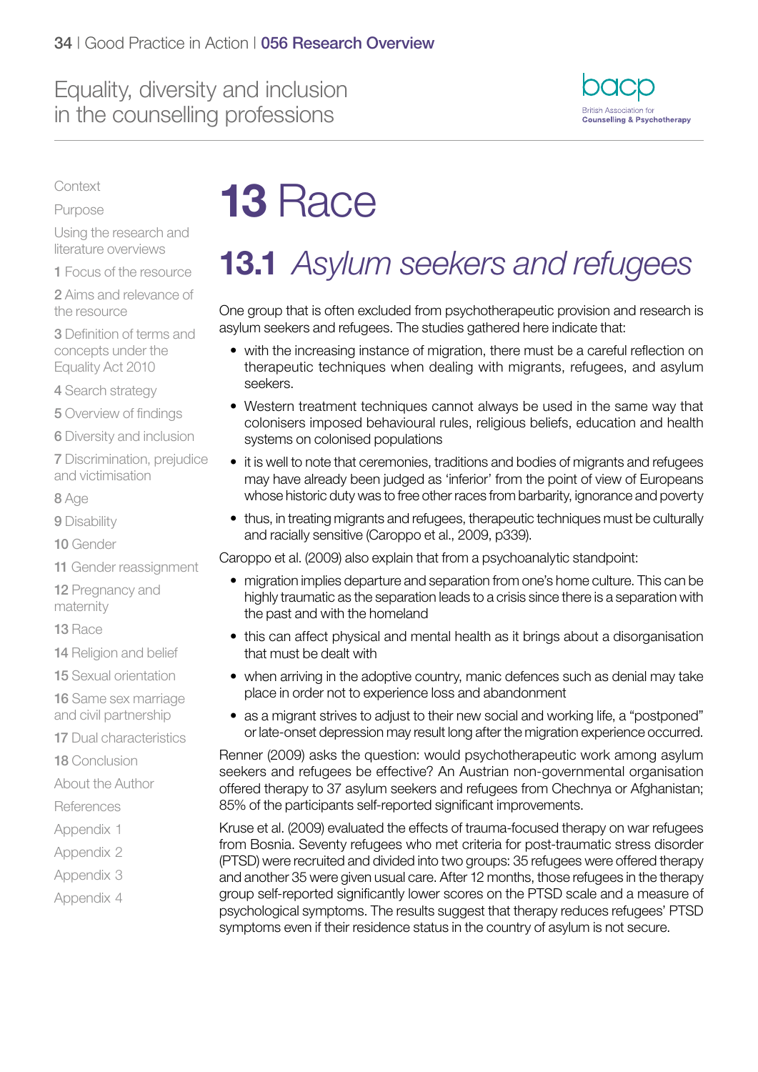# 13 Race

## 13.1 *Asylum seekers and refugees*

One group that is often excluded from psychotherapeutic provision and research is asylum seekers and refugees. The studies gathered here indicate that:

- with the increasing instance of migration, there must be a careful reflection on therapeutic techniques when dealing with migrants, refugees, and asylum seekers.
- Western treatment techniques cannot always be used in the same way that colonisers imposed behavioural rules, religious beliefs, education and health systems on colonised populations
- it is well to note that ceremonies, traditions and bodies of migrants and refugees may have already been judged as 'inferior' from the point of view of Europeans whose historic duty was to free other races from barbarity, ignorance and poverty
- thus, in treating migrants and refugees, therapeutic techniques must be culturally and racially sensitive (Caroppo et al., 2009, p339).

Caroppo et al. (2009) also explain that from a psychoanalytic standpoint:

- migration implies departure and separation from one's home culture. This can be highly traumatic as the separation leads to a crisis since there is a separation with the past and with the homeland
- this can affect physical and mental health as it brings about a disorganisation that must be dealt with
- when arriving in the adoptive country, manic defences such as denial may take place in order not to experience loss and abandonment
- as a migrant strives to adjust to their new social and working life, a "postponed" or late-onset depression may result long after the migration experience occurred.

Renner (2009) asks the question: would psychotherapeutic work among asylum seekers and refugees be effective? An Austrian non-governmental organisation offered therapy to 37 asylum seekers and refugees from Chechnya or Afghanistan; 85% of the participants self-reported significant improvements.

Kruse et al. (2009) evaluated the effects of trauma-focused therapy on war refugees from Bosnia. Seventy refugees who met criteria for post-traumatic stress disorder (PTSD) were recruited and divided into two groups: 35 refugees were offered therapy and another 35 were given usual care. After 12 months, those refugees in the therapy group self-reported significantly lower scores on the PTSD scale and a measure of psychological symptoms. The results suggest that therapy reduces refugees' PTSD symptoms even if their residence status in the country of asylum is not secure.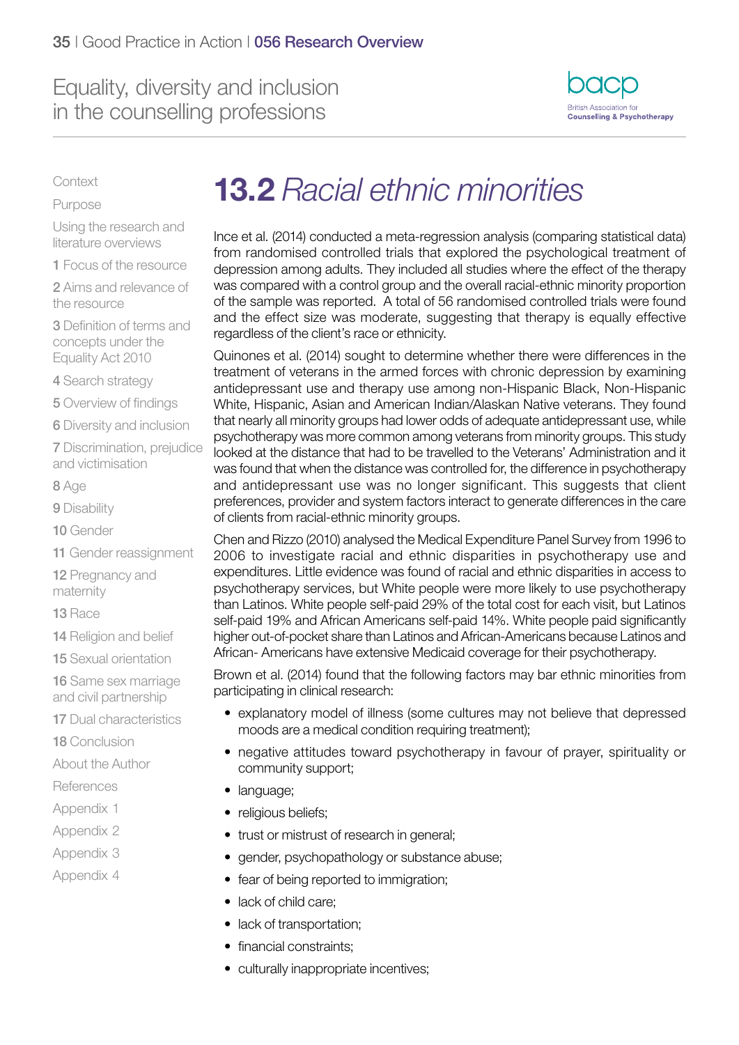# 13.2 *Racial ethnic minorities*

Ince et al. (2014) conducted a meta-regression analysis (comparing statistical data) from randomised controlled trials that explored the psychological treatment of depression among adults. They included all studies where the effect of the therapy was compared with a control group and the overall racial-ethnic minority proportion of the sample was reported. A total of 56 randomised controlled trials were found and the effect size was moderate, suggesting that therapy is equally effective regardless of the client's race or ethnicity.

Quinones et al. (2014) sought to determine whether there were differences in the treatment of veterans in the armed forces with chronic depression by examining antidepressant use and therapy use among non-Hispanic Black, Non-Hispanic White, Hispanic, Asian and American Indian/Alaskan Native veterans. They found that nearly all minority groups had lower odds of adequate antidepressant use, while psychotherapy was more common among veterans from minority groups. This study looked at the distance that had to be travelled to the Veterans' Administration and it was found that when the distance was controlled for, the difference in psychotherapy and antidepressant use was no longer significant. This suggests that client preferences, provider and system factors interact to generate differences in the care of clients from racial-ethnic minority groups.

Chen and Rizzo (2010) analysed the Medical Expenditure Panel Survey from 1996 to 2006 to investigate racial and ethnic disparities in psychotherapy use and expenditures. Little evidence was found of racial and ethnic disparities in access to psychotherapy services, but White people were more likely to use psychotherapy than Latinos. White people self-paid 29% of the total cost for each visit, but Latinos self-paid 19% and African Americans self-paid 14%. White people paid significantly higher out-of-pocket share than Latinos and African-Americans because Latinos and African- Americans have extensive Medicaid coverage for their psychotherapy.

Brown et al. (2014) found that the following factors may bar ethnic minorities from participating in clinical research:

- explanatory model of illness (some cultures may not believe that depressed moods are a medical condition requiring treatment);
- negative attitudes toward psychotherapy in favour of prayer, spirituality or community support;
- language;
- religious beliefs;
- trust or mistrust of research in general;
- gender, psychopathology or substance abuse;
- fear of being reported to immigration;
- lack of child care;
- lack of transportation;
- financial constraints;
- culturally inappropriate incentives;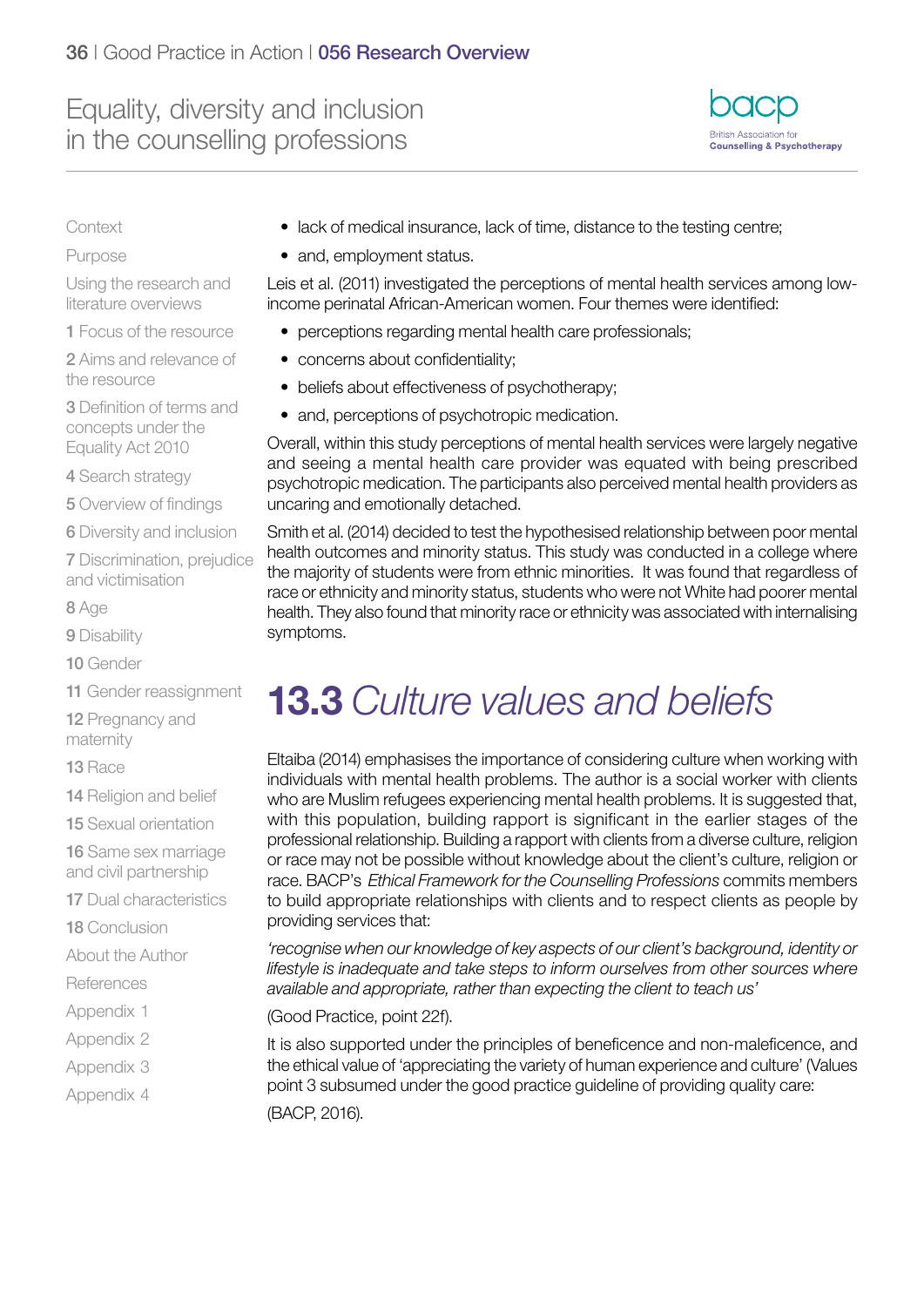- lack of medical insurance, lack of time, distance to the testing centre;
- and, employment status.

Leis et al. (2011) investigated the perceptions of mental health services among low-income perinatal African-American women. Four themes were identified:

- perceptions regarding mental health care professionals;
- concerns about confidentiality;
- beliefs about effectiveness of psychotherapy;
- and, perceptions of psychotropic medication.

Overall, within this study perceptions of mental health services were largely negative and seeing a mental health care provider was equated with being prescribed psychotropic medication. The participants also perceived mental health providers as uncaring and emotionally detached.

Smith et al. (2014) decided to test the hypothesised relationship between poor mental health outcomes and minority status. This study was conducted in a college where the majority of students were from ethnic minorities. It was found that regardless of race or ethnicity and minority status, students who were not White had poorer mental health. They also found that minority race or ethnicity was associated with internalising symptoms.

## **13.3** *Culture values and beliefs*

Eltaiba (2014) emphasises the importance of considering culture when working with individuals with mental health problems. The author is a social worker with clients who are Muslim refugees experiencing mental health problems. It is suggested that, with this population, building rapport is significant in the earlier stages of the professional relationship. Building a rapport with clients from a diverse culture, religion or race may not be possible without knowledge about the client's culture, religion or race. BACP's *Ethical Framework for the Counselling Professions* commits members to build appropriate relationships with clients and to respect clients as people by providing services that:

*'recognise when our knowledge of key aspects of our client's background, identity or lifestyle is inadequate and take steps to inform ourselves from other sources where available and appropriate, rather than expecting the client to teach us'*

(Good Practice, point 22f).

It is also supported under the principles of beneficence and non-maleficence, and the ethical value of 'appreciating the variety of human experience and culture' (Values point 3 subsumed under the good practice guideline of providing quality care:

(BACP, 2016).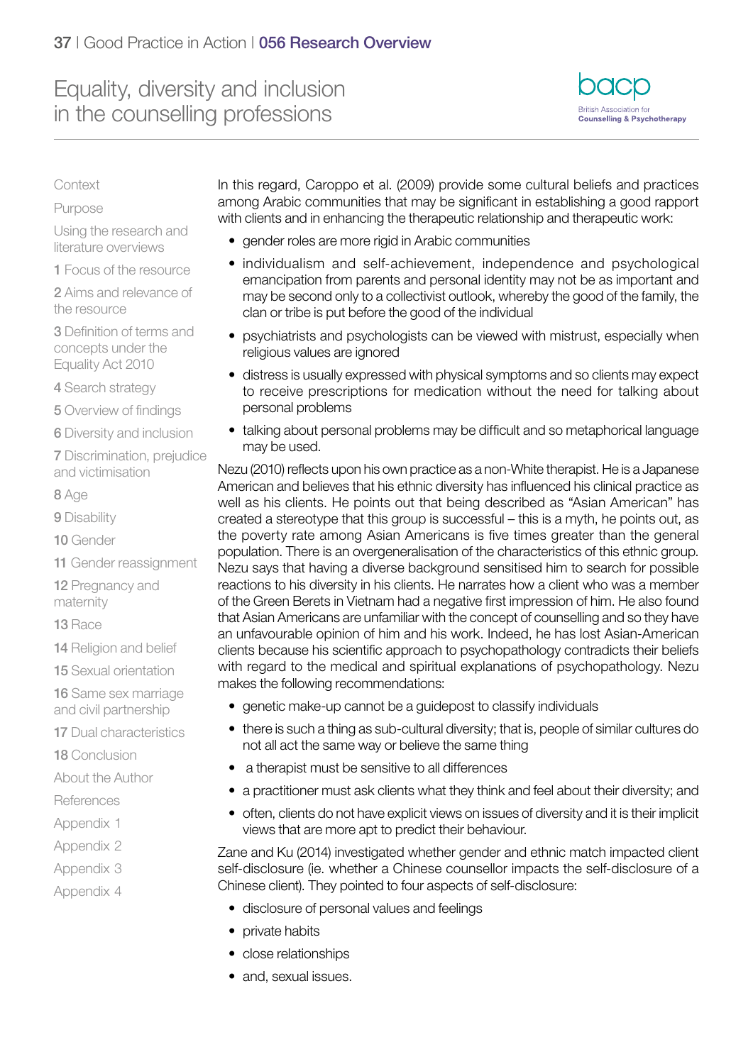In this regard, Caroppo et al. (2009) provide some cultural beliefs and practices among Arabic communities that may be significant in establishing a good rapport with clients and in enhancing the therapeutic relationship and therapeutic work:

- gender roles are more rigid in Arabic communities
- individualism and self-achievement, independence and psychological emancipation from parents and personal identity may not be as important and may be second only to a collectivist outlook, whereby the good of the family, the clan or tribe is put before the good of the individual
- psychiatrists and psychologists can be viewed with mistrust, especially when religious values are ignored
- distress is usually expressed with physical symptoms and so clients may expect to receive prescriptions for medication without the need for talking about personal problems
- talking about personal problems may be difficult and so metaphorical language may be used.

Nezu (2010) reflects upon his own practice as a non-White therapist. He is a Japanese American and believes that his ethnic diversity has influenced his clinical practice as well as his clients. He points out that being described as "Asian American" has created a stereotype that this group is successful – this is a myth, he points out, as the poverty rate among Asian Americans is five times greater than the general population. There is an overgeneralisation of the characteristics of this ethnic group. Nezu says that having a diverse background sensitised him to search for possible reactions to his diversity in his clients. He narrates how a client who was a member of the Green Berets in Vietnam had a negative first impression of him. He also found that Asian Americans are unfamiliar with the concept of counselling and so they have an unfavourable opinion of him and his work. Indeed, he has lost Asian-American clients because his scientific approach to psychopathology contradicts their beliefs with regard to the medical and spiritual explanations of psychopathology. Nezu makes the following recommendations:

- genetic make-up cannot be a guidepost to classify individuals
- there is such a thing as sub-cultural diversity; that is, people of similar cultures do not all act the same way or believe the same thing
- a therapist must be sensitive to all differences
- a practitioner must ask clients what they think and feel about their diversity; and
- often, clients do not have explicit views on issues of diversity and it is their implicit views that are more apt to predict their behaviour.

Zane and Ku (2014) investigated whether gender and ethnic match impacted client self-disclosure (ie. whether a Chinese counsellor impacts the self-disclosure of a Chinese client). They pointed to four aspects of self-disclosure:

- disclosure of personal values and feelings
- private habits
- close relationships
- and, sexual issues.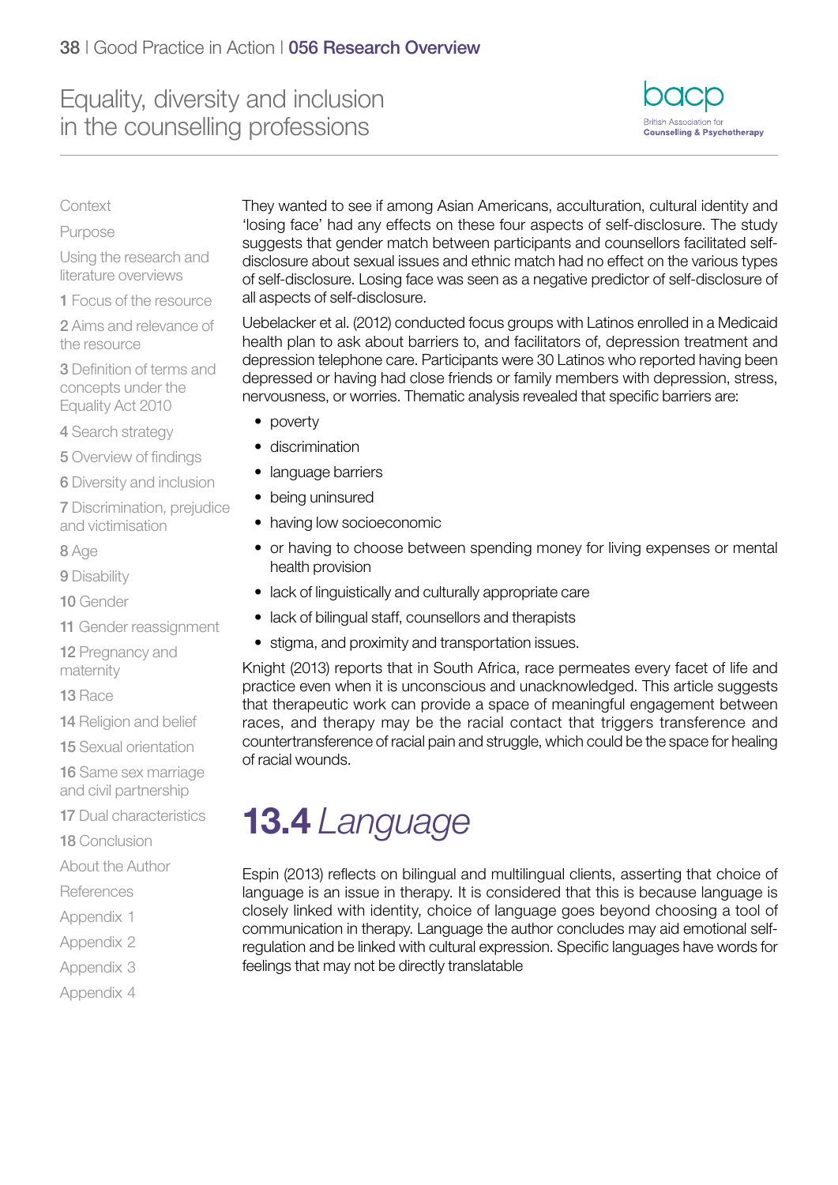They wanted to see if among Asian Americans, acculturation, cultural identity and 'losing face' had any effects on these four aspects of self-disclosure. The study suggests that gender match between participants and counsellors facilitated self-disclosure about sexual issues and ethnic match had no effect on the various types of self-disclosure. Losing face was seen as a negative predictor of self-disclosure of all aspects of self-disclosure.

Uebelacker et al. (2012) conducted focus groups with Latinos enrolled in a Medicaid health plan to ask about barriers to, and facilitators of, depression treatment and depression telephone care. Participants were 30 Latinos who reported having been depressed or having had close friends or family members with depression, stress, nervousness, or worries. Thematic analysis revealed that specific barriers are:

- poverty
- discrimination
- language barriers
- being uninsured
- having low socioeconomic
- or having to choose between spending money for living expenses or mental health provision
- lack of linguistically and culturally appropriate care
- lack of bilingual staff, counsellors and therapists
- stigma, and proximity and transportation issues.

Knight (2013) reports that in South Africa, race permeates every facet of life and practice even when it is unconscious and unacknowledged. This article suggests that therapeutic work can provide a space of meaningful engagement between races, and therapy may be the racial contact that triggers transference and countertransference of racial pain and struggle, which could be the space for healing of racial wounds.

## **13.4** *Language*

Espin (2013) reflects on bilingual and multilingual clients, asserting that choice of language is an issue in therapy. It is considered that this is because language is closely linked with identity, choice of language goes beyond choosing a tool of communication in therapy. Language the author concludes may aid emotional self-regulation and be linked with cultural expression. Specific languages have words for feelings that may not be directly translatable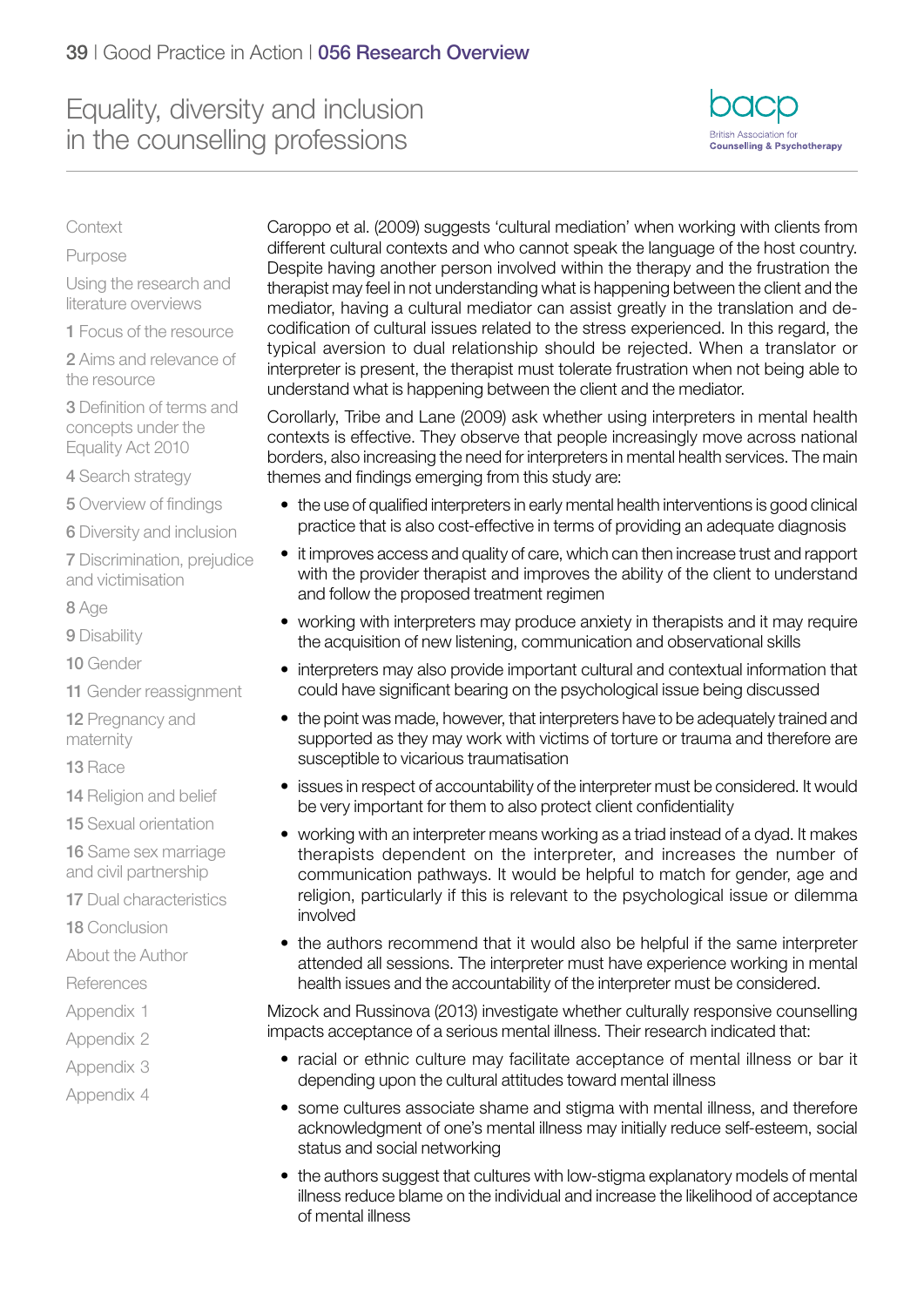Caroppo et al. (2009) suggests 'cultural mediation' when working with clients from different cultural contexts and who cannot speak the language of the host country. Despite having another person involved within the therapy and the frustration the therapist may feel in not understanding what is happening between the client and the mediator, having a cultural mediator can assist greatly in the translation and de-codification of cultural issues related to the stress experienced. In this regard, the typical aversion to dual relationship should be rejected. When a translator or interpreter is present, the therapist must tolerate frustration when not being able to understand what is happening between the client and the mediator.

Corollarly, Tribe and Lane (2009) ask whether using interpreters in mental health contexts is effective. They observe that people increasingly move across national borders, also increasing the need for interpreters in mental health services. The main themes and findings emerging from this study are:

- the use of qualified interpreters in early mental health interventions is good clinical practice that is also cost-effective in terms of providing an adequate diagnosis
- it improves access and quality of care, which can then increase trust and rapport with the provider therapist and improves the ability of the client to understand and follow the proposed treatment regimen
- working with interpreters may produce anxiety in therapists and it may require the acquisition of new listening, communication and observational skills
- interpreters may also provide important cultural and contextual information that could have significant bearing on the psychological issue being discussed
- the point was made, however, that interpreters have to be adequately trained and supported as they may work with victims of torture or trauma and therefore are susceptible to vicarious traumatisation
- issues in respect of accountability of the interpreter must be considered. It would be very important for them to also protect client confidentiality
- working with an interpreter means working as a triad instead of a dyad. It makes therapists dependent on the interpreter, and increases the number of communication pathways. It would be helpful to match for gender, age and religion, particularly if this is relevant to the psychological issue or dilemma involved
- the authors recommend that it would also be helpful if the same interpreter attended all sessions. The interpreter must have experience working in mental health issues and the accountability of the interpreter must be considered.

Mizock and Russinova (2013) investigate whether culturally responsive counselling impacts acceptance of a serious mental illness. Their research indicated that:

- racial or ethnic culture may facilitate acceptance of mental illness or bar it depending upon the cultural attitudes toward mental illness
- some cultures associate shame and stigma with mental illness, and therefore acknowledgment of one's mental illness may initially reduce self-esteem, social status and social networking
- the authors suggest that cultures with low-stigma explanatory models of mental illness reduce blame on the individual and increase the likelihood of acceptance of mental illness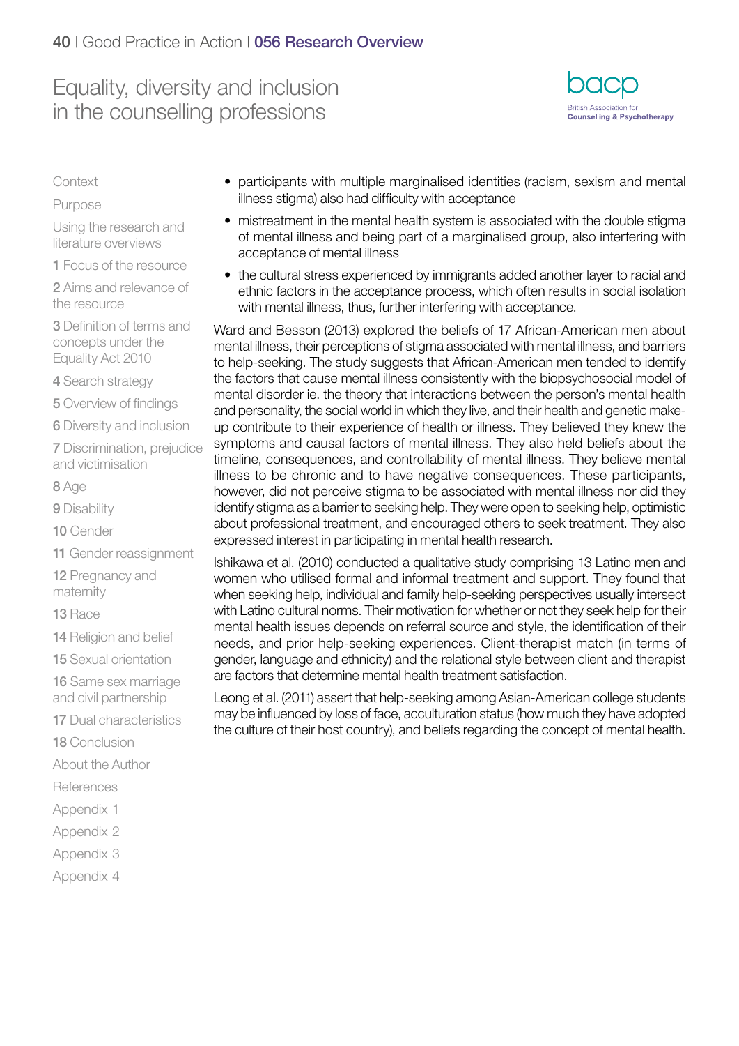- participants with multiple marginalised identities (racism, sexism and mental illness stigma) also had difficulty with acceptance
- mistreatment in the mental health system is associated with the double stigma of mental illness and being part of a marginalised group, also interfering with acceptance of mental illness
- the cultural stress experienced by immigrants added another layer to racial and ethnic factors in the acceptance process, which often results in social isolation with mental illness, thus, further interfering with acceptance.

Ward and Besson (2013) explored the beliefs of 17 African-American men about mental illness, their perceptions of stigma associated with mental illness, and barriers to help-seeking. The study suggests that African-American men tended to identify the factors that cause mental illness consistently with the biopsychosocial model of mental disorder ie. the theory that interactions between the person's mental health and personality, the social world in which they live, and their health and genetic make-up contribute to their experience of health or illness. They believed they knew the symptoms and causal factors of mental illness. They also held beliefs about the timeline, consequences, and controllability of mental illness. They believe mental illness to be chronic and to have negative consequences. These participants, however, did not perceive stigma to be associated with mental illness nor did they identify stigma as a barrier to seeking help. They were open to seeking help, optimistic about professional treatment, and encouraged others to seek treatment. They also expressed interest in participating in mental health research.

Ishikawa et al. (2010) conducted a qualitative study comprising 13 Latino men and women who utilised formal and informal treatment and support. They found that when seeking help, individual and family help-seeking perspectives usually intersect with Latino cultural norms. Their motivation for whether or not they seek help for their mental health issues depends on referral source and style, the identification of their needs, and prior help-seeking experiences. Client-therapist match (in terms of gender, language and ethnicity) and the relational style between client and therapist are factors that determine mental health treatment satisfaction.

Leong et al. (2011) assert that help-seeking among Asian-American college students may be influenced by loss of face, acculturation status (how much they have adopted the culture of their host country), and beliefs regarding the concept of mental health.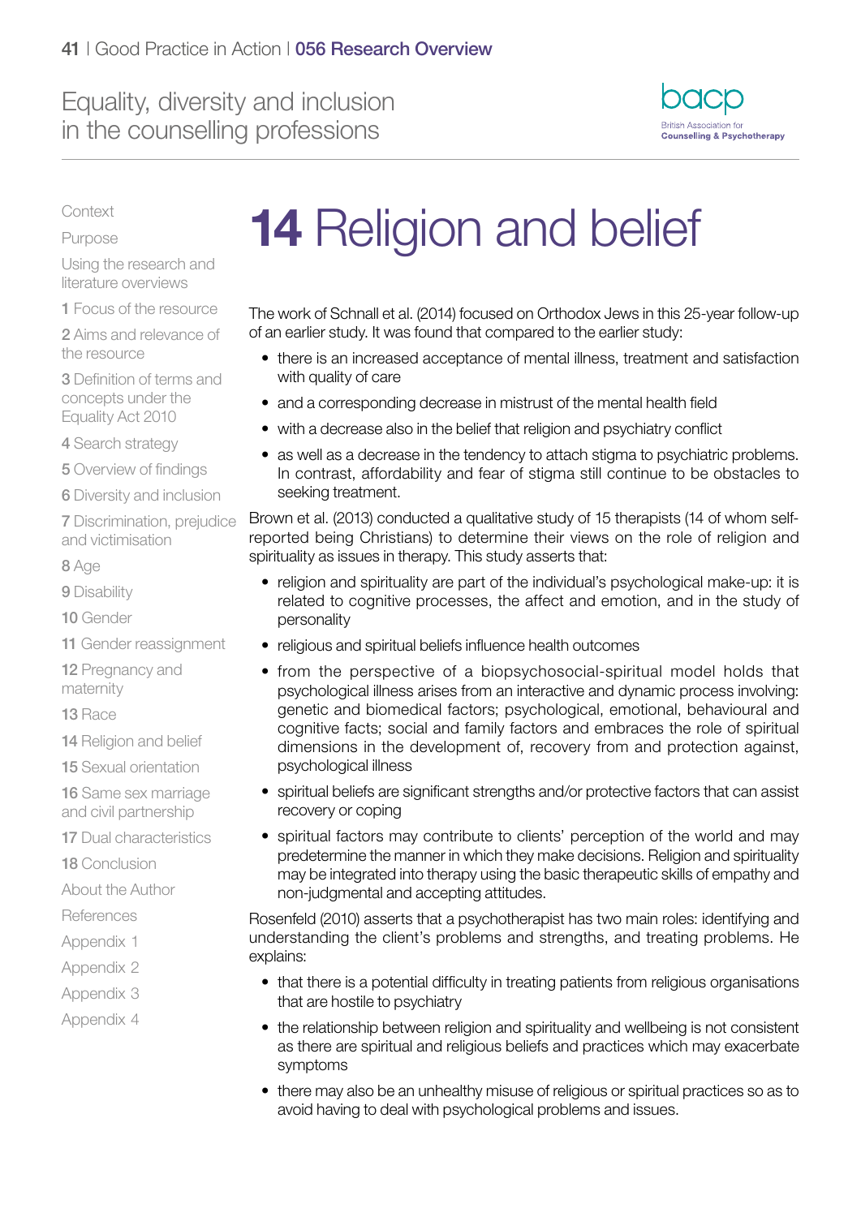# 14 Religion and belief

The work of Schnall et al. (2014) focused on Orthodox Jews in this 25-year follow-up of an earlier study. It was found that compared to the earlier study:

- there is an increased acceptance of mental illness, treatment and satisfaction with quality of care
- and a corresponding decrease in mistrust of the mental health field
- with a decrease also in the belief that religion and psychiatry conflict
- as well as a decrease in the tendency to attach stigma to psychiatric problems. In contrast, affordability and fear of stigma still continue to be obstacles to seeking treatment.

Brown et al. (2013) conducted a qualitative study of 15 therapists (14 of whom self-reported being Christians) to determine their views on the role of religion and spirituality as issues in therapy. This study asserts that:

- religion and spirituality are part of the individual's psychological make-up: it is related to cognitive processes, the affect and emotion, and in the study of personality
- religious and spiritual beliefs influence health outcomes
- from the perspective of a biopsychosocial-spiritual model holds that psychological illness arises from an interactive and dynamic process involving: genetic and biomedical factors; psychological, emotional, behavioural and cognitive facts; social and family factors and embraces the role of spiritual dimensions in the development of, recovery from and protection against, psychological illness
- spiritual beliefs are significant strengths and/or protective factors that can assist recovery or coping
- spiritual factors may contribute to clients' perception of the world and may predetermine the manner in which they make decisions. Religion and spirituality may be integrated into therapy using the basic therapeutic skills of empathy and non-judgmental and accepting attitudes.

Rosenfeld (2010) asserts that a psychotherapist has two main roles: identifying and understanding the client's problems and strengths, and treating problems. He explains:

- that there is a potential difficulty in treating patients from religious organisations that are hostile to psychiatry
- the relationship between religion and spirituality and wellbeing is not consistent as there are spiritual and religious beliefs and practices which may exacerbate symptoms
- there may also be an unhealthy misuse of religious or spiritual practices so as to avoid having to deal with psychological problems and issues.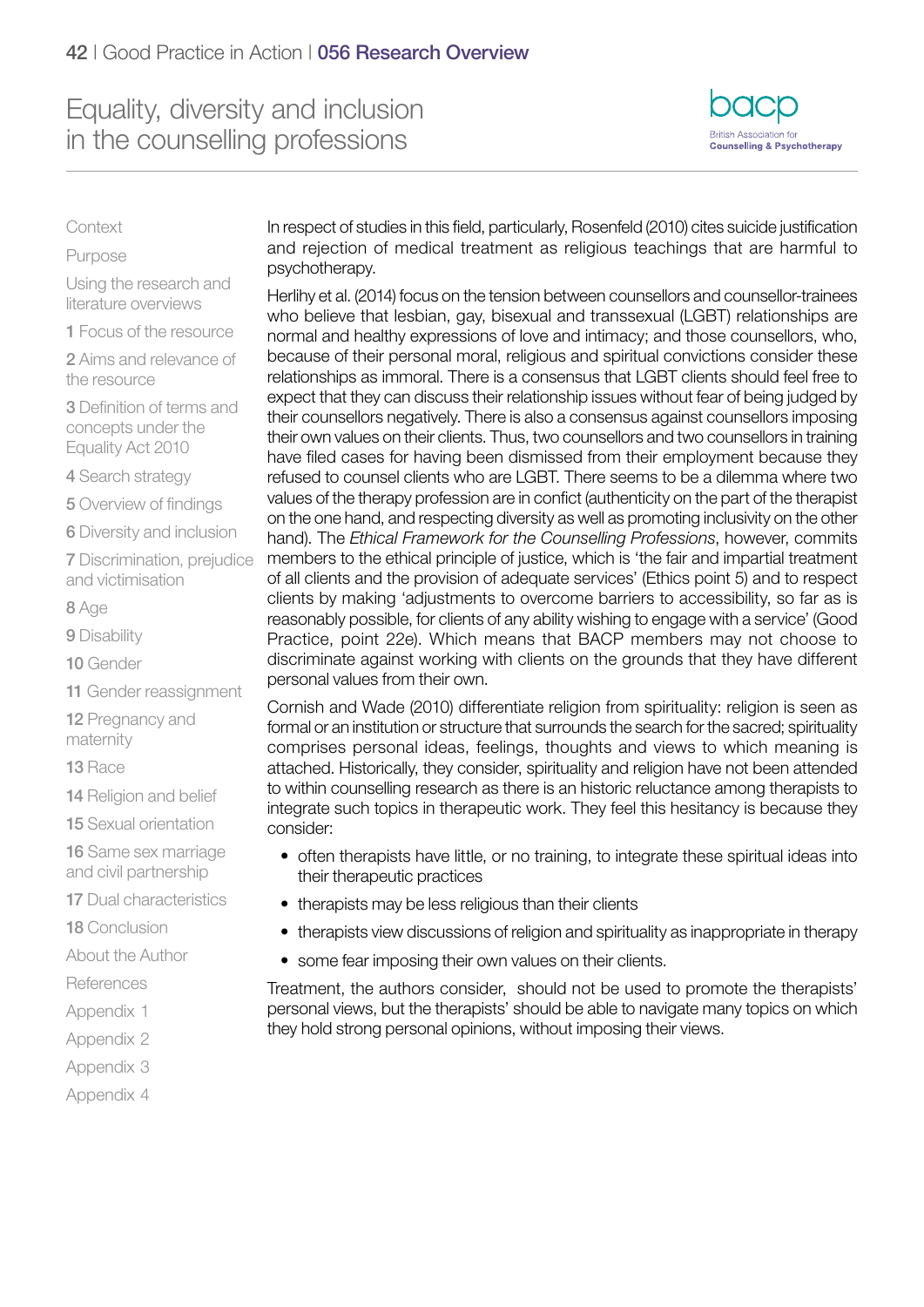In respect of studies in this field, particularly, Rosenfeld (2010) cites suicide justification and rejection of medical treatment as religious teachings that are harmful to psychotherapy.

Herlihy et al. (2014) focus on the tension between counsellors and counsellor-trainees who believe that lesbian, gay, bisexual and transsexual (LGBT) relationships are normal and healthy expressions of love and intimacy; and those counsellors, who, because of their personal moral, religious and spiritual convictions consider these relationships as immoral. There is a consensus that LGBT clients should feel free to expect that they can discuss their relationship issues without fear of being judged by their counsellors negatively. There is also a consensus against counsellors imposing their own values on their clients. Thus, two counsellors and two counsellors in training have filed cases for having been dismissed from their employment because they refused to counsel clients who are LGBT. There seems to be a dilemma where two values of the therapy profession are in confict (authenticity on the part of the therapist on the one hand, and respecting diversity as well as promoting inclusivity on the other hand). The *Ethical Framework for the Counselling Professions*, however, commits members to the ethical principle of justice, which is 'the fair and impartial treatment of all clients and the provision of adequate services' (Ethics point 5) and to respect clients by making 'adjustments to overcome barriers to accessibility, so far as is reasonably possible, for clients of any ability wishing to engage with a service' (Good Practice, point 22e). Which means that BACP members may not choose to discriminate against working with clients on the grounds that they have different personal values from their own.

Cornish and Wade (2010) differentiate religion from spirituality: religion is seen as formal or an institution or structure that surrounds the search for the sacred; spirituality comprises personal ideas, feelings, thoughts and views to which meaning is attached. Historically, they consider, spirituality and religion have not been attended to within counselling research as there is an historic reluctance among therapists to integrate such topics in therapeutic work. They feel this hesitancy is because they consider:

- often therapists have little, or no training, to integrate these spiritual ideas into their therapeutic practices
- therapists may be less religious than their clients
- therapists view discussions of religion and spirituality as inappropriate in therapy
- some fear imposing their own values on their clients.

Treatment, the authors consider, should not be used to promote the therapists' personal views, but the therapists' should be able to navigate many topics on which they hold strong personal opinions, without imposing their views.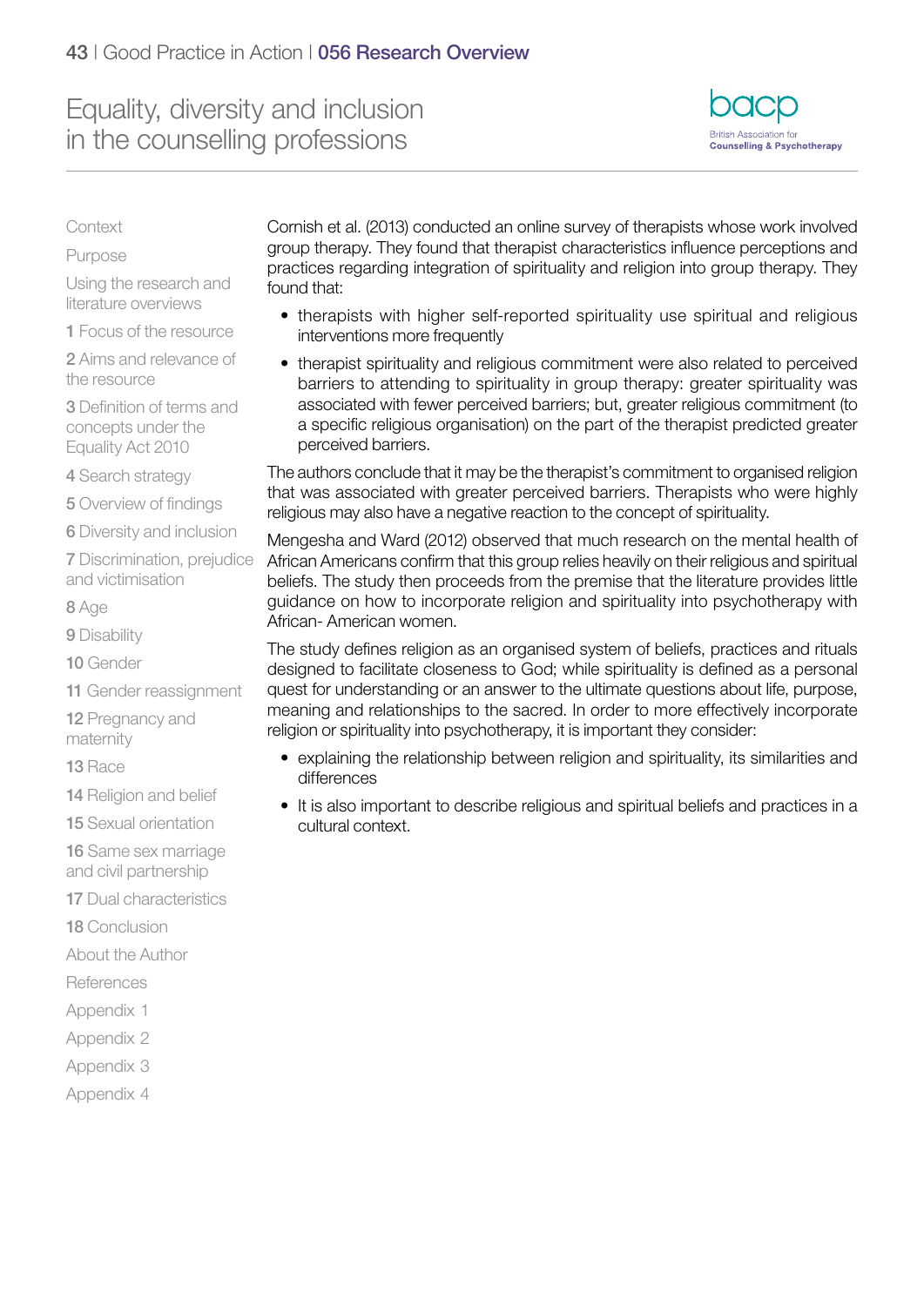Cornish et al. (2013) conducted an online survey of therapists whose work involved group therapy. They found that therapist characteristics influence perceptions and practices regarding integration of spirituality and religion into group therapy. They found that:

- therapists with higher self-reported spirituality use spiritual and religious interventions more frequently
- therapist spirituality and religious commitment were also related to perceived barriers to attending to spirituality in group therapy: greater spirituality was associated with fewer perceived barriers; but, greater religious commitment (to a specific religious organisation) on the part of the therapist predicted greater perceived barriers.

The authors conclude that it may be the therapist's commitment to organised religion that was associated with greater perceived barriers. Therapists who were highly religious may also have a negative reaction to the concept of spirituality.

Mengesha and Ward (2012) observed that much research on the mental health of African Americans confirm that this group relies heavily on their religious and spiritual beliefs. The study then proceeds from the premise that the literature provides little guidance on how to incorporate religion and spirituality into psychotherapy with African- American women.

The study defines religion as an organised system of beliefs, practices and rituals designed to facilitate closeness to God; while spirituality is defined as a personal quest for understanding or an answer to the ultimate questions about life, purpose, meaning and relationships to the sacred. In order to more effectively incorporate religion or spirituality into psychotherapy, it is important they consider:

- explaining the relationship between religion and spirituality, its similarities and differences
- It is also important to describe religious and spiritual beliefs and practices in a cultural context.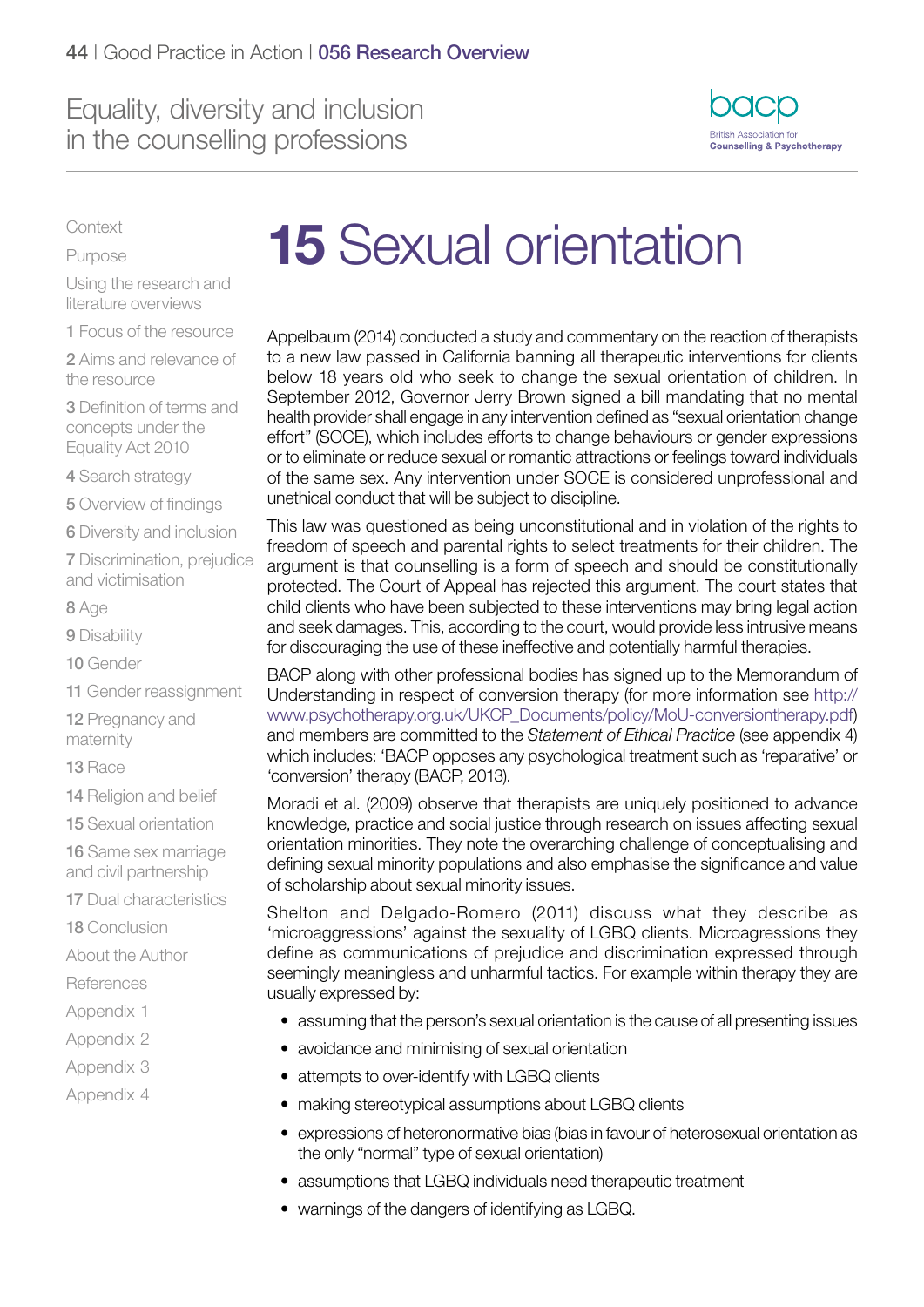# 15 Sexual orientation

Appelbaum (2014) conducted a study and commentary on the reaction of therapists to a new law passed in California banning all therapeutic interventions for clients below 18 years old who seek to change the sexual orientation of children. In September 2012, Governor Jerry Brown signed a bill mandating that no mental health provider shall engage in any intervention defined as "sexual orientation change effort" (SOCE), which includes efforts to change behaviours or gender expressions or to eliminate or reduce sexual or romantic attractions or feelings toward individuals of the same sex. Any intervention under SOCE is considered unprofessional and unethical conduct that will be subject to discipline.

This law was questioned as being unconstitutional and in violation of the rights to freedom of speech and parental rights to select treatments for their children. The argument is that counselling is a form of speech and should be constitutionally protected. The Court of Appeal has rejected this argument. The court states that child clients who have been subjected to these interventions may bring legal action and seek damages. This, according to the court, would provide less intrusive means for discouraging the use of these ineffective and potentially harmful therapies.

BACP along with other professional bodies has signed up to the Memorandum of Understanding in respect of conversion therapy (for more information see http://www.psychotherapy.org.uk/UKCP_Documents/policy/MoU-conversiontherapy.pdf) and members are committed to the *Statement of Ethical Practice* (see appendix 4) which includes: 'BACP opposes any psychological treatment such as 'reparative' or 'conversion' therapy (BACP, 2013).

Moradi et al. (2009) observe that therapists are uniquely positioned to advance knowledge, practice and social justice through research on issues affecting sexual orientation minorities. They note the overarching challenge of conceptualising and defining sexual minority populations and also emphasise the significance and value of scholarship about sexual minority issues.

Shelton and Delgado-Romero (2011) discuss what they describe as 'microaggressions' against the sexuality of LGBQ clients. Microaggressions they define as communications of prejudice and discrimination expressed through seemingly meaningless and unharmful tactics. For example within therapy they are usually expressed by:

- assuming that the person's sexual orientation is the cause of all presenting issues
- avoidance and minimising of sexual orientation
- attempts to over-identify with LGBQ clients
- making stereotypical assumptions about LGBQ clients
- expressions of heteronormative bias (bias in favour of heterosexual orientation as the only "normal" type of sexual orientation)
- assumptions that LGBQ individuals need therapeutic treatment
- warnings of the dangers of identifying as LGBQ.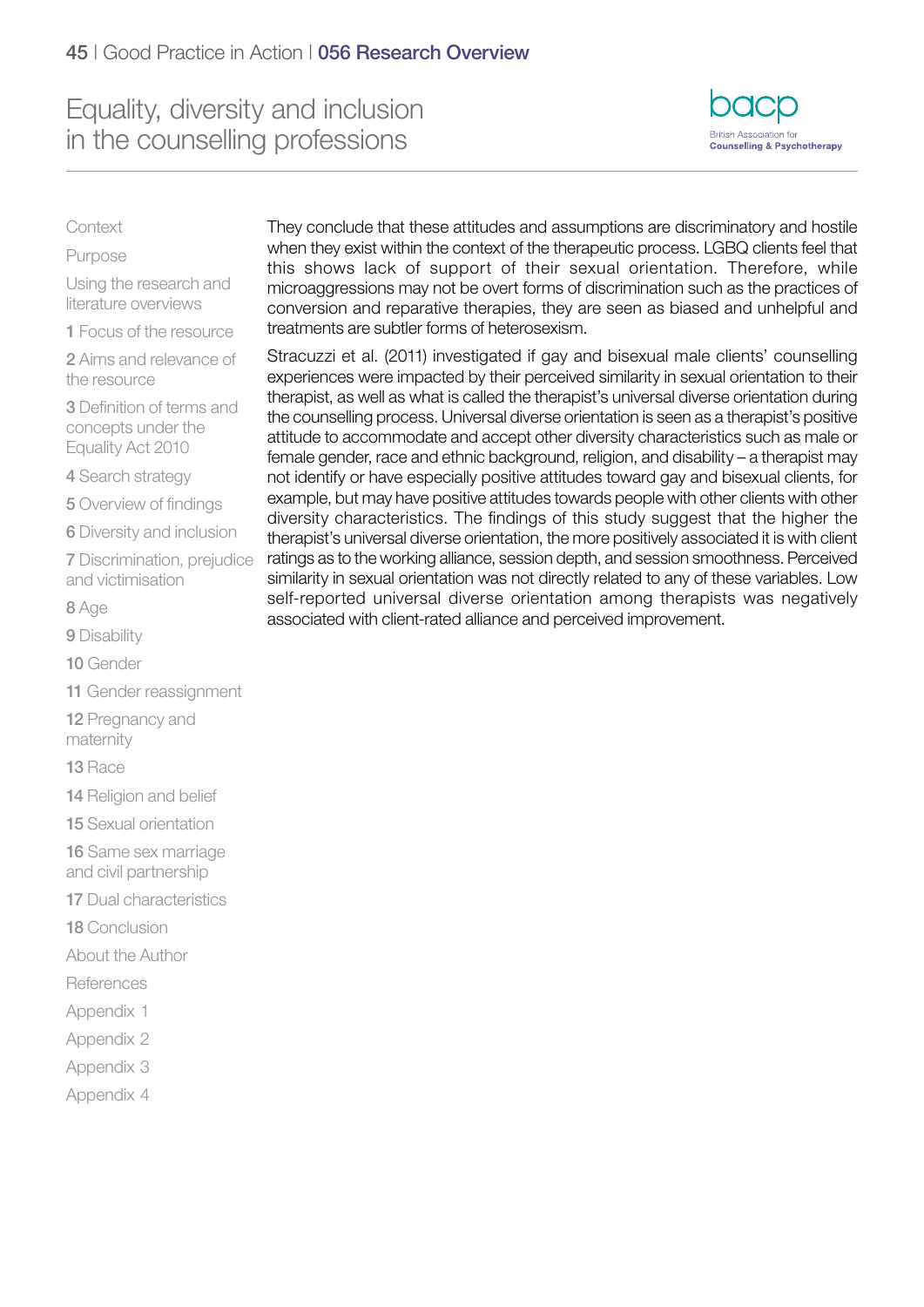They conclude that these attitudes and assumptions are discriminatory and hostile when they exist within the context of the therapeutic process. LGBQ clients feel that this shows lack of support of their sexual orientation. Therefore, while microaggressions may not be overt forms of discrimination such as the practices of conversion and reparative therapies, they are seen as biased and unhelpful and treatments are subtler forms of heterosexism.

Stracuzzi et al. (2011) investigated if gay and bisexual male clients' counselling experiences were impacted by their perceived similarity in sexual orientation to their therapist, as well as what is called the therapist's universal diverse orientation during the counselling process. Universal diverse orientation is seen as a therapist's positive attitude to accommodate and accept other diversity characteristics such as male or female gender, race and ethnic background, religion, and disability – a therapist may not identify or have especially positive attitudes toward gay and bisexual clients, for example, but may have positive attitudes towards people with other clients with other diversity characteristics. The findings of this study suggest that the higher the therapist's universal diverse orientation, the more positively associated it is with client ratings as to the working alliance, session depth, and session smoothness. Perceived similarity in sexual orientation was not directly related to any of these variables. Low self-reported universal diverse orientation among therapists was negatively associated with client-rated alliance and perceived improvement.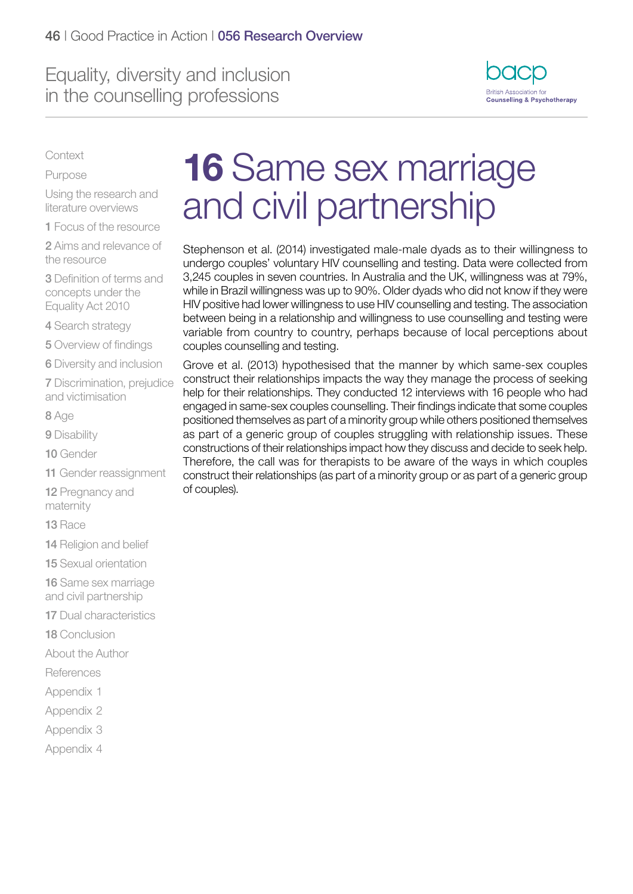# 16 Same sex marriage and civil partnership

Stephenson et al. (2014) investigated male-male dyads as to their willingness to undergo couples' voluntary HIV counselling and testing. Data were collected from 3,245 couples in seven countries. In Australia and the UK, willingness was at 79%, while in Brazil willingness was up to 90%. Older dyads who did not know if they were HIV positive had lower willingness to use HIV counselling and testing. The association between being in a relationship and willingness to use counselling and testing were variable from country to country, perhaps because of local perceptions about couples counselling and testing.

Grove et al. (2013) hypothesised that the manner by which same-sex couples construct their relationships impacts the way they manage the process of seeking help for their relationships. They conducted 12 interviews with 16 people who had engaged in same-sex couples counselling. Their findings indicate that some couples positioned themselves as part of a minority group while others positioned themselves as part of a generic group of couples struggling with relationship issues. These constructions of their relationships impact how they discuss and decide to seek help. Therefore, the call was for therapists to be aware of the ways in which couples construct their relationships (as part of a minority group or as part of a generic group of couples).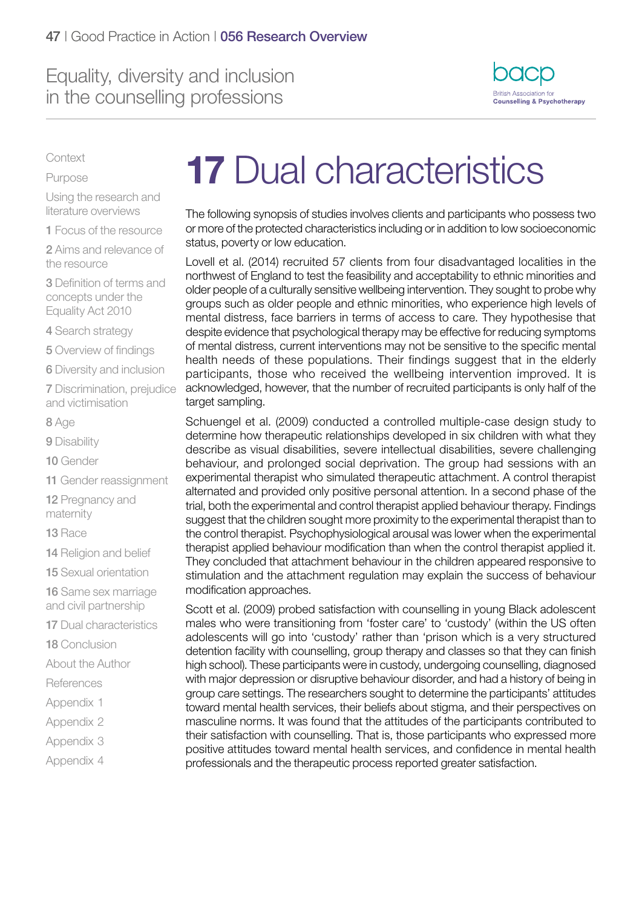# 17 Dual characteristics

The following synopsis of studies involves clients and participants who possess two or more of the protected characteristics including or in addition to low socioeconomic status, poverty or low education.

Lovell et al. (2014) recruited 57 clients from four disadvantaged localities in the northwest of England to test the feasibility and acceptability to ethnic minorities and older people of a culturally sensitive wellbeing intervention. They sought to probe why groups such as older people and ethnic minorities, who experience high levels of mental distress, face barriers in terms of access to care. They hypothesise that despite evidence that psychological therapy may be effective for reducing symptoms of mental distress, current interventions may not be sensitive to the specific mental health needs of these populations. Their findings suggest that in the elderly participants, those who received the wellbeing intervention improved. It is acknowledged, however, that the number of recruited participants is only half of the target sampling.

Schuengel et al. (2009) conducted a controlled multiple-case design study to determine how therapeutic relationships developed in six children with what they describe as visual disabilities, severe intellectual disabilities, severe challenging behaviour, and prolonged social deprivation. The group had sessions with an experimental therapist who simulated therapeutic attachment. A control therapist alternated and provided only positive personal attention. In a second phase of the trial, both the experimental and control therapist applied behaviour therapy. Findings suggest that the children sought more proximity to the experimental therapist than to the control therapist. Psychophysiological arousal was lower when the experimental therapist applied behaviour modification than when the control therapist applied it. They concluded that attachment behaviour in the children appeared responsive to stimulation and the attachment regulation may explain the success of behaviour modification approaches.

Scott et al. (2009) probed satisfaction with counselling in young Black adolescent males who were transitioning from 'foster care' to 'custody' (within the US often adolescents will go into 'custody' rather than 'prison which is a very structured detention facility with counselling, group therapy and classes so that they can finish high school). These participants were in custody, undergoing counselling, diagnosed with major depression or disruptive behaviour disorder, and had a history of being in group care settings. The researchers sought to determine the participants' attitudes toward mental health services, their beliefs about stigma, and their perspectives on masculine norms. It was found that the attitudes of the participants contributed to their satisfaction with counselling. That is, those participants who expressed more positive attitudes toward mental health services, and confidence in mental health professionals and the therapeutic process reported greater satisfaction.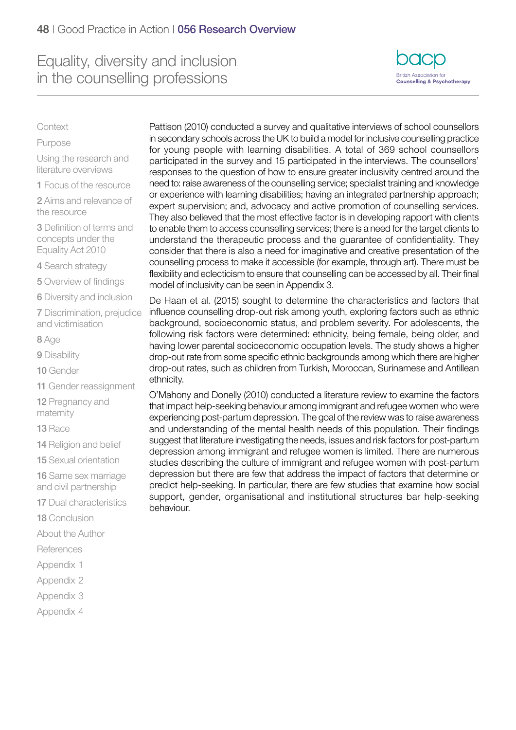Pattison (2010) conducted a survey and qualitative interviews of school counsellors in secondary schools across the UK to build a model for inclusive counselling practice for young people with learning disabilities. A total of 369 school counsellors participated in the survey and 15 participated in the interviews. The counsellors' responses to the question of how to ensure greater inclusivity centred around the need to: raise awareness of the counselling service; specialist training and knowledge or experience with learning disabilities; having an integrated partnership approach; expert supervision; and, advocacy and active promotion of counselling services. They also believed that the most effective factor is in developing rapport with clients to enable them to access counselling services; there is a need for the target clients to understand the therapeutic process and the guarantee of confidentiality. They consider that there is also a need for imaginative and creative presentation of the counselling process to make it accessible (for example, through art). There must be flexibility and eclecticism to ensure that counselling can be accessed by all. Their final model of inclusivity can be seen in Appendix 3.

De Haan et al. (2015) sought to determine the characteristics and factors that influence counselling drop-out risk among youth, exploring factors such as ethnic background, socioeconomic status, and problem severity. For adolescents, the following risk factors were determined: ethnicity, being female, being older, and having lower parental socioeconomic occupation levels. The study shows a higher drop-out rate from some specific ethnic backgrounds among which there are higher drop-out rates, such as children from Turkish, Moroccan, Surinamese and Antillean ethnicity.

O'Mahony and Donelly (2010) conducted a literature review to examine the factors that impact help-seeking behaviour among immigrant and refugee women who were experiencing post-partum depression. The goal of the review was to raise awareness and understanding of the mental health needs of this population. Their findings suggest that literature investigating the needs, issues and risk factors for post-partum depression among immigrant and refugee women is limited. There are numerous studies describing the culture of immigrant and refugee women with post-partum depression but there are few that address the impact of factors that determine or predict help-seeking. In particular, there are few studies that examine how social support, gender, organisational and institutional structures bar help-seeking behaviour.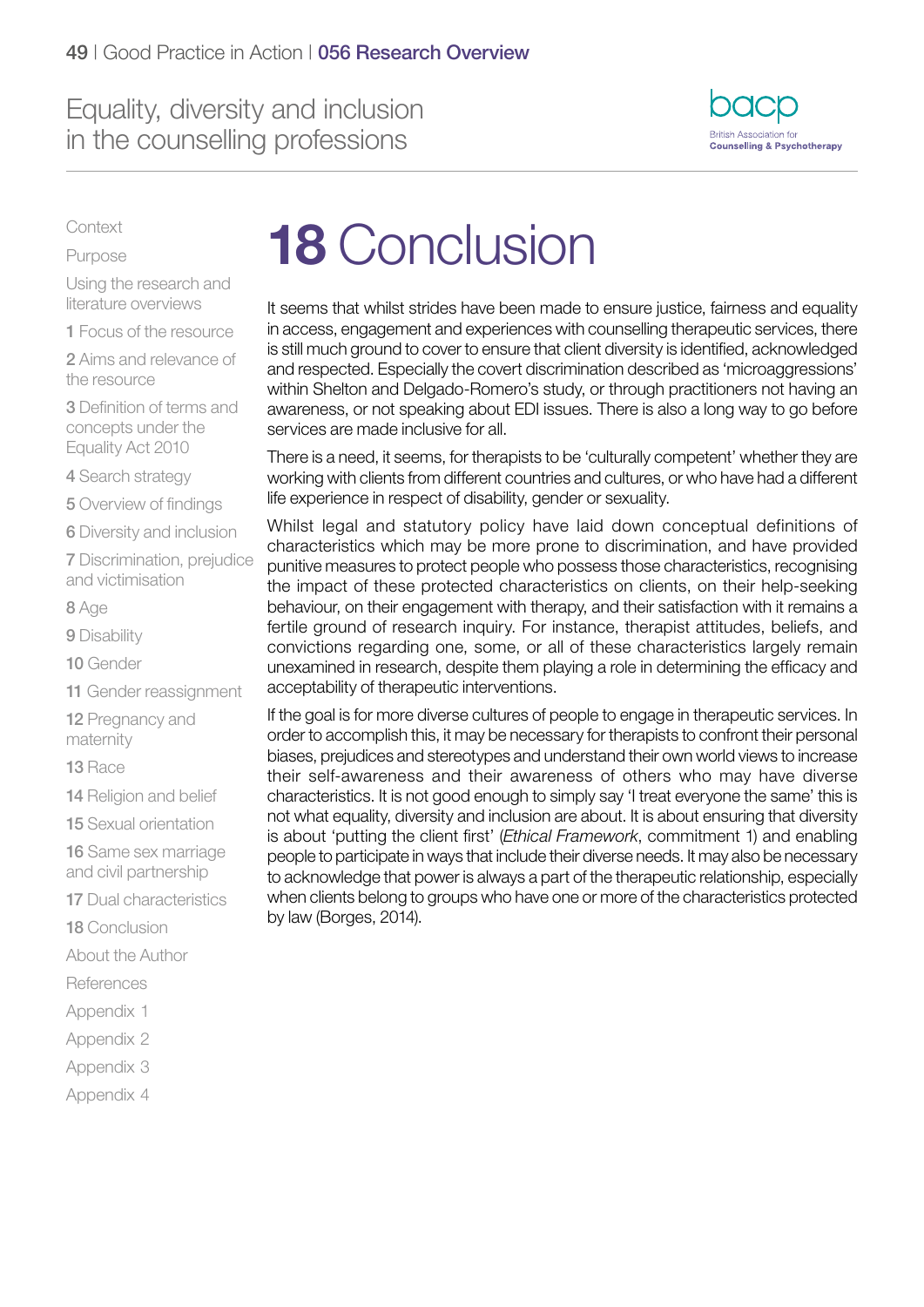# 18 Conclusion

It seems that whilst strides have been made to ensure justice, fairness and equality in access, engagement and experiences with counselling therapeutic services, there is still much ground to cover to ensure that client diversity is identified, acknowledged and respected. Especially the covert discrimination described as 'microaggressions' within Shelton and Delgado-Romero's study, or through practitioners not having an awareness, or not speaking about EDI issues. There is also a long way to go before services are made inclusive for all.

There is a need, it seems, for therapists to be 'culturally competent' whether they are working with clients from different countries and cultures, or who have had a different life experience in respect of disability, gender or sexuality.

Whilst legal and statutory policy have laid down conceptual definitions of characteristics which may be more prone to discrimination, and have provided punitive measures to protect people who possess those characteristics, recognising the impact of these protected characteristics on clients, on their help-seeking behaviour, on their engagement with therapy, and their satisfaction with it remains a fertile ground of research inquiry. For instance, therapist attitudes, beliefs, and convictions regarding one, some, or all of these characteristics largely remain unexamined in research, despite them playing a role in determining the efficacy and acceptability of therapeutic interventions.

If the goal is for more diverse cultures of people to engage in therapeutic services. In order to accomplish this, it may be necessary for therapists to confront their personal biases, prejudices and stereotypes and understand their own world views to increase their self-awareness and their awareness of others who may have diverse characteristics. It is not good enough to simply say 'I treat everyone the same' this is not what equality, diversity and inclusion are about. It is about ensuring that diversity is about 'putting the client first' (*Ethical Framework*, commitment 1) and enabling people to participate in ways that include their diverse needs. It may also be necessary to acknowledge that power is always a part of the therapeutic relationship, especially when clients belong to groups who have one or more of the characteristics protected by law (Borges, 2014).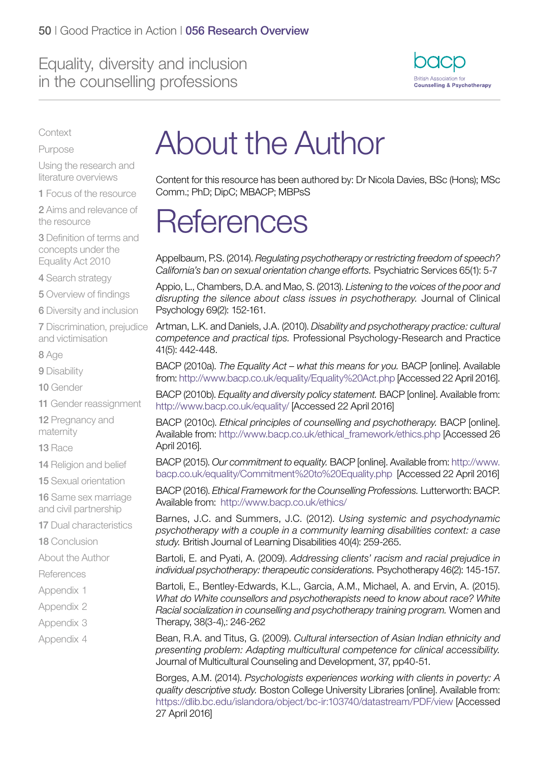# About the Author

Content for this resource has been authored by: Dr Nicola Davies, BSc (Hons); MSc Comm.; PhD; DipC; MBACP; MBPsS

# References

Appelbaum, P.S. (2014). *Regulating psychotherapy or restricting freedom of speech? California's ban on sexual orientation change efforts.* Psychiatric Services 65(1): 5-7

Appio, L., Chambers, D.A. and Mao, S. (2013). *Listening to the voices of the poor and disrupting the silence about class issues in psychotherapy.* Journal of Clinical Psychology 69(2): 152-161.

Artman, L.K. and Daniels, J.A. (2010). *Disability and psychotherapy practice: cultural competence and practical tips.* Professional Psychology-Research and Practice 41(5): 442-448.

BACP (2010a). *The Equality Act – what this means for you.* BACP [online]. Available from: http://www.bacp.co.uk/equality/Equality%20Act.php [Accessed 22 April 2016].

BACP (2010b). *Equality and diversity policy statement.* BACP [online]. Available from: http://www.bacp.co.uk/equality/ [Accessed 22 April 2016]

BACP (2010c). *Ethical principles of counselling and psychotherapy.* BACP [online]. Available from: http://www.bacp.co.uk/ethical_framework/ethics.php [Accessed 26 April 2016].

BACP (2015). *Our commitment to equality.* BACP [online]. Available from: http://www.bacp.co.uk/equality/Commitment%20to%20Equality.php [Accessed 22 April 2016]

BACP (2016). *Ethical Framework for the Counselling Professions.* Lutterworth: BACP. Available from: http://www.bacp.co.uk/ethics/

Barnes, J.C. and Summers, J.C. (2012). *Using systemic and psychodynamic psychotherapy with a couple in a community learning disabilities context: a case study.* British Journal of Learning Disabilities 40(4): 259-265.

Bartoli, E. and Pyati, A. (2009). *Addressing clients' racism and racial prejudice in individual psychotherapy: therapeutic considerations.* Psychotherapy 46(2): 145-157.

Bartoli, E., Bentley-Edwards, K.L., Garcia, A.M., Michael, A. and Ervin, A. (2015). *What do White counsellors and psychotherapists need to know about race? White Racial socialization in counselling and psychotherapy training program.* Women and Therapy, 38(3-4),: 246-262

Bean, R.A. and Titus, G. (2009). *Cultural intersection of Asian Indian ethnicity and presenting problem: Adapting multicultural competence for clinical accessibility.* Journal of Multicultural Counseling and Development, 37, pp40-51.

Borges, A.M. (2014). *Psychologists experiences working with clients in poverty: A quality descriptive study.* Boston College University Libraries [online]. Available from: https://dlib.bc.edu/islandora/object/bc-ir:103740/datastream/PDF/view [Accessed 27 April 2016]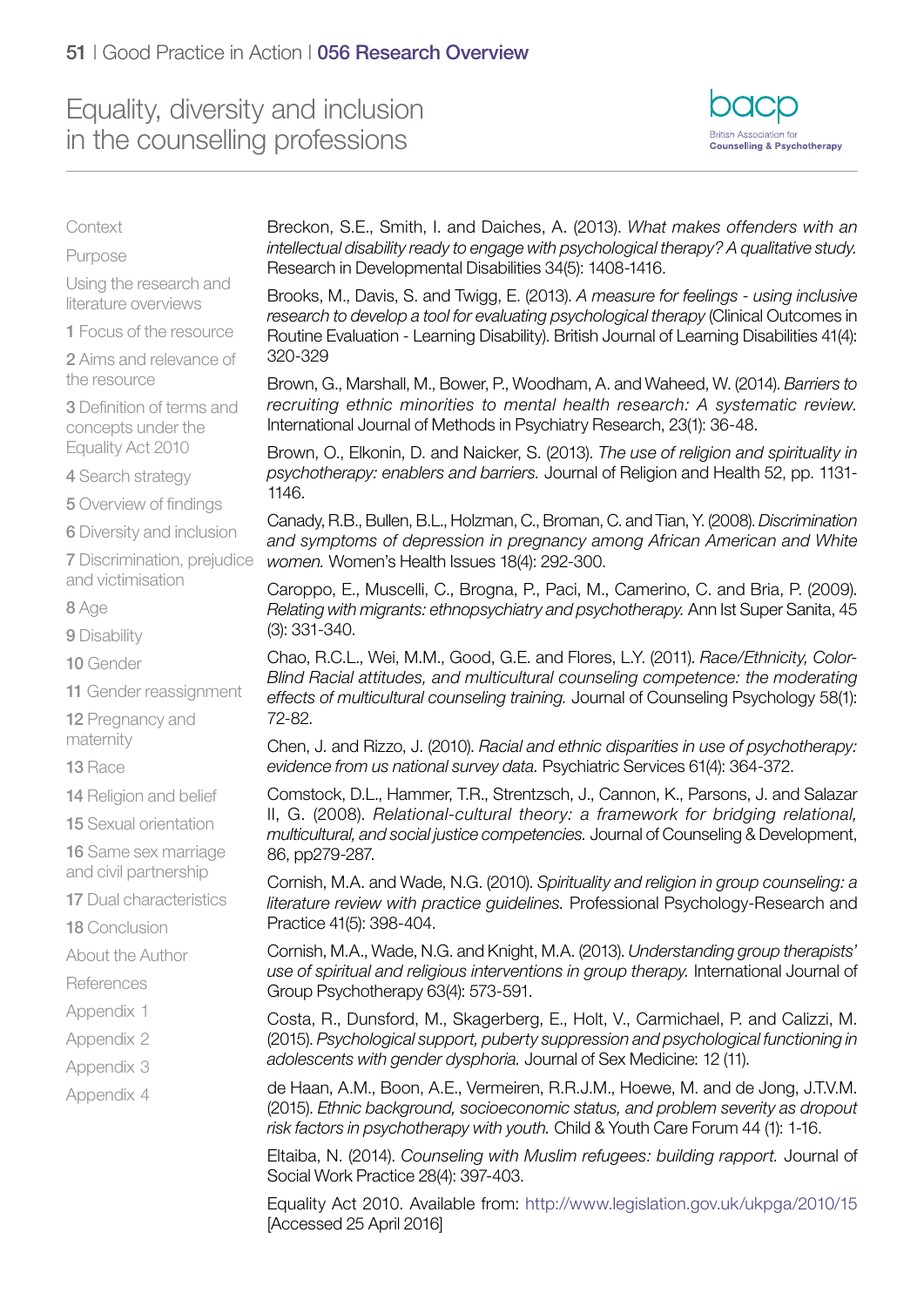Breckon, S.E., Smith, I. and Daiches, A. (2013). *What makes offenders with an intellectual disability ready to engage with psychological therapy? A qualitative study.* Research in Developmental Disabilities 34(5): 1408-1416.

Brooks, M., Davis, S. and Twigg, E. (2013). *A measure for feelings - using inclusive research to develop a tool for evaluating psychological therapy* (Clinical Outcomes in Routine Evaluation - Learning Disability). British Journal of Learning Disabilities 41(4): 320-329

Brown, G., Marshall, M., Bower, P., Woodham, A. and Waheed, W. (2014). *Barriers to recruiting ethnic minorities to mental health research: A systematic review.* International Journal of Methods in Psychiatry Research, 23(1): 36-48.

Brown, O., Elkonin, D. and Naicker, S. (2013). *The use of religion and spirituality in psychotherapy: enablers and barriers.* Journal of Religion and Health 52, pp. 1131-1146.

Canady, R.B., Bullen, B.L., Holzman, C., Broman, C. and Tian, Y. (2008). *Discrimination and symptoms of depression in pregnancy among African American and White women.* Women's Health Issues 18(4): 292-300.

Caroppo, E., Muscelli, C., Brogna, P., Paci, M., Camerino, C. and Bria, P. (2009). *Relating with migrants: ethnopsychiatry and psychotherapy.* Ann Ist Super Sanita, 45 (3): 331-340.

Chao, R.C.L., Wei, M.M., Good, G.E. and Flores, L.Y. (2011). *Race/Ethnicity, Color-Blind Racial attitudes, and multicultural counseling competence: the moderating effects of multicultural counseling training.* Journal of Counseling Psychology 58(1): 72-82.

Chen, J. and Rizzo, J. (2010). *Racial and ethnic disparities in use of psychotherapy: evidence from us national survey data.* Psychiatric Services 61(4): 364-372.

Comstock, D.L., Hammer, T.R., Strentzsch, J., Cannon, K., Parsons, J. and Salazar II, G. (2008). *Relational-cultural theory: a framework for bridging relational, multicultural, and social justice competencies.* Journal of Counseling & Development, 86, pp279-287.

Cornish, M.A. and Wade, N.G. (2010). *Spirituality and religion in group counseling: a literature review with practice guidelines.* Professional Psychology-Research and Practice 41(5): 398-404.

Cornish, M.A., Wade, N.G. and Knight, M.A. (2013). *Understanding group therapists' use of spiritual and religious interventions in group therapy.* International Journal of Group Psychotherapy 63(4): 573-591.

Costa, R., Dunsford, M., Skagerberg, E., Holt, V., Carmichael, P. and Calizzi, M. (2015). *Psychological support, puberty suppression and psychological functioning in adolescents with gender dysphoria.* Journal of Sex Medicine: 12 (11).

de Haan, A.M., Boon, A.E., Vermeiren, R.R.J.M., Hoewe, M. and de Jong, J.T.V.M. (2015). *Ethnic background, socioeconomic status, and problem severity as dropout risk factors in psychotherapy with youth.* Child & Youth Care Forum 44 (1): 1-16.

Eltaiba, N. (2014). *Counseling with Muslim refugees: building rapport.* Journal of Social Work Practice 28(4): 397-403.

Equality Act 2010. Available from: http://www.legislation.gov.uk/ukpga/2010/15 [Accessed 25 April 2016]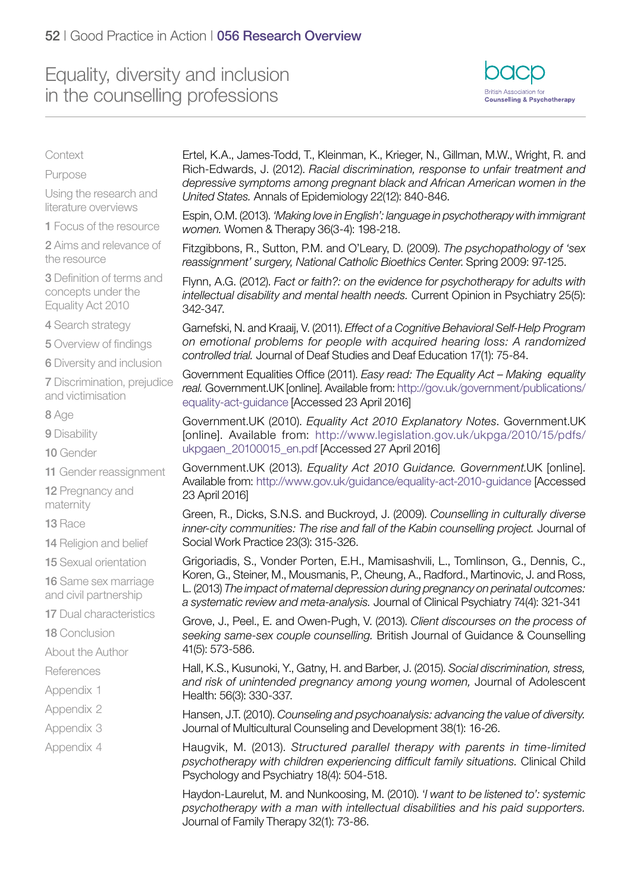Ertel, K.A., James-Todd, T., Kleinman, K., Krieger, N., Gillman, M.W., Wright, R. and Rich-Edwards, J. (2012). *Racial discrimination, response to unfair treatment and depressive symptoms among pregnant black and African American women in the United States.* Annals of Epidemiology 22(12): 840-846.

Espin, O.M. (2013). *'Making love in English': language in psychotherapy with immigrant women.* Women & Therapy 36(3-4): 198-218.

Fitzgibbons, R., Sutton, P.M. and O'Leary, D. (2009). *The psychopathology of 'sex reassignment' surgery, National Catholic Bioethics Center.* Spring 2009: 97-125.

Flynn, A.G. (2012). *Fact or faith?: on the evidence for psychotherapy for adults with intellectual disability and mental health needs.* Current Opinion in Psychiatry 25(5): 342-347.

Garnefski, N. and Kraaij, V. (2011). *Effect of a Cognitive Behavioral Self-Help Program on emotional problems for people with acquired hearing loss: A randomized controlled trial.* Journal of Deaf Studies and Deaf Education 17(1): 75-84.

Government Equalities Office (2011). *Easy read: The Equality Act – Making equality real.* Government.UK [online]. Available from: http://gov.uk/government/publications/equality-act-guidance [Accessed 23 April 2016]

Government.UK (2010). *Equality Act 2010 Explanatory Notes*. Government.UK [online]. Available from: http://www.legislation.gov.uk/ukpga/2010/15/pdfs/ukpgaen_20100015_en.pdf [Accessed 27 April 2016]

Government.UK (2013). *Equality Act 2010 Guidance. Government.*UK [online]. Available from: http://www.gov.uk/guidance/equality-act-2010-guidance [Accessed 23 April 2016]

Green, R., Dicks, S.N.S. and Buckroyd, J. (2009). *Counselling in culturally diverse inner-city communities: The rise and fall of the Kabin counselling project.* Journal of Social Work Practice 23(3): 315-326.

Grigoriadis, S., Vonder Porten, E.H., Mamisashvili, L., Tomlinson, G., Dennis, C., Koren, G., Steiner, M., Mousmanis, P., Cheung, A., Radford., Martinovic, J. and Ross, L. (2013) *The impact of maternal depression during pregnancy on perinatal outcomes: a systematic review and meta-analysis.* Journal of Clinical Psychiatry 74(4): 321-341

Grove, J., Peel., E. and Owen-Pugh, V. (2013). *Client discourses on the process of seeking same-sex couple counselling.* British Journal of Guidance & Counselling 41(5): 573-586.

Hall, K.S., Kusunoki, Y., Gatny, H. and Barber, J. (2015). *Social discrimination, stress, and risk of unintended pregnancy among young women,* Journal of Adolescent Health: 56(3): 330-337.

Hansen, J.T. (2010). *Counseling and psychoanalysis: advancing the value of diversity.* Journal of Multicultural Counseling and Development 38(1): 16-26.

Haugvik, M. (2013). *Structured parallel therapy with parents in time-limited psychotherapy with children experiencing difficult family situations.* Clinical Child Psychology and Psychiatry 18(4): 504-518.

Haydon-Laurelut, M. and Nunkoosing, M. (2010). *'I want to be listened to': systemic psychotherapy with a man with intellectual disabilities and his paid supporters.* Journal of Family Therapy 32(1): 73-86.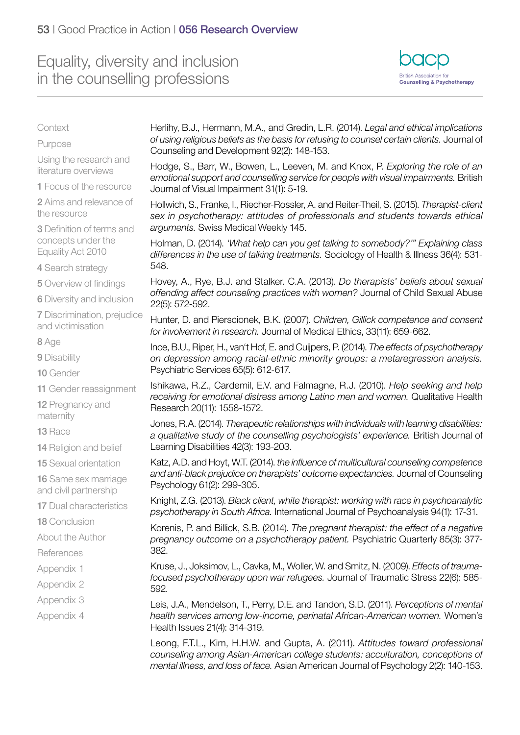Herlihy, B.J., Hermann, M.A., and Gredin, L.R. (2014). *Legal and ethical implications of using religious beliefs as the basis for refusing to counsel certain clients.* Journal of Counseling and Development 92(2): 148-153.

Hodge, S., Barr, W., Bowen, L., Leeven, M. and Knox, P. *Exploring the role of an emotional support and counselling service for people with visual impairments.* British Journal of Visual Impairment 31(1): 5-19.

Hollwich, S., Franke, I., Riecher-Rossler, A. and Reiter-Theil, S. (2015). *Therapist-client sex in psychotherapy: attitudes of professionals and students towards ethical arguments.* Swiss Medical Weekly 145.

Holman, D. (2014). *'What help can you get talking to somebody?'" Explaining class differences in the use of talking treatments.* Sociology of Health & Illness 36(4): 531-548.

Hovey, A., Rye, B.J. and Stalker. C.A. (2013). *Do therapists' beliefs about sexual offending affect counseling practices with women?* Journal of Child Sexual Abuse 22(5): 572-592.

Hunter, D. and Pierscionek, B.K. (2007). *Children, Gillick competence and consent for involvement in research.* Journal of Medical Ethics, 33(11): 659-662.

Ince, B.U., Riper, H., van't Hof, E. and Cuijpers, P. (2014). *The effects of psychotherapy on depression among racial-ethnic minority groups: a metaregression analysis.* Psychiatric Services 65(5): 612-617.

Ishikawa, R.Z., Cardemil, E.V. and Falmagne, R.J. (2010). *Help seeking and help receiving for emotional distress among Latino men and women.* Qualitative Health Research 20(11): 1558-1572.

Jones, R.A. (2014). *Therapeutic relationships with individuals with learning disabilities: a qualitative study of the counselling psychologists' experience.* British Journal of Learning Disabilities 42(3): 193-203.

Katz, A.D. and Hoyt, W.T. (2014). *the influence of multicultural counseling competence and anti-black prejudice on therapists' outcome expectancies.* Journal of Counseling Psychology 61(2): 299-305.

Knight, Z.G. (2013). *Black client, white therapist: working with race in psychoanalytic psychotherapy in South Africa.* International Journal of Psychoanalysis 94(1): 17-31.

Korenis, P. and Billick, S.B. (2014). *The pregnant therapist: the effect of a negative pregnancy outcome on a psychotherapy patient.* Psychiatric Quarterly 85(3): 377-382.

Kruse, J., Joksimov, L., Cavka, M., Woller, W. and Smitz, N. (2009). *Effects of trauma-focused psychotherapy upon war refugees.* Journal of Traumatic Stress 22(6): 585-592.

Leis, J.A., Mendelson, T., Perry, D.E. and Tandon, S.D. (2011). *Perceptions of mental health services among low-income, perinatal African-American women.* Women's Health Issues 21(4): 314-319.

Leong, F.T.L., Kim, H.H.W. and Gupta, A. (2011). *Attitudes toward professional counseling among Asian-American college students: acculturation, conceptions of mental illness, and loss of face.* Asian American Journal of Psychology 2(2): 140-153.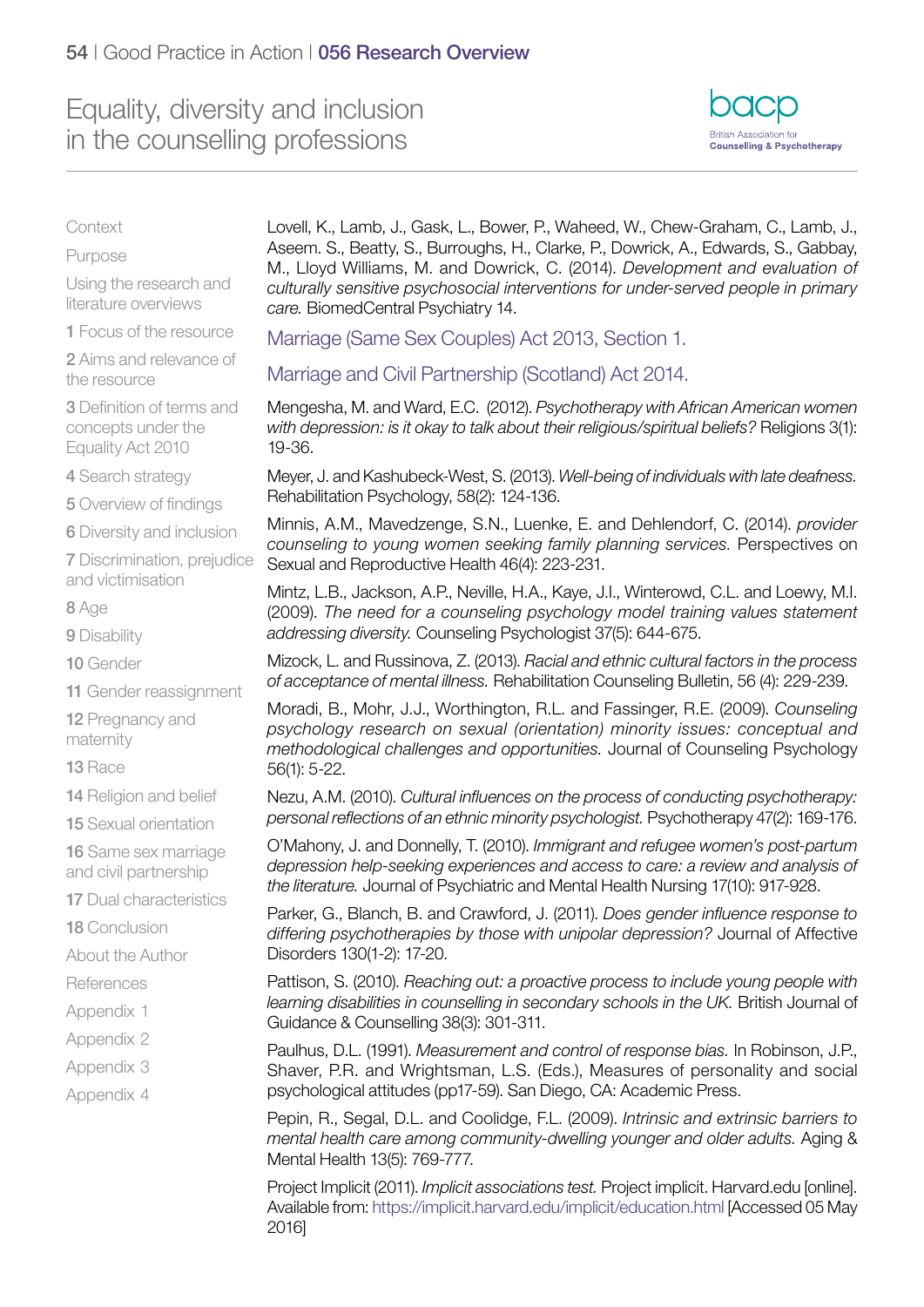Lovell, K., Lamb, J., Gask, L., Bower, P., Waheed, W., Chew-Graham, C., Lamb, J., Aseem. S., Beatty, S., Burroughs, H., Clarke, P., Dowrick, A., Edwards, S., Gabbay, M., Lloyd Williams, M. and Dowrick, C. (2014). *Development and evaluation of culturally sensitive psychosocial interventions for under-served people in primary care.* BiomedCentral Psychiatry 14.

Marriage (Same Sex Couples) Act 2013, Section 1.

Marriage and Civil Partnership (Scotland) Act 2014.

Mengesha, M. and Ward, E.C. (2012). *Psychotherapy with African American women with depression: is it okay to talk about their religious/spiritual beliefs?* Religions 3(1): 19-36.

Meyer, J. and Kashubeck-West, S. (2013). *Well-being of individuals with late deafness.* Rehabilitation Psychology, 58(2): 124-136.

Minnis, A.M., Mavedzenge, S.N., Luenke, E. and Dehlendorf, C. (2014). *provider counseling to young women seeking family planning services.* Perspectives on Sexual and Reproductive Health 46(4): 223-231.

Mintz, L.B., Jackson, A.P., Neville, H.A., Kaye, J.I., Winterowd, C.L. and Loewy, M.I. (2009). *The need for a counseling psychology model training values statement addressing diversity.* Counseling Psychologist 37(5): 644-675.

Mizock, L. and Russinova, Z. (2013). *Racial and ethnic cultural factors in the process of acceptance of mental illness.* Rehabilitation Counseling Bulletin, 56 (4): 229-239.

Moradi, B., Mohr, J.J., Worthington, R.L. and Fassinger, R.E. (2009). *Counseling psychology research on sexual (orientation) minority issues: conceptual and methodological challenges and opportunities.* Journal of Counseling Psychology 56(1): 5-22.

Nezu, A.M. (2010). *Cultural influences on the process of conducting psychotherapy: personal reflections of an ethnic minority psychologist.* Psychotherapy 47(2): 169-176.

O'Mahony, J. and Donnelly, T. (2010). *Immigrant and refugee women's post-partum depression help-seeking experiences and access to care: a review and analysis of the literature.* Journal of Psychiatric and Mental Health Nursing 17(10): 917-928.

Parker, G., Blanch, B. and Crawford, J. (2011). *Does gender influence response to differing psychotherapies by those with unipolar depression?* Journal of Affective Disorders 130(1-2): 17-20.

Pattison, S. (2010). *Reaching out: a proactive process to include young people with learning disabilities in counselling in secondary schools in the UK.* British Journal of Guidance & Counselling 38(3): 301-311.

Paulhus, D.L. (1991). *Measurement and control of response bias.* In Robinson, J.P., Shaver, P.R. and Wrightsman, L.S. (Eds.), Measures of personality and social psychological attitudes (pp17-59). San Diego, CA: Academic Press.

Pepin, R., Segal, D.L. and Coolidge, F.L. (2009). *Intrinsic and extrinsic barriers to mental health care among community-dwelling younger and older adults.* Aging & Mental Health 13(5): 769-777.

Project Implicit (2011). *Implicit associations test.* Project implicit. Harvard.edu [online]. Available from: https://implicit.harvard.edu/implicit/education.html [Accessed 05 May 2016]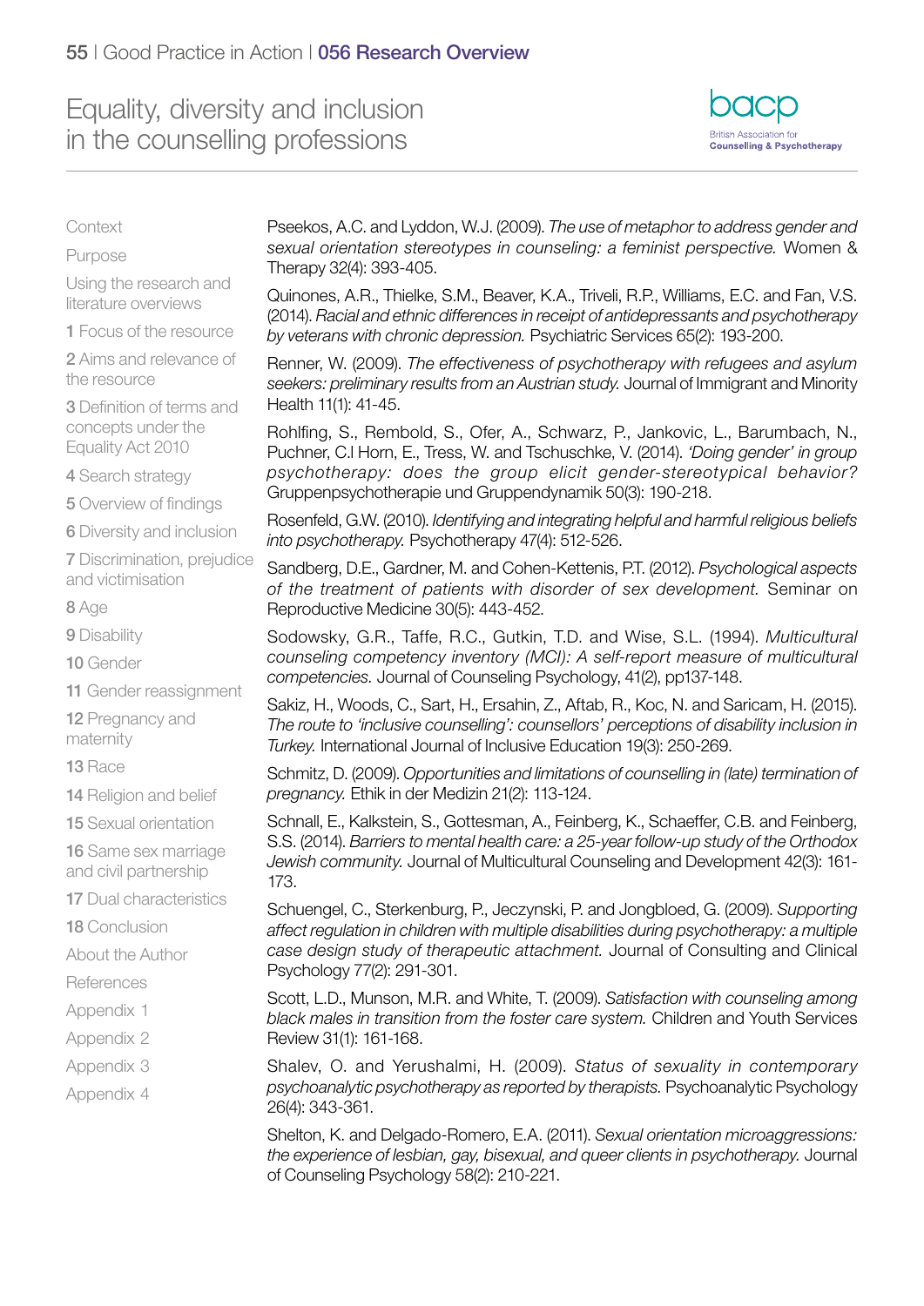Pseekos, A.C. and Lyddon, W.J. (2009). *The use of metaphor to address gender and sexual orientation stereotypes in counseling: a feminist perspective.* Women & Therapy 32(4): 393-405.

Quinones, A.R., Thielke, S.M., Beaver, K.A., Triveli, R.P., Williams, E.C. and Fan, V.S. (2014). *Racial and ethnic differences in receipt of antidepressants and psychotherapy by veterans with chronic depression.* Psychiatric Services 65(2): 193-200.

Renner, W. (2009). *The effectiveness of psychotherapy with refugees and asylum seekers: preliminary results from an Austrian study.* Journal of Immigrant and Minority Health 11(1): 41-45.

Rohlfing, S., Rembold, S., Ofer, A., Schwarz, P., Jankovic, L., Barumbach, N., Puchner, C.I Horn, E., Tress, W. and Tschuschke, V. (2014). *'Doing gender' in group psychotherapy: does the group elicit gender-stereotypical behavior?* Gruppenpsychotherapie und Gruppendynamik 50(3): 190-218.

Rosenfeld, G.W. (2010). *Identifying and integrating helpful and harmful religious beliefs into psychotherapy.* Psychotherapy 47(4): 512-526.

Sandberg, D.E., Gardner, M. and Cohen-Kettenis, P.T. (2012). *Psychological aspects of the treatment of patients with disorder of sex development.* Seminar on Reproductive Medicine 30(5): 443-452.

Sodowsky, G.R., Taffe, R.C., Gutkin, T.D. and Wise, S.L. (1994). *Multicultural counseling competency inventory (MCI): A self-report measure of multicultural competencies.* Journal of Counseling Psychology, 41(2), pp137-148.

Sakiz, H., Woods, C., Sart, H., Ersahin, Z., Aftab, R., Koc, N. and Saricam, H. (2015). *The route to 'inclusive counselling': counsellors' perceptions of disability inclusion in Turkey.* International Journal of Inclusive Education 19(3): 250-269.

Schmitz, D. (2009). *Opportunities and limitations of counselling in (late) termination of pregnancy.* Ethik in der Medizin 21(2): 113-124.

Schnall, E., Kalkstein, S., Gottesman, A., Feinberg, K., Schaeffer, C.B. and Feinberg, S.S. (2014). *Barriers to mental health care: a 25-year follow-up study of the Orthodox Jewish community.* Journal of Multicultural Counseling and Development 42(3): 161-173.

Schuengel, C., Sterkenburg, P., Jeczynski, P. and Jongbloed, G. (2009). *Supporting affect regulation in children with multiple disabilities during psychotherapy: a multiple case design study of therapeutic attachment.* Journal of Consulting and Clinical Psychology 77(2): 291-301.

Scott, L.D., Munson, M.R. and White, T. (2009). *Satisfaction with counseling among black males in transition from the foster care system.* Children and Youth Services Review 31(1): 161-168.

Shalev, O. and Yerushalmi, H. (2009). *Status of sexuality in contemporary psychoanalytic psychotherapy as reported by therapists.* Psychoanalytic Psychology 26(4): 343-361.

Shelton, K. and Delgado-Romero, E.A. (2011). *Sexual orientation microaggressions: the experience of lesbian, gay, bisexual, and queer clients in psychotherapy.* Journal of Counseling Psychology 58(2): 210-221.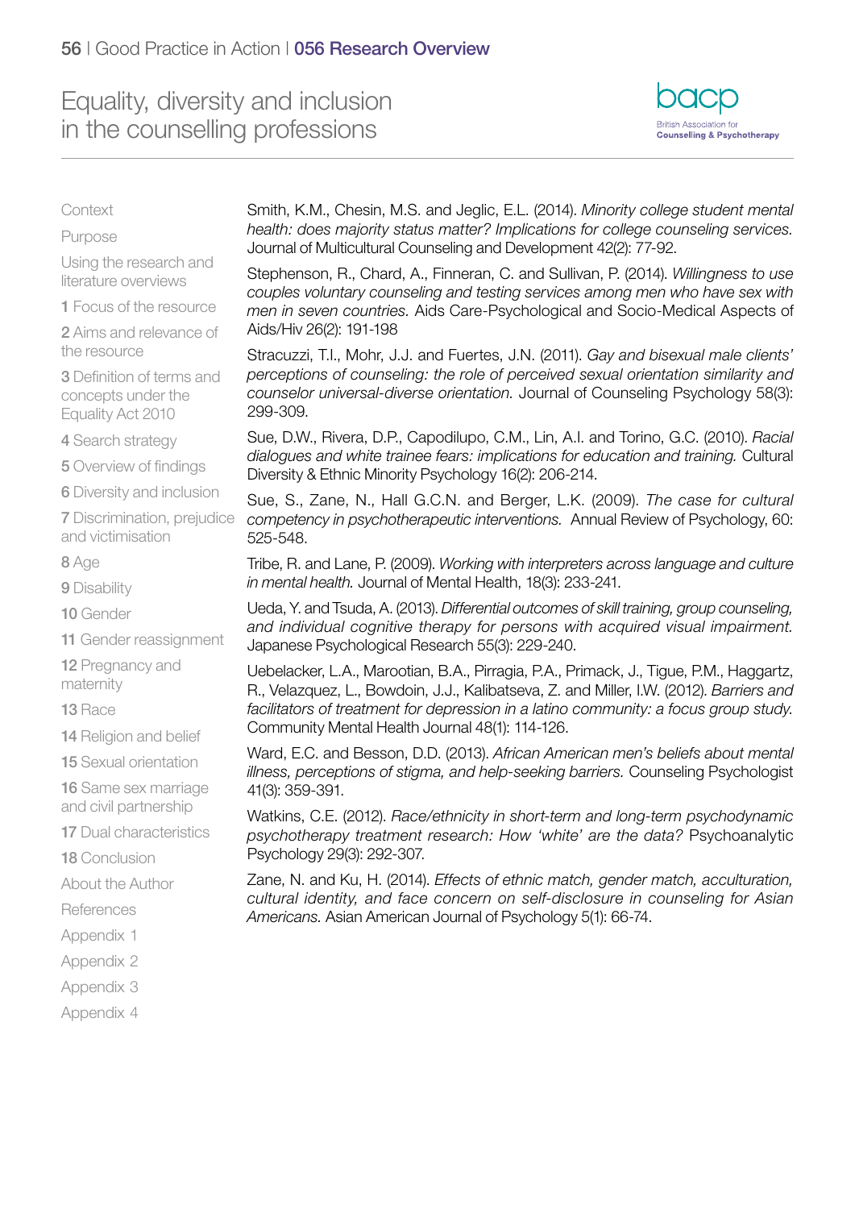Smith, K.M., Chesin, M.S. and Jeglic, E.L. (2014). *Minority college student mental health: does majority status matter? Implications for college counseling services.* Journal of Multicultural Counseling and Development 42(2): 77-92.

Stephenson, R., Chard, A., Finneran, C. and Sullivan, P. (2014). *Willingness to use couples voluntary counseling and testing services among men who have sex with men in seven countries.* Aids Care-Psychological and Socio-Medical Aspects of Aids/Hiv 26(2): 191-198

Stracuzzi, T.I., Mohr, J.J. and Fuertes, J.N. (2011). *Gay and bisexual male clients' perceptions of counseling: the role of perceived sexual orientation similarity and counselor universal-diverse orientation.* Journal of Counseling Psychology 58(3): 299-309.

Sue, D.W., Rivera, D.P., Capodilupo, C.M., Lin, A.I. and Torino, G.C. (2010). *Racial dialogues and white trainee fears: implications for education and training.* Cultural Diversity & Ethnic Minority Psychology 16(2): 206-214.

Sue, S., Zane, N., Hall G.C.N. and Berger, L.K. (2009). *The case for cultural competency in psychotherapeutic interventions.* Annual Review of Psychology, 60: 525-548.

Tribe, R. and Lane, P. (2009). *Working with interpreters across language and culture in mental health.* Journal of Mental Health, 18(3): 233-241.

Ueda, Y. and Tsuda, A. (2013). *Differential outcomes of skill training, group counseling, and individual cognitive therapy for persons with acquired visual impairment.* Japanese Psychological Research 55(3): 229-240.

Uebelacker, L.A., Marootian, B.A., Pirragia, P.A., Primack, J., Tigue, P.M., Haggartz, R., Velazquez, L., Bowdoin, J.J., Kalibatseva, Z. and Miller, I.W. (2012). *Barriers and facilitators of treatment for depression in a latino community: a focus group study.* Community Mental Health Journal 48(1): 114-126.

Ward, E.C. and Besson, D.D. (2013). *African American men's beliefs about mental illness, perceptions of stigma, and help-seeking barriers.* Counseling Psychologist 41(3): 359-391.

Watkins, C.E. (2012). *Race/ethnicity in short-term and long-term psychodynamic psychotherapy treatment research: How 'white' are the data?* Psychoanalytic Psychology 29(3): 292-307.

Zane, N. and Ku, H. (2014). *Effects of ethnic match, gender match, acculturation, cultural identity, and face concern on self-disclosure in counseling for Asian Americans.* Asian American Journal of Psychology 5(1): 66-74.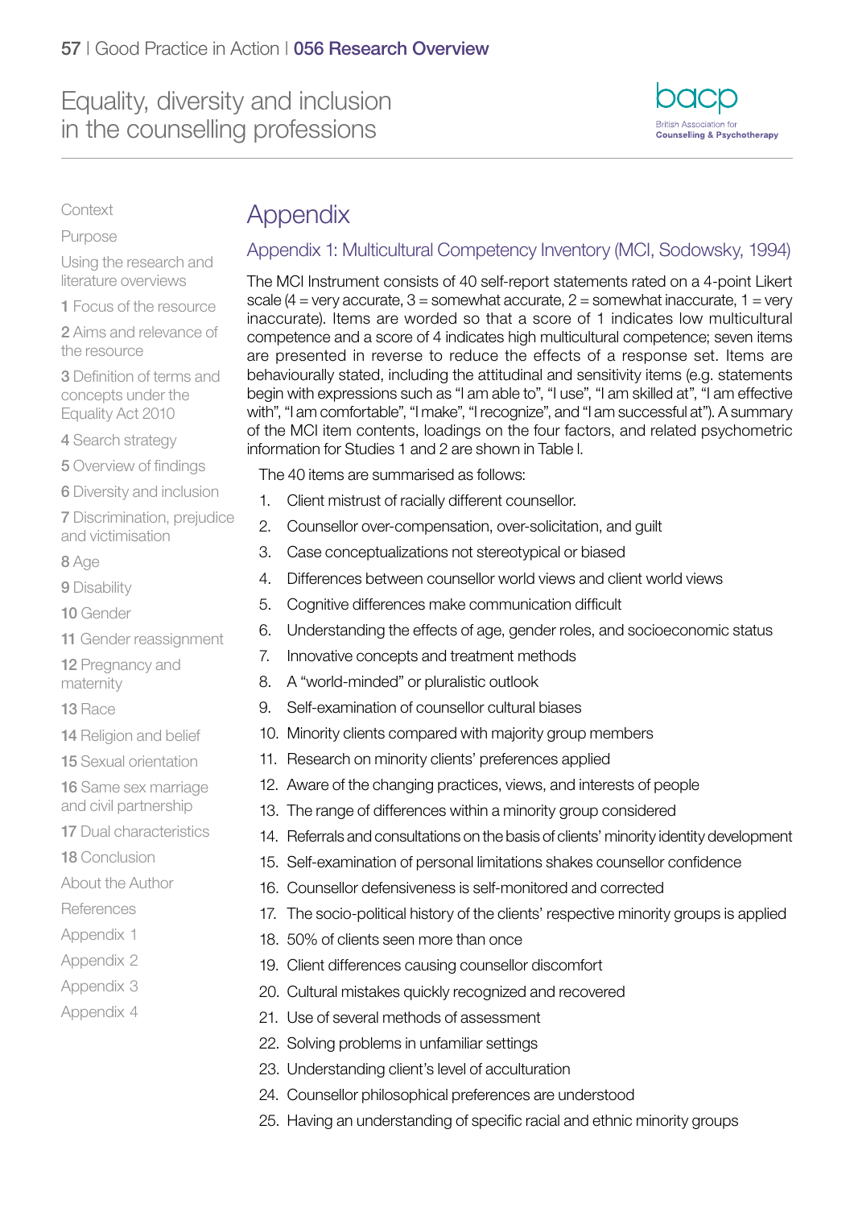# Appendix

## Appendix 1: Multicultural Competency Inventory (MCI, Sodowsky, 1994)

The MCI Instrument consists of 40 self-report statements rated on a 4-point Likert scale (4 = very accurate, 3 = somewhat accurate, 2 = somewhat inaccurate, 1 = very inaccurate). Items are worded so that a score of 1 indicates low multicultural competence and a score of 4 indicates high multicultural competence; seven items are presented in reverse to reduce the effects of a response set. Items are behaviourally stated, including the attitudinal and sensitivity items (e.g. statements begin with expressions such as "I am able to", "I use", "I am skilled at", "I am effective with", "I am comfortable", "I make", "I recognize", and "I am successful at"). A summary of the MCI item contents, loadings on the four factors, and related psychometric information for Studies 1 and 2 are shown in Table l.

The 40 items are summarised as follows:

1. Client mistrust of racially different counsellor.
2. Counsellor over-compensation, over-solicitation, and guilt
3. Case conceptualizations not stereotypical or biased
4. Differences between counsellor world views and client world views
5. Cognitive differences make communication difficult
6. Understanding the effects of age, gender roles, and socioeconomic status
7. Innovative concepts and treatment methods
8. A "world-minded" or pluralistic outlook
9. Self-examination of counsellor cultural biases
10. Minority clients compared with majority group members
11. Research on minority clients' preferences applied
12. Aware of the changing practices, views, and interests of people
13. The range of differences within a minority group considered
14. Referrals and consultations on the basis of clients' minority identity development
15. Self-examination of personal limitations shakes counsellor confidence
16. Counsellor defensiveness is self-monitored and corrected
17. The socio-political history of the clients' respective minority groups is applied
18. 50% of clients seen more than once
19. Client differences causing counsellor discomfort
20. Cultural mistakes quickly recognized and recovered
21. Use of several methods of assessment
22. Solving problems in unfamiliar settings
23. Understanding client's level of acculturation
24. Counsellor philosophical preferences are understood
25. Having an understanding of specific racial and ethnic minority groups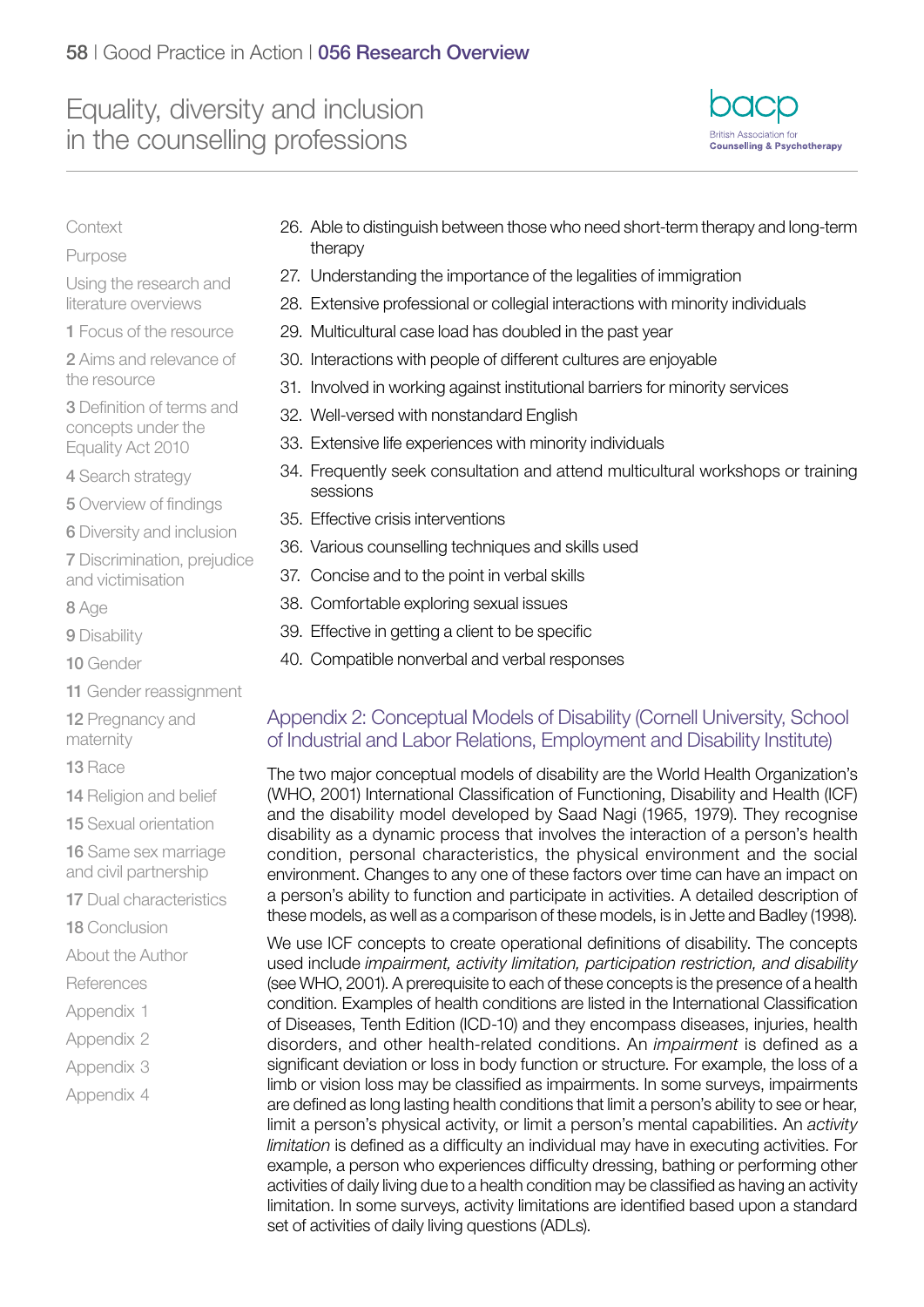26. Able to distinguish between those who need short-term therapy and long-term therapy
27. Understanding the importance of the legalities of immigration
28. Extensive professional or collegial interactions with minority individuals
29. Multicultural case load has doubled in the past year
30. Interactions with people of different cultures are enjoyable
31. Involved in working against institutional barriers for minority services
32. Well-versed with nonstandard English
33. Extensive life experiences with minority individuals
34. Frequently seek consultation and attend multicultural workshops or training sessions
35. Effective crisis interventions
36. Various counselling techniques and skills used
37. Concise and to the point in verbal skills
38. Comfortable exploring sexual issues
39. Effective in getting a client to be specific
40. Compatible nonverbal and verbal responses

## Appendix 2: Conceptual Models of Disability (Cornell University, School of Industrial and Labor Relations, Employment and Disability Institute)

The two major conceptual models of disability are the World Health Organization's (WHO, 2001) International Classification of Functioning, Disability and Health (ICF) and the disability model developed by Saad Nagi (1965, 1979). They recognise disability as a dynamic process that involves the interaction of a person's health condition, personal characteristics, the physical environment and the social environment. Changes to any one of these factors over time can have an impact on a person's ability to function and participate in activities. A detailed description of these models, as well as a comparison of these models, is in Jette and Badley (1998).

We use ICF concepts to create operational definitions of disability. The concepts used include *impairment, activity limitation, participation restriction, and disability* (see WHO, 2001). A prerequisite to each of these concepts is the presence of a health condition. Examples of health conditions are listed in the International Classification of Diseases, Tenth Edition (ICD-10) and they encompass diseases, injuries, health disorders, and other health-related conditions. An *impairment* is defined as a significant deviation or loss in body function or structure. For example, the loss of a limb or vision loss may be classified as impairments. In some surveys, impairments are defined as long lasting health conditions that limit a person's ability to see or hear, limit a person's physical activity, or limit a person's mental capabilities. An *activity limitation* is defined as a difficulty an individual may have in executing activities. For example, a person who experiences difficulty dressing, bathing or performing other activities of daily living due to a health condition may be classified as having an activity limitation. In some surveys, activity limitations are identified based upon a standard set of activities of daily living questions (ADLs).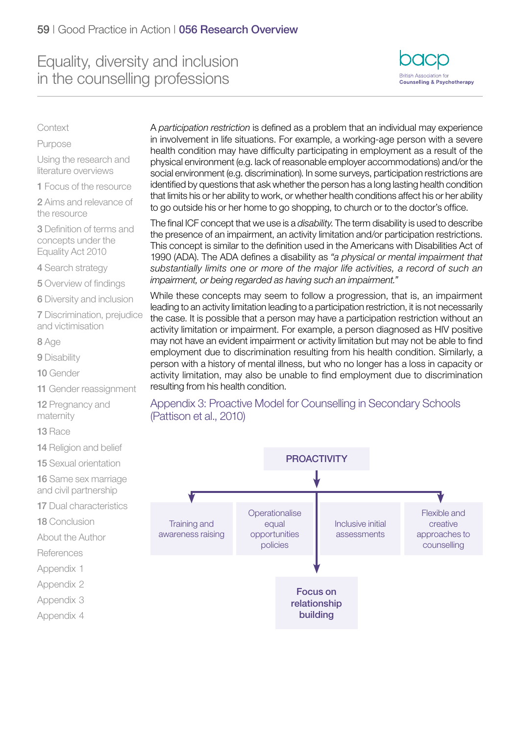A *participation restriction* is defined as a problem that an individual may experience in involvement in life situations. For example, a working-age person with a severe health condition may have difficulty participating in employment as a result of the physical environment (e.g. lack of reasonable employer accommodations) and/or the social environment (e.g. discrimination). In some surveys, participation restrictions are identified by questions that ask whether the person has a long lasting health condition that limits his or her ability to work, or whether health conditions affect his or her ability to go outside his or her home to go shopping, to church or to the doctor's office.

The final ICF concept that we use is a *disability*. The term disability is used to describe the presence of an impairment, an activity limitation and/or participation restrictions. This concept is similar to the definition used in the Americans with Disabilities Act of 1990 (ADA). The ADA defines a disability as *"a physical or mental impairment that substantially limits one or more of the major life activities, a record of such an impairment, or being regarded as having such an impairment."*

While these concepts may seem to follow a progression, that is, an impairment leading to an activity limitation leading to a participation restriction, it is not necessarily the case. It is possible that a person may have a participation restriction without an activity limitation or impairment. For example, a person diagnosed as HIV positive may not have an evident impairment or activity limitation but may not be able to find employment due to discrimination resulting from his health condition. Similarly, a person with a history of mental illness, but who no longer has a loss in capacity or activity limitation, may also be unable to find employment due to discrimination resulting from his health condition.

## Appendix 3: Proactive Model for Counselling in Secondary Schools (Pattison et al., 2010)

**PROACTIVITY**

- Training and awareness raising
- Operationalise equal opportunities policies
- Inclusive initial assessments
- Flexible and creative approaches to counselling

**Focus on relationship building**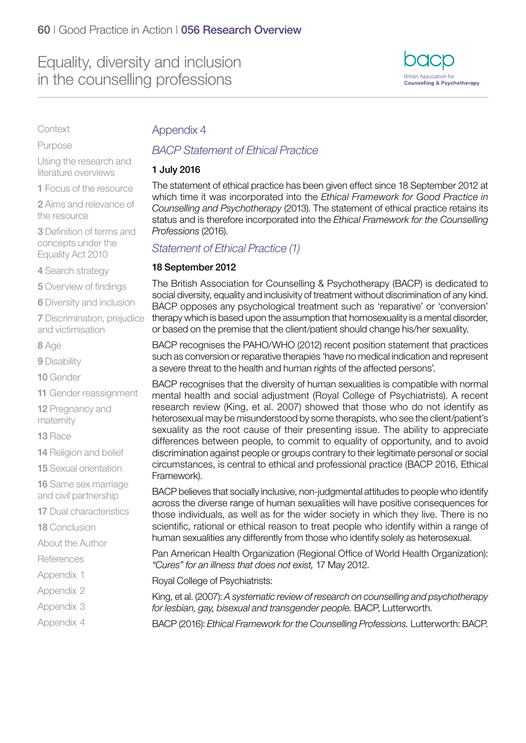## Appendix 4

### *BACP Statement of Ethical Practice*

**1 July 2016**

The statement of ethical practice has been given effect since 18 September 2012 at which time it was incorporated into the *Ethical Framework for Good Practice in Counselling and Psychotherapy* (2013). The statement of ethical practice retains its status and is therefore incorporated into the *Ethical Framework for the Counselling Professions* (2016).

### *Statement of Ethical Practice (1)*

**18 September 2012**

The British Association for Counselling & Psychotherapy (BACP) is dedicated to social diversity, equality and inclusivity of treatment without discrimination of any kind. BACP opposes any psychological treatment such as 'reparative' or 'conversion' therapy which is based upon the assumption that homosexuality is a mental disorder, or based on the premise that the client/patient should change his/her sexuality.

BACP recognises the PAHO/WHO (2012) recent position statement that practices such as conversion or reparative therapies 'have no medical indication and represent a severe threat to the health and human rights of the affected persons'.

BACP recognises that the diversity of human sexualities is compatible with normal mental health and social adjustment (Royal College of Psychiatrists). A recent research review (King, et al. 2007) showed that those who do not identify as heterosexual may be misunderstood by some therapists, who see the client/patient's sexuality as the root cause of their presenting issue. The ability to appreciate differences between people, to commit to equality of opportunity, and to avoid discrimination against people or groups contrary to their legitimate personal or social circumstances, is central to ethical and professional practice (BACP 2016, Ethical Framework).

BACP believes that socially inclusive, non-judgmental attitudes to people who identify across the diverse range of human sexualities will have positive consequences for those individuals, as well as for the wider society in which they live. There is no scientific, rational or ethical reason to treat people who identify within a range of human sexualities any differently from those who identify solely as heterosexual.

Pan American Health Organization (Regional Office of World Health Organization): *"Cures" for an illness that does not exist,* 17 May 2012.

Royal College of Psychiatrists:

King, et al. (2007): *A systematic review of research on counselling and psychotherapy for lesbian, gay, bisexual and transgender people.* BACP, Lutterworth.

BACP (2016): *Ethical Framework for the Counselling Professions.* Lutterworth: BACP.